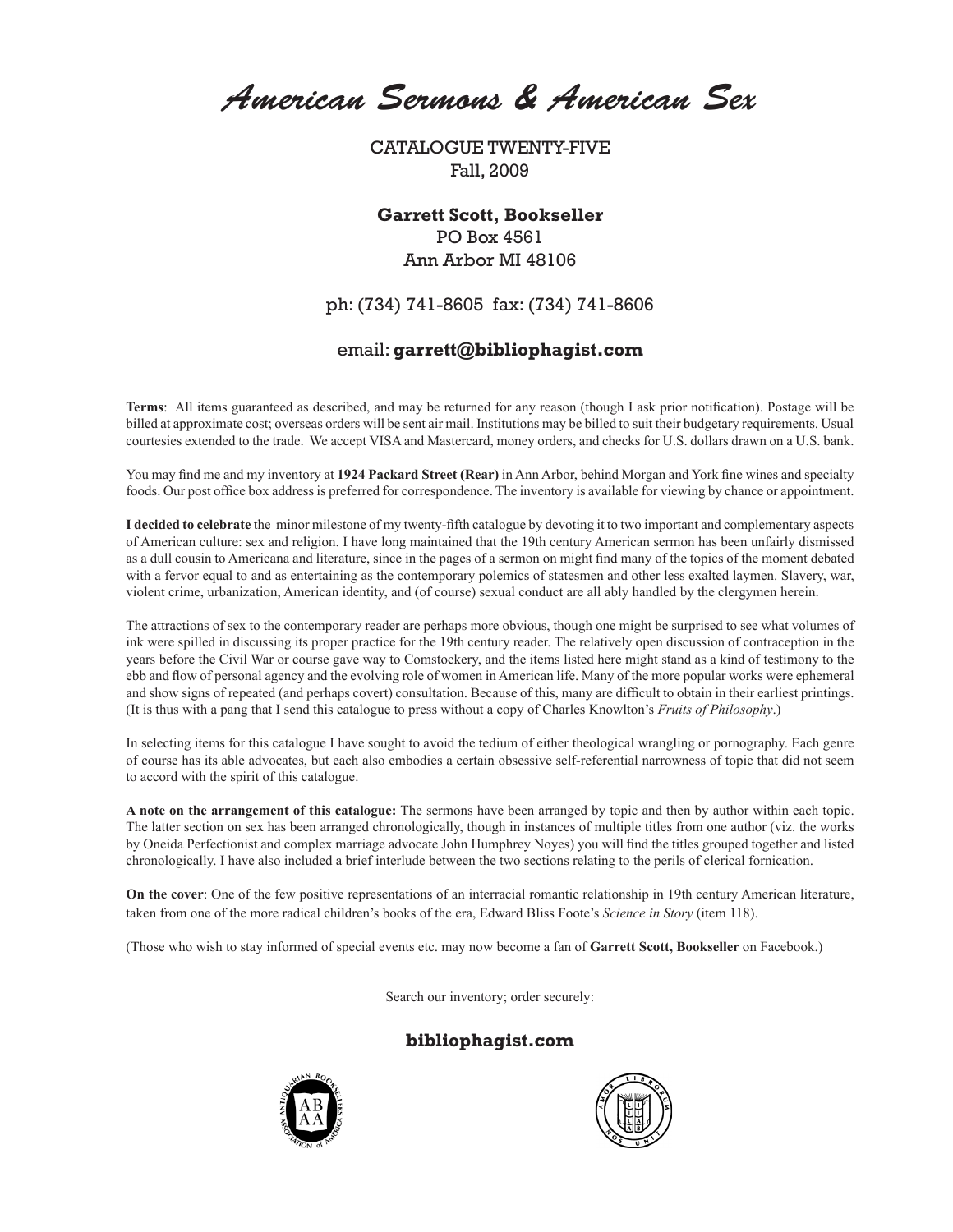# *American Sermons & American Sex*

CATALOGUE TWENTY-FIVE
Fall, 2009

**Garrett Scott, Bookseller**
PO Box 4561
Ann Arbor MI 48106

ph: (734) 741-8605 fax: (734) 741-8606

email: **garrett@bibliophagist.com**

**Terms**: All items guaranteed as described, and may be returned for any reason (though I ask prior notification). Postage will be billed at approximate cost; overseas orders will be sent air mail. Institutions may be billed to suit their budgetary requirements. Usual courtesies extended to the trade. We accept VISA and Mastercard, money orders, and checks for U.S. dollars drawn on a U.S. bank.

You may find me and my inventory at **1924 Packard Street (Rear)** in Ann Arbor, behind Morgan and York fine wines and specialty foods. Our post office box address is preferred for correspondence. The inventory is available for viewing by chance or appointment.

**I decided to celebrate** the minor milestone of my twenty-fifth catalogue by devoting it to two important and complementary aspects of American culture: sex and religion. I have long maintained that the 19th century American sermon has been unfairly dismissed as a dull cousin to Americana and literature, since in the pages of a sermon on might find many of the topics of the moment debated with a fervor equal to and as entertaining as the contemporary polemics of statesmen and other less exalted laymen. Slavery, war, violent crime, urbanization, American identity, and (of course) sexual conduct are all ably handled by the clergymen herein.

The attractions of sex to the contemporary reader are perhaps more obvious, though one might be surprised to see what volumes of ink were spilled in discussing its proper practice for the 19th century reader. The relatively open discussion of contraception in the years before the Civil War or course gave way to Comstockery, and the items listed here might stand as a kind of testimony to the ebb and flow of personal agency and the evolving role of women in American life. Many of the more popular works were ephemeral and show signs of repeated (and perhaps covert) consultation. Because of this, many are difficult to obtain in their earliest printings. (It is thus with a pang that I send this catalogue to press without a copy of Charles Knowlton's *Fruits of Philosophy*.)

In selecting items for this catalogue I have sought to avoid the tedium of either theological wrangling or pornography. Each genre of course has its able advocates, but each also embodies a certain obsessive self-referential narrowness of topic that did not seem to accord with the spirit of this catalogue.

**A note on the arrangement of this catalogue:** The sermons have been arranged by topic and then by author within each topic. The latter section on sex has been arranged chronologically, though in instances of multiple titles from one author (viz. the works by Oneida Perfectionist and complex marriage advocate John Humphrey Noyes) you will find the titles grouped together and listed chronologically. I have also included a brief interlude between the two sections relating to the perils of clerical fornication.

**On the cover**: One of the few positive representations of an interracial romantic relationship in 19th century American literature, taken from one of the more radical children's books of the era, Edward Bliss Foote's *Science in Story* (item 118).

(Those who wish to stay informed of special events etc. may now become a fan of **Garrett Scott, Bookseller** on Facebook.)

Search our inventory; order securely:

**bibliophagist.com**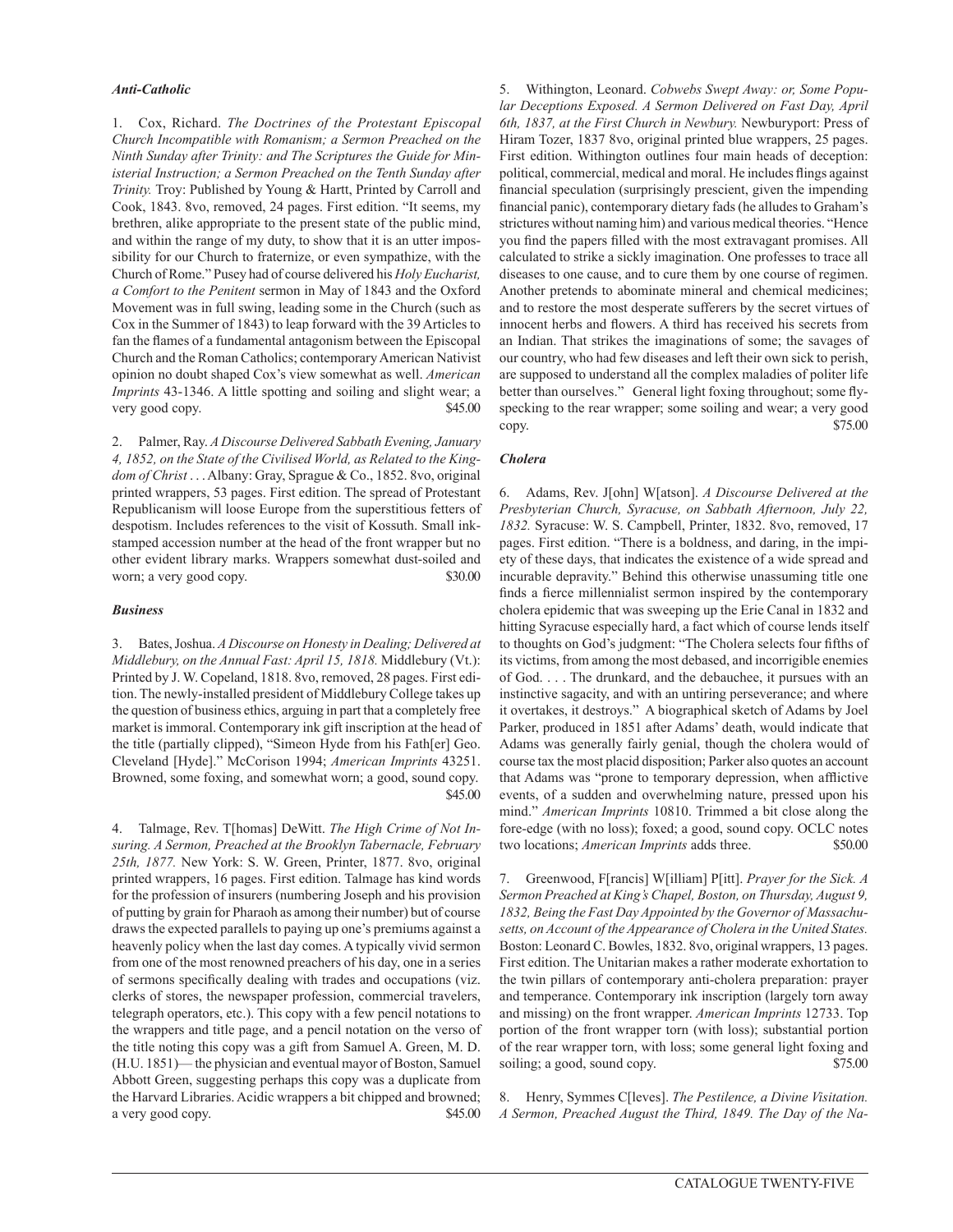### *Anti-Catholic*

1. Cox, Richard. *The Doctrines of the Protestant Episcopal Church Incompatible with Romanism; a Sermon Preached on the Ninth Sunday after Trinity: and The Scriptures the Guide for Ministerial Instruction; a Sermon Preached on the Tenth Sunday after Trinity.* Troy: Published by Young & Hartt, Printed by Carroll and Cook, 1843. 8vo, removed, 24 pages. First edition. "It seems, my brethren, alike appropriate to the present state of the public mind, and within the range of my duty, to show that it is an utter impossibility for our Church to fraternize, or even sympathize, with the Church of Rome." Pusey had of course delivered his *Holy Eucharist, a Comfort to the Penitent* sermon in May of 1843 and the Oxford Movement was in full swing, leading some in the Church (such as Cox in the Summer of 1843) to leap forward with the 39 Articles to fan the flames of a fundamental antagonism between the Episcopal Church and the Roman Catholics; contemporary American Nativist opinion no doubt shaped Cox's view somewhat as well. *American Imprints* 43-1346. A little spotting and soiling and slight wear; a very good copy. $45.00

2. Palmer, Ray. *A Discourse Delivered Sabbath Evening, January 4, 1852, on the State of the Civilised World, as Related to the Kingdom of Christ . . .* Albany: Gray, Sprague & Co., 1852. 8vo, original printed wrappers, 53 pages. First edition. The spread of Protestant Republicanism will loose Europe from the superstitious fetters of despotism. Includes references to the visit of Kossuth. Small ink-stamped accession number at the head of the front wrapper but no other evident library marks. Wrappers somewhat dust-soiled and worn; a very good copy. $30.00

### *Business*

3. Bates, Joshua. *A Discourse on Honesty in Dealing; Delivered at Middlebury, on the Annual Fast: April 15, 1818.* Middlebury (Vt.): Printed by J. W. Copeland, 1818. 8vo, removed, 28 pages. First edition. The newly-installed president of Middlebury College takes up the question of business ethics, arguing in part that a completely free market is immoral. Contemporary ink gift inscription at the head of the title (partially clipped), "Simeon Hyde from his Fath[er] Geo. Cleveland [Hyde]." McCorison 1994; *American Imprints* 43251. Browned, some foxing, and somewhat worn; a good, sound copy. $45.00

4. Talmage, Rev. T[homas] DeWitt. *The High Crime of Not Insuring. A Sermon, Preached at the Brooklyn Tabernacle, February 25th, 1877.* New York: S. W. Green, Printer, 1877. 8vo, original printed wrappers, 16 pages. First edition. Talmage has kind words for the profession of insurers (numbering Joseph and his provision of putting by grain for Pharaoh as among their number) but of course draws the expected parallels to paying up one's premiums against a heavenly policy when the last day comes. A typically vivid sermon from one of the most renowned preachers of his day, one in a series of sermons specifically dealing with trades and occupations (viz. clerks of stores, the newspaper profession, commercial travelers, telegraph operators, etc.). This copy with a few pencil notations to the wrappers and title page, and a pencil notation on the verso of the title noting this copy was a gift from Samuel A. Green, M. D. (H.U. 1851)— the physician and eventual mayor of Boston, Samuel Abbott Green, suggesting perhaps this copy was a duplicate from the Harvard Libraries. Acidic wrappers a bit chipped and browned; a very good copy. $45.00

5. Withington, Leonard. *Cobwebs Swept Away: or, Some Popular Deceptions Exposed. A Sermon Delivered on Fast Day, April 6th, 1837, at the First Church in Newbury.* Newburyport: Press of Hiram Tozer, 1837 8vo, original printed blue wrappers, 25 pages. First edition. Withington outlines four main heads of deception: political, commercial, medical and moral. He includes flings against financial speculation (surprisingly prescient, given the impending financial panic), contemporary dietary fads (he alludes to Graham's strictures without naming him) and various medical theories. "Hence you find the papers filled with the most extravagant promises. All calculated to strike a sickly imagination. One professes to trace all diseases to one cause, and to cure them by one course of regimen. Another pretends to abominate mineral and chemical medicines; and to restore the most desperate sufferers by the secret virtues of innocent herbs and flowers. A third has received his secrets from an Indian. That strikes the imaginations of some; the savages of our country, who had few diseases and left their own sick to perish, are supposed to understand all the complex maladies of politer life better than ourselves." General light foxing throughout; some fly-specking to the rear wrapper; some soiling and wear; a very good copy. $75.00

### *Cholera*

6. Adams, Rev. J[ohn] W[atson]. *A Discourse Delivered at the Presbyterian Church, Syracuse, on Sabbath Afternoon, July 22, 1832.* Syracuse: W. S. Campbell, Printer, 1832. 8vo, removed, 17 pages. First edition. "There is a boldness, and daring, in the impiety of these days, that indicates the existence of a wide spread and incurable depravity." Behind this otherwise unassuming title one finds a fierce millennialist sermon inspired by the contemporary cholera epidemic that was sweeping up the Erie Canal in 1832 and hitting Syracuse especially hard, a fact which of course lends itself to thoughts on God's judgment: "The Cholera selects four fifths of its victims, from among the most debased, and incorrigible enemies of God. . . . The drunkard, and the debauchee, it pursues with an instinctive sagacity, and with an untiring perseverance; and where it overtakes, it destroys." A biographical sketch of Adams by Joel Parker, produced in 1851 after Adams' death, would indicate that Adams was generally fairly genial, though the cholera would of course tax the most placid disposition; Parker also quotes an account that Adams was "prone to temporary depression, when afflictive events, of a sudden and overwhelming nature, pressed upon his mind." *American Imprints* 10810. Trimmed a bit close along the fore-edge (with no loss); foxed; a good, sound copy. OCLC notes two locations; *American Imprints* adds three. $50.00

7. Greenwood, F[rancis] W[illiam] P[itt]. *Prayer for the Sick. A Sermon Preached at King's Chapel, Boston, on Thursday, August 9, 1832, Being the Fast Day Appointed by the Governor of Massachusetts, on Account of the Appearance of Cholera in the United States.* Boston: Leonard C. Bowles, 1832. 8vo, original wrappers, 13 pages. First edition. The Unitarian makes a rather moderate exhortation to the twin pillars of contemporary anti-cholera preparation: prayer and temperance. Contemporary ink inscription (largely torn away and missing) on the front wrapper. *American Imprints* 12733. Top portion of the front wrapper torn (with loss); substantial portion of the rear wrapper torn, with loss; some general light foxing and soiling; a good, sound copy. $75.00

8. Henry, Symmes C[leves]. *The Pestilence, a Divine Visitation. A Sermon, Preached August the Third, 1849. The Day of the Na-*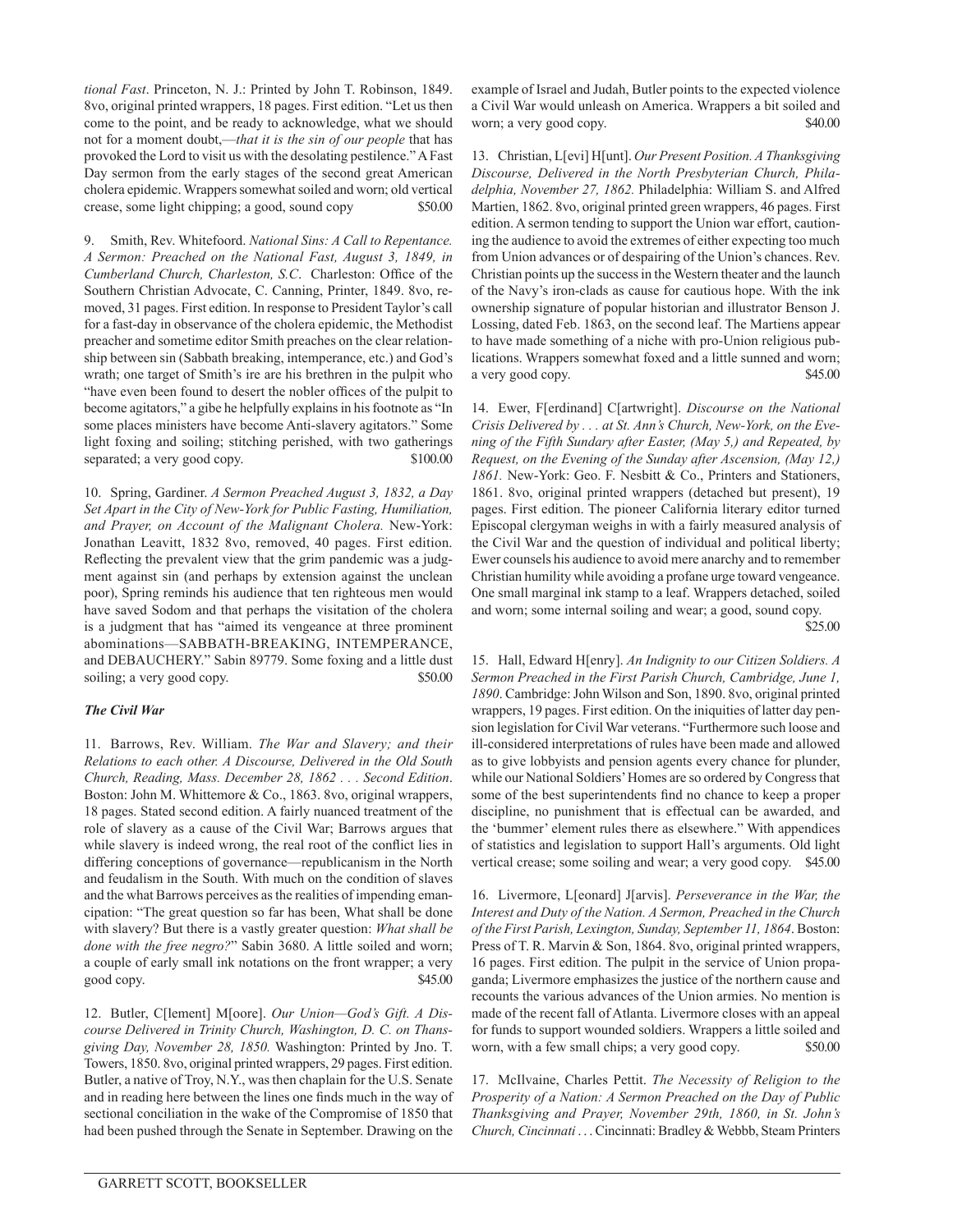*tional Fast*. Princeton, N. J.: Printed by John T. Robinson, 1849. 8vo, original printed wrappers, 18 pages. First edition. "Let us then come to the point, and be ready to acknowledge, what we should not for a moment doubt,—*that it is the sin of our people* that has provoked the Lord to visit us with the desolating pestilence." A Fast Day sermon from the early stages of the second great American cholera epidemic. Wrappers somewhat soiled and worn; old vertical crease, some light chipping; a good, sound copy $50.00

9. Smith, Rev. Whitefoord. *National Sins: A Call to Repentance. A Sermon: Preached on the National Fast, August 3, 1849, in Cumberland Church, Charleston, S.C*. Charleston: Office of the Southern Christian Advocate, C. Canning, Printer, 1849. 8vo, removed, 31 pages. First edition. In response to President Taylor's call for a fast-day in observance of the cholera epidemic, the Methodist preacher and sometime editor Smith preaches on the clear relationship between sin (Sabbath breaking, intemperance, etc.) and God's wrath; one target of Smith's ire are his brethren in the pulpit who "have even been found to desert the nobler offices of the pulpit to become agitators," a gibe he helpfully explains in his footnote as "In some places ministers have become Anti-slavery agitators." Some light foxing and soiling; stitching perished, with two gatherings separated; a very good copy. $100.00

10. Spring, Gardiner. *A Sermon Preached August 3, 1832, a Day Set Apart in the City of New-York for Public Fasting, Humiliation, and Prayer, on Account of the Malignant Cholera.* New-York: Jonathan Leavitt, 1832 8vo, removed, 40 pages. First edition. Reflecting the prevalent view that the grim pandemic was a judgment against sin (and perhaps by extension against the unclean poor), Spring reminds his audience that ten righteous men would have saved Sodom and that perhaps the visitation of the cholera is a judgment that has "aimed its vengeance at three prominent abominations—SABBATH-BREAKING, INTEMPERANCE, and DEBAUCHERY." Sabin 89779. Some foxing and a little dust soiling; a very good copy. $50.00

### *The Civil War*

11. Barrows, Rev. William. *The War and Slavery; and their Relations to each other. A Discourse, Delivered in the Old South Church, Reading, Mass. December 28, 1862 . . . Second Edition*. Boston: John M. Whittemore & Co., 1863. 8vo, original wrappers, 18 pages. Stated second edition. A fairly nuanced treatment of the role of slavery as a cause of the Civil War; Barrows argues that while slavery is indeed wrong, the real root of the conflict lies in differing conceptions of governance—republicanism in the North and feudalism in the South. With much on the condition of slaves and the what Barrows perceives as the realities of impending emancipation: "The great question so far has been, What shall be done with slavery? But there is a vastly greater question: *What shall be done with the free negro?*" Sabin 3680. A little soiled and worn; a couple of early small ink notations on the front wrapper; a very good copy. $45.00

12. Butler, C[lement] M[oore]. *Our Union—God's Gift. A Discourse Delivered in Trinity Church, Washington, D. C. on Thansgiving Day, November 28, 1850.* Washington: Printed by Jno. T. Towers, 1850. 8vo, original printed wrappers, 29 pages. First edition. Butler, a native of Troy, N.Y., was then chaplain for the U.S. Senate and in reading here between the lines one finds much in the way of sectional conciliation in the wake of the Compromise of 1850 that had been pushed through the Senate in September. Drawing on the example of Israel and Judah, Butler points to the expected violence a Civil War would unleash on America. Wrappers a bit soiled and worn; a very good copy. $40.00

13. Christian, L[evi] H[unt]. *Our Present Position. A Thanksgiving Discourse, Delivered in the North Presbyterian Church, Philadelphia, November 27, 1862.* Philadelphia: William S. and Alfred Martien, 1862. 8vo, original printed green wrappers, 46 pages. First edition. A sermon tending to support the Union war effort, cautioning the audience to avoid the extremes of either expecting too much from Union advances or of despairing of the Union's chances. Rev. Christian points up the success in the Western theater and the launch of the Navy's iron-clads as cause for cautious hope. With the ink ownership signature of popular historian and illustrator Benson J. Lossing, dated Feb. 1863, on the second leaf. The Martiens appear to have made something of a niche with pro-Union religious publications. Wrappers somewhat foxed and a little sunned and worn; a very good copy. $45.00

14. Ewer, F[erdinand] C[artwright]. *Discourse on the National Crisis Delivered by . . . at St. Ann's Church, New-York, on the Evening of the Fifth Sundary after Easter, (May 5,) and Repeated, by Request, on the Evening of the Sunday after Ascension, (May 12,) 1861.* New-York: Geo. F. Nesbitt & Co., Printers and Stationers, 1861. 8vo, original printed wrappers (detached but present), 19 pages. First edition. The pioneer California literary editor turned Episcopal clergyman weighs in with a fairly measured analysis of the Civil War and the question of individual and political liberty; Ewer counsels his audience to avoid mere anarchy and to remember Christian humility while avoiding a profane urge toward vengeance. One small marginal ink stamp to a leaf. Wrappers detached, soiled and worn; some internal soiling and wear; a good, sound copy. $25.00

15. Hall, Edward H[enry]. *An Indignity to our Citizen Soldiers. A Sermon Preached in the First Parish Church, Cambridge, June 1, 1890*. Cambridge: John Wilson and Son, 1890. 8vo, original printed wrappers, 19 pages. First edition. On the iniquities of latter day pension legislation for Civil War veterans. "Furthermore such loose and ill-considered interpretations of rules have been made and allowed as to give lobbyists and pension agents every chance for plunder, while our National Soldiers' Homes are so ordered by Congress that some of the best superintendents find no chance to keep a proper discipline, no punishment that is effectual can be awarded, and the 'bummer' element rules there as elsewhere." With appendices of statistics and legislation to support Hall's arguments. Old light vertical crease; some soiling and wear; a very good copy. $45.00

16. Livermore, L[eonard] J[arvis]. *Perseverance in the War, the Interest and Duty of the Nation. A Sermon, Preached in the Church of the First Parish, Lexington, Sunday, September 11, 1864*. Boston: Press of T. R. Marvin & Son, 1864. 8vo, original printed wrappers, 16 pages. First edition. The pulpit in the service of Union propaganda; Livermore emphasizes the justice of the northern cause and recounts the various advances of the Union armies. No mention is made of the recent fall of Atlanta. Livermore closes with an appeal for funds to support wounded soldiers. Wrappers a little soiled and worn, with a few small chips; a very good copy. $50.00

17. McIlvaine, Charles Pettit. *The Necessity of Religion to the Prosperity of a Nation: A Sermon Preached on the Day of Public Thanksgiving and Prayer, November 29th, 1860, in St. John's Church, Cincinnati* . . . Cincinnati: Bradley & Webbb, Steam Printers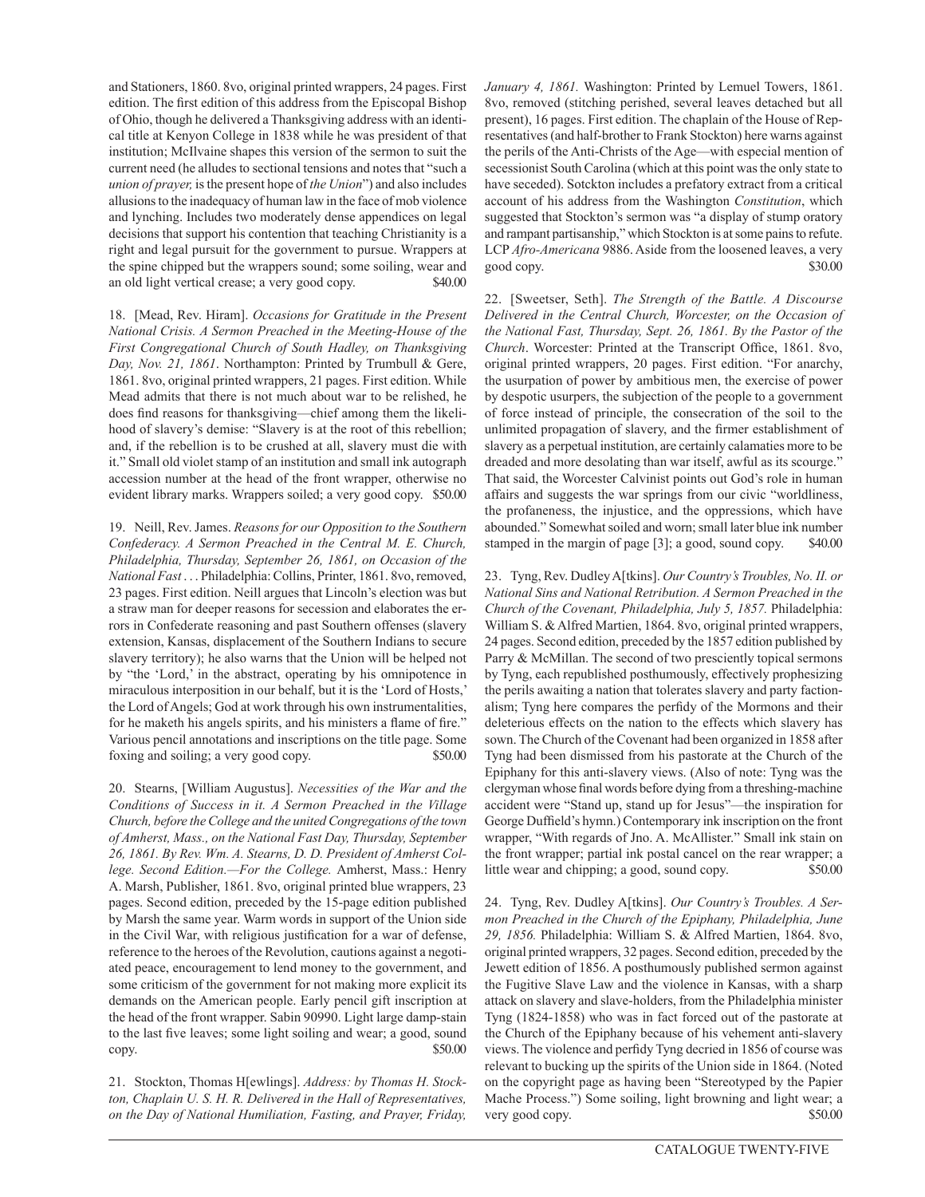and Stationers, 1860. 8vo, original printed wrappers, 24 pages. First edition. The first edition of this address from the Episcopal Bishop of Ohio, though he delivered a Thanksgiving address with an identical title at Kenyon College in 1838 while he was president of that institution; McIlvaine shapes this version of the sermon to suit the current need (he alludes to sectional tensions and notes that "such a *union of prayer,* is the present hope of *the Union*") and also includes allusions to the inadequacy of human law in the face of mob violence and lynching. Includes two moderately dense appendices on legal decisions that support his contention that teaching Christianity is a right and legal pursuit for the government to pursue. Wrappers at the spine chipped but the wrappers sound; some soiling, wear and an old light vertical crease; a very good copy. $40.00

18. [Mead, Rev. Hiram]. *Occasions for Gratitude in the Present National Crisis. A Sermon Preached in the Meeting-House of the First Congregational Church of South Hadley, on Thanksgiving Day, Nov. 21, 1861*. Northampton: Printed by Trumbull & Gere, 1861. 8vo, original printed wrappers, 21 pages. First edition. While Mead admits that there is not much about war to be relished, he does find reasons for thanksgiving—chief among them the likelihood of slavery's demise: "Slavery is at the root of this rebellion; and, if the rebellion is to be crushed at all, slavery must die with it." Small old violet stamp of an institution and small ink autograph accession number at the head of the front wrapper, otherwise no evident library marks. Wrappers soiled; a very good copy. $50.00

19. Neill, Rev. James. *Reasons for our Opposition to the Southern Confederacy. A Sermon Preached in the Central M. E. Church, Philadelphia, Thursday, September 26, 1861, on Occasion of the National Fast . . .* Philadelphia: Collins, Printer, 1861. 8vo, removed, 23 pages. First edition. Neill argues that Lincoln's election was but a straw man for deeper reasons for secession and elaborates the errors in Confederate reasoning and past Southern offenses (slavery extension, Kansas, displacement of the Southern Indians to secure slavery territory); he also warns that the Union will be helped not by "the 'Lord,' in the abstract, operating by his omnipotence in miraculous interposition in our behalf, but it is the 'Lord of Hosts,' the Lord of Angels; God at work through his own instrumentalities, for he maketh his angels spirits, and his ministers a flame of fire." Various pencil annotations and inscriptions on the title page. Some foxing and soiling; a very good copy. $50.00

20. Stearns, [William Augustus]. *Necessities of the War and the Conditions of Success in it. A Sermon Preached in the Village Church, before the College and the united Congregations of the town of Amherst, Mass., on the National Fast Day, Thursday, September 26, 1861. By Rev. Wm. A. Stearns, D. D. President of Amherst College. Second Edition.—For the College.* Amherst, Mass.: Henry A. Marsh, Publisher, 1861. 8vo, original printed blue wrappers, 23 pages. Second edition, preceded by the 15-page edition published by Marsh the same year. Warm words in support of the Union side in the Civil War, with religious justification for a war of defense, reference to the heroes of the Revolution, cautions against a negotiated peace, encouragement to lend money to the government, and some criticism of the government for not making more explicit its demands on the American people. Early pencil gift inscription at the head of the front wrapper. Sabin 90990. Light large damp-stain to the last five leaves; some light soiling and wear; a good, sound copy. $50.00

21. Stockton, Thomas H[ewlings]. *Address: by Thomas H. Stockton, Chaplain U. S. H. R. Delivered in the Hall of Representatives, on the Day of National Humiliation, Fasting, and Prayer, Friday, January 4, 1861.* Washington: Printed by Lemuel Towers, 1861. 8vo, removed (stitching perished, several leaves detached but all present), 16 pages. First edition. The chaplain of the House of Representatives (and half-brother to Frank Stockton) here warns against the perils of the Anti-Christs of the Age—with especial mention of secessionist South Carolina (which at this point was the only state to have seceded). Sotckton includes a prefatory extract from a critical account of his address from the Washington *Constitution*, which suggested that Stockton's sermon was "a display of stump oratory and rampant partisanship," which Stockton is at some pains to refute. LCP *Afro-Americana* 9886. Aside from the loosened leaves, a very good copy. $30.00

22. [Sweetser, Seth]. *The Strength of the Battle. A Discourse Delivered in the Central Church, Worcester, on the Occasion of the National Fast, Thursday, Sept. 26, 1861. By the Pastor of the Church*. Worcester: Printed at the Transcript Office, 1861. 8vo, original printed wrappers, 20 pages. First edition. "For anarchy, the usurpation of power by ambitious men, the exercise of power by despotic usurpers, the subjection of the people to a government of force instead of principle, the consecration of the soil to the unlimited propagation of slavery, and the firmer establishment of slavery as a perpetual institution, are certainly calamaties more to be dreaded and more desolating than war itself, awful as its scourge." That said, the Worcester Calvinist points out God's role in human affairs and suggests the war springs from our civic "worldliness, the profaneness, the injustice, and the oppressions, which have abounded." Somewhat soiled and worn; small later blue ink number stamped in the margin of page [3]; a good, sound copy. $40.00

23. Tyng, Rev. Dudley A[tkins]. *Our Country's Troubles, No. II. or National Sins and National Retribution. A Sermon Preached in the Church of the Covenant, Philadelphia, July 5, 1857.* Philadelphia: William S. & Alfred Martien, 1864. 8vo, original printed wrappers, 24 pages. Second edition, preceded by the 1857 edition published by Parry & McMillan. The second of two presciently topical sermons by Tyng, each republished posthumously, effectively prophesizing the perils awaiting a nation that tolerates slavery and party factionalism; Tyng here compares the perfidy of the Mormons and their deleterious effects on the nation to the effects which slavery has sown. The Church of the Covenant had been organized in 1858 after Tyng had been dismissed from his pastorate at the Church of the Epiphany for this anti-slavery views. (Also of note: Tyng was the clergyman whose final words before dying from a threshing-machine accident were "Stand up, stand up for Jesus"—the inspiration for George Duffield's hymn.) Contemporary ink inscription on the front wrapper, "With regards of Jno. A. McAllister." Small ink stain on the front wrapper; partial ink postal cancel on the rear wrapper; a little wear and chipping; a good, sound copy. $50.00

24. Tyng, Rev. Dudley A[tkins]. *Our Country's Troubles. A Sermon Preached in the Church of the Epiphany, Philadelphia, June 29, 1856.* Philadelphia: William S. & Alfred Martien, 1864. 8vo, original printed wrappers, 32 pages. Second edition, preceded by the Jewett edition of 1856. A posthumously published sermon against the Fugitive Slave Law and the violence in Kansas, with a sharp attack on slavery and slave-holders, from the Philadelphia minister Tyng (1824-1858) who was in fact forced out of the pastorate at the Church of the Epiphany because of his vehement anti-slavery views. The violence and perfidy Tyng decried in 1856 of course was relevant to bucking up the spirits of the Union side in 1864. (Noted on the copyright page as having been "Stereotyped by the Papier Mache Process.") Some soiling, light browning and light wear; a very good copy. $50.00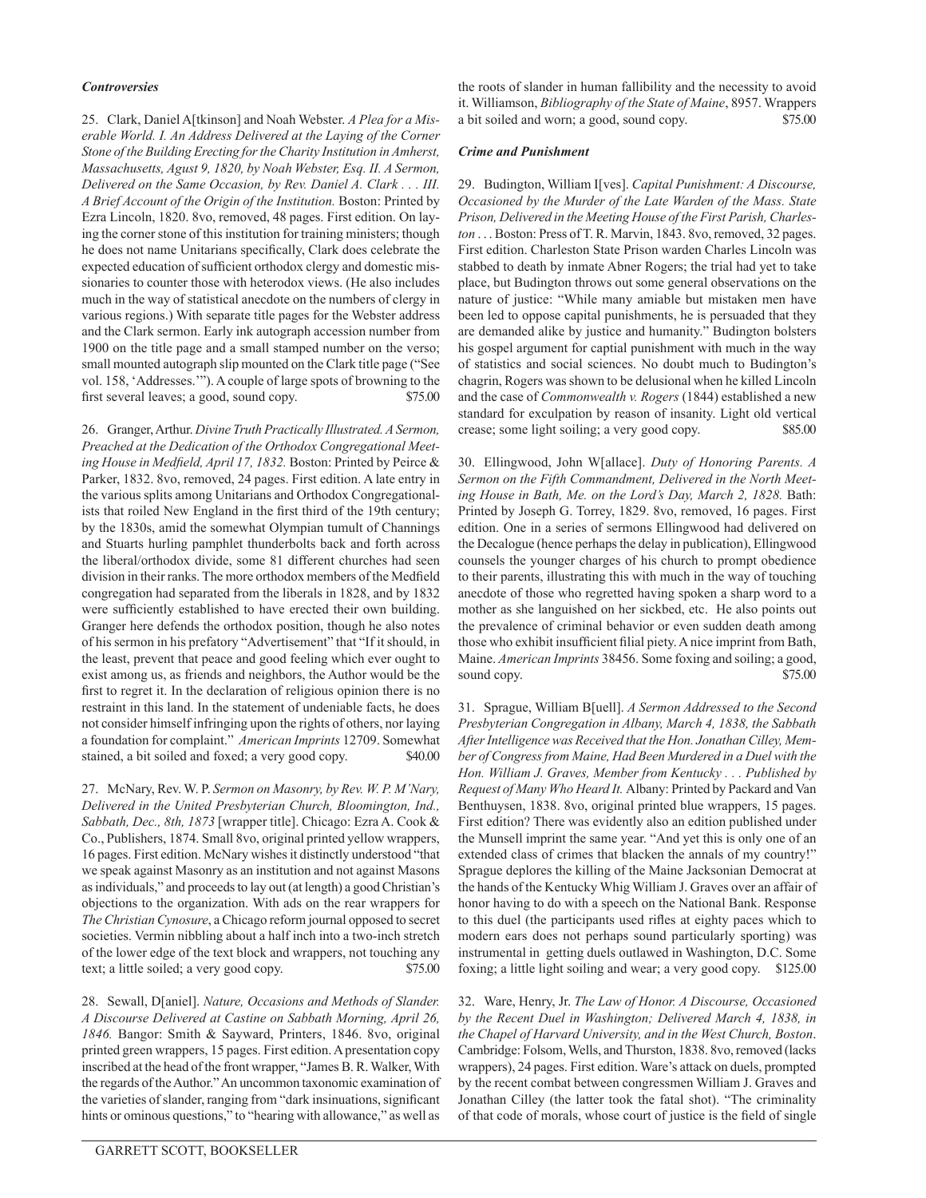***Controversies***

25. Clark, Daniel A[tkinson] and Noah Webster. *A Plea for a Miserable World. I. An Address Delivered at the Laying of the Corner Stone of the Building Erecting for the Charity Institution in Amherst, Massachusetts, Agust 9, 1820, by Noah Webster, Esq. II. A Sermon, Delivered on the Same Occasion, by Rev. Daniel A. Clark . . . III. A Brief Account of the Origin of the Institution.* Boston: Printed by Ezra Lincoln, 1820. 8vo, removed, 48 pages. First edition. On laying the corner stone of this institution for training ministers; though he does not name Unitarians specifically, Clark does celebrate the expected education of sufficient orthodox clergy and domestic missionaries to counter those with heterodox views. (He also includes much in the way of statistical anecdote on the numbers of clergy in various regions.) With separate title pages for the Webster address and the Clark sermon. Early ink autograph accession number from 1900 on the title page and a small stamped number on the verso; small mounted autograph slip mounted on the Clark title page ("See vol. 158, 'Addresses.'"). A couple of large spots of browning to the first several leaves; a good, sound copy. $75.00

26. Granger, Arthur. *Divine Truth Practically Illustrated. A Sermon, Preached at the Dedication of the Orthodox Congregational Meeting House in Medfield, April 17, 1832.* Boston: Printed by Peirce & Parker, 1832. 8vo, removed, 24 pages. First edition. A late entry in the various splits among Unitarians and Orthodox Congregationalists that roiled New England in the first third of the 19th century; by the 1830s, amid the somewhat Olympian tumult of Channings and Stuarts hurling pamphlet thunderbolts back and forth across the liberal/orthodox divide, some 81 different churches had seen division in their ranks. The more orthodox members of the Medfield congregation had separated from the liberals in 1828, and by 1832 were sufficiently established to have erected their own building. Granger here defends the orthodox position, though he also notes of his sermon in his prefatory "Advertisement" that "If it should, in the least, prevent that peace and good feeling which ever ought to exist among us, as friends and neighbors, the Author would be the first to regret it. In the declaration of religious opinion there is no restraint in this land. In the statement of undeniable facts, he does not consider himself infringing upon the rights of others, nor laying a foundation for complaint." *American Imprints* 12709. Somewhat stained, a bit soiled and foxed; a very good copy. $40.00

27. McNary, Rev. W. P. *Sermon on Masonry, by Rev. W. P. M'Nary, Delivered in the United Presbyterian Church, Bloomington, Ind., Sabbath, Dec., 8th, 1873* [wrapper title]. Chicago: Ezra A. Cook & Co., Publishers, 1874. Small 8vo, original printed yellow wrappers, 16 pages. First edition. McNary wishes it distinctly understood "that we speak against Masonry as an institution and not against Masons as individuals," and proceeds to lay out (at length) a good Christian's objections to the organization. With ads on the rear wrappers for *The Christian Cynosure*, a Chicago reform journal opposed to secret societies. Vermin nibbling about a half inch into a two-inch stretch of the lower edge of the text block and wrappers, not touching any text; a little soiled; a very good copy. $75.00

28. Sewall, D[aniel]. *Nature, Occasions and Methods of Slander. A Discourse Delivered at Castine on Sabbath Morning, April 26, 1846.* Bangor: Smith & Sayward, Printers, 1846. 8vo, original printed green wrappers, 15 pages. First edition. A presentation copy inscribed at the head of the front wrapper, "James B. R. Walker, With the regards of the Author." An uncommon taxonomic examination of the varieties of slander, ranging from "dark insinuations, significant hints or ominous questions," to "hearing with allowance," as well as the roots of slander in human fallibility and the necessity to avoid it. Williamson, *Bibliography of the State of Maine*, 8957. Wrappers a bit soiled and worn; a good, sound copy. $75.00

***Crime and Punishment***

29. Budington, William I[ves]. *Capital Punishment: A Discourse, Occasioned by the Murder of the Late Warden of the Mass. State Prison, Delivered in the Meeting House of the First Parish, Charleston . . .* Boston: Press of T. R. Marvin, 1843. 8vo, removed, 32 pages. First edition. Charleston State Prison warden Charles Lincoln was stabbed to death by inmate Abner Rogers; the trial had yet to take place, but Budington throws out some general observations on the nature of justice: "While many amiable but mistaken men have been led to oppose capital punishments, he is persuaded that they are demanded alike by justice and humanity." Budington bolsters his gospel argument for captial punishment with much in the way of statistics and social sciences. No doubt much to Budington's chagrin, Rogers was shown to be delusional when he killed Lincoln and the case of *Commonwealth v. Rogers* (1844) established a new standard for exculpation by reason of insanity. Light old vertical crease; some light soiling; a very good copy. $85.00

30. Ellingwood, John W[allace]. *Duty of Honoring Parents. A Sermon on the Fifth Commandment, Delivered in the North Meeting House in Bath, Me. on the Lord's Day, March 2, 1828.* Bath: Printed by Joseph G. Torrey, 1829. 8vo, removed, 16 pages. First edition. One in a series of sermons Ellingwood had delivered on the Decalogue (hence perhaps the delay in publication), Ellingwood counsels the younger charges of his church to prompt obedience to their parents, illustrating this with much in the way of touching anecdote of those who regretted having spoken a sharp word to a mother as she languished on her sickbed, etc. He also points out the prevalence of criminal behavior or even sudden death among those who exhibit insufficient filial piety. A nice imprint from Bath, Maine. *American Imprints* 38456. Some foxing and soiling; a good, sound copy. $75.00

31. Sprague, William B[uell]. *A Sermon Addressed to the Second Presbyterian Congregation in Albany, March 4, 1838, the Sabbath After Intelligence was Received that the Hon. Jonathan Cilley, Member of Congress from Maine, Had Been Murdered in a Duel with the Hon. William J. Graves, Member from Kentucky . . . Published by Request of Many Who Heard It.* Albany: Printed by Packard and Van Benthuysen, 1838. 8vo, original printed blue wrappers, 15 pages. First edition? There was evidently also an edition published under the Munsell imprint the same year. "And yet this is only one of an extended class of crimes that blacken the annals of my country!" Sprague deplores the killing of the Maine Jacksonian Democrat at the hands of the Kentucky Whig William J. Graves over an affair of honor having to do with a speech on the National Bank. Response to this duel (the participants used rifles at eighty paces which to modern ears does not perhaps sound particularly sporting) was instrumental in getting duels outlawed in Washington, D.C. Some foxing; a little light soiling and wear; a very good copy. $125.00

32. Ware, Henry, Jr. *The Law of Honor. A Discourse, Occasioned by the Recent Duel in Washington; Delivered March 4, 1838, in the Chapel of Harvard University, and in the West Church, Boston*. Cambridge: Folsom, Wells, and Thurston, 1838. 8vo, removed (lacks wrappers), 24 pages. First edition. Ware's attack on duels, prompted by the recent combat between congressmen William J. Graves and Jonathan Cilley (the latter took the fatal shot). "The criminality of that code of morals, whose court of justice is the field of single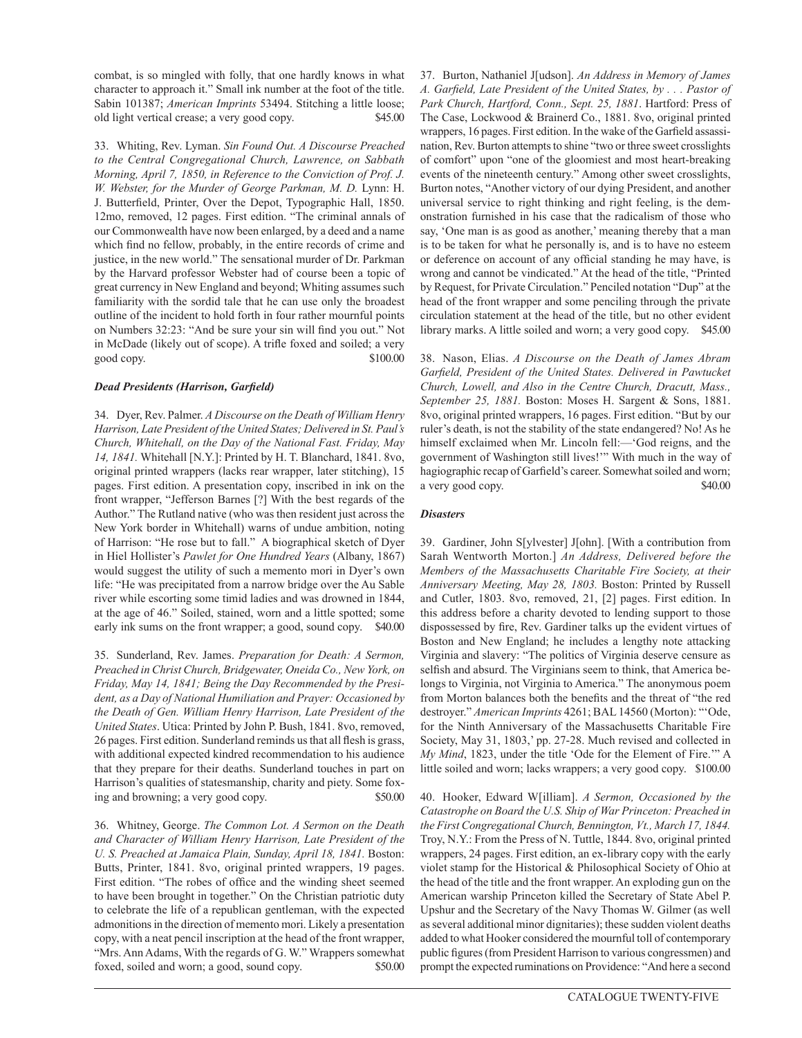combat, is so mingled with folly, that one hardly knows in what character to approach it." Small ink number at the foot of the title. Sabin 101387; *American Imprints* 53494. Stitching a little loose; old light vertical crease; a very good copy. $45.00

33. Whiting, Rev. Lyman. *Sin Found Out. A Discourse Preached to the Central Congregational Church, Lawrence, on Sabbath Morning, April 7, 1850, in Reference to the Conviction of Prof. J. W. Webster, for the Murder of George Parkman, M. D.* Lynn: H. J. Butterfield, Printer, Over the Depot, Typographic Hall, 1850. 12mo, removed, 12 pages. First edition. "The criminal annals of our Commonwealth have now been enlarged, by a deed and a name which find no fellow, probably, in the entire records of crime and justice, in the new world." The sensational murder of Dr. Parkman by the Harvard professor Webster had of course been a topic of great currency in New England and beyond; Whiting assumes such familiarity with the sordid tale that he can use only the broadest outline of the incident to hold forth in four rather mournful points on Numbers 32:23: "And be sure your sin will find you out." Not in McDade (likely out of scope). A trifle foxed and soiled; a very good copy. $100.00

***Dead Presidents (Harrison, Garfield)***

34. Dyer, Rev. Palmer. *A Discourse on the Death of William Henry Harrison, Late President of the United States; Delivered in St. Paul's Church, Whitehall, on the Day of the National Fast. Friday, May 14, 1841.* Whitehall [N.Y.]: Printed by H. T. Blanchard, 1841. 8vo, original printed wrappers (lacks rear wrapper, later stitching), 15 pages. First edition. A presentation copy, inscribed in ink on the front wrapper, "Jefferson Barnes [?] With the best regards of the Author." The Rutland native (who was then resident just across the New York border in Whitehall) warns of undue ambition, noting of Harrison: "He rose but to fall." A biographical sketch of Dyer in Hiel Hollister's *Pawlet for One Hundred Years* (Albany, 1867) would suggest the utility of such a memento mori in Dyer's own life: "He was precipitated from a narrow bridge over the Au Sable river while escorting some timid ladies and was drowned in 1844, at the age of 46." Soiled, stained, worn and a little spotted; some early ink sums on the front wrapper; a good, sound copy. $40.00

35. Sunderland, Rev. James. *Preparation for Death: A Sermon, Preached in Christ Church, Bridgewater, Oneida Co., New York, on Friday, May 14, 1841; Being the Day Recommended by the President, as a Day of National Humiliation and Prayer: Occasioned by the Death of Gen. William Henry Harrison, Late President of the United States*. Utica: Printed by John P. Bush, 1841. 8vo, removed, 26 pages. First edition. Sunderland reminds us that all flesh is grass, with additional expected kindred recommendation to his audience that they prepare for their deaths. Sunderland touches in part on Harrison's qualities of statesmanship, charity and piety. Some foxing and browning; a very good copy. $50.00

36. Whitney, George. *The Common Lot. A Sermon on the Death and Character of William Henry Harrison, Late President of the U. S. Preached at Jamaica Plain, Sunday, April 18, 1841.* Boston: Butts, Printer, 1841. 8vo, original printed wrappers, 19 pages. First edition. "The robes of office and the winding sheet seemed to have been brought in together." On the Christian patriotic duty to celebrate the life of a republican gentleman, with the expected admonitions in the direction of memento mori. Likely a presentation copy, with a neat pencil inscription at the head of the front wrapper, "Mrs. Ann Adams, With the regards of G. W." Wrappers somewhat foxed, soiled and worn; a good, sound copy. $50.00

37. Burton, Nathaniel J[udson]. *An Address in Memory of James A. Garfield, Late President of the United States, by . . . Pastor of Park Church, Hartford, Conn., Sept. 25, 1881.* Hartford: Press of The Case, Lockwood & Brainerd Co., 1881. 8vo, original printed wrappers, 16 pages. First edition. In the wake of the Garfield assassination, Rev. Burton attempts to shine "two or three sweet crosslights of comfort" upon "one of the gloomiest and most heart-breaking events of the nineteenth century." Among other sweet crosslights, Burton notes, "Another victory of our dying President, and another universal service to right thinking and right feeling, is the demonstration furnished in his case that the radicalism of those who say, 'One man is as good as another,' meaning thereby that a man is to be taken for what he personally is, and is to have no esteem or deference on account of any official standing he may have, is wrong and cannot be vindicated." At the head of the title, "Printed by Request, for Private Circulation." Penciled notation "Dup" at the head of the front wrapper and some penciling through the private circulation statement at the head of the title, but no other evident library marks. A little soiled and worn; a very good copy. $45.00

38. Nason, Elias. *A Discourse on the Death of James Abram Garfield, President of the United States. Delivered in Pawtucket Church, Lowell, and Also in the Centre Church, Dracutt, Mass., September 25, 1881.* Boston: Moses H. Sargent & Sons, 1881. 8vo, original printed wrappers, 16 pages. First edition. "But by our ruler's death, is not the stability of the state endangered? No! As he himself exclaimed when Mr. Lincoln fell:—'God reigns, and the government of Washington still lives!'" With much in the way of hagiographic recap of Garfield's career. Somewhat soiled and worn; a very good copy. $40.00

***Disasters***

39. Gardiner, John S[ylvester] J[ohn]. [With a contribution from Sarah Wentworth Morton.] *An Address, Delivered before the Members of the Massachusetts Charitable Fire Society, at their Anniversary Meeting, May 28, 1803.* Boston: Printed by Russell and Cutler, 1803. 8vo, removed, 21, [2] pages. First edition. In this address before a charity devoted to lending support to those dispossessed by fire, Rev. Gardiner talks up the evident virtues of Boston and New England; he includes a lengthy note attacking Virginia and slavery: "The politics of Virginia deserve censure as selfish and absurd. The Virginians seem to think, that America belongs to Virginia, not Virginia to America." The anonymous poem from Morton balances both the benefits and the threat of "the red destroyer." *American Imprints* 4261; BAL 14560 (Morton): "'Ode, for the Ninth Anniversary of the Massachusetts Charitable Fire Society, May 31, 1803,' pp. 27-28. Much revised and collected in *My Mind*, 1823, under the title 'Ode for the Element of Fire.'" A little soiled and worn; lacks wrappers; a very good copy. $100.00

40. Hooker, Edward W[illiam]. *A Sermon, Occasioned by the Catastrophe on Board the U.S. Ship of War Princeton: Preached in the First Congregational Church, Bennington, Vt., March 17, 1844.* Troy, N.Y.: From the Press of N. Tuttle, 1844. 8vo, original printed wrappers, 24 pages. First edition, an ex-library copy with the early violet stamp for the Historical & Philosophical Society of Ohio at the head of the title and the front wrapper. An exploding gun on the American warship Princeton killed the Secretary of State Abel P. Upshur and the Secretary of the Navy Thomas W. Gilmer (as well as several additional minor dignitaries); these sudden violent deaths added to what Hooker considered the mournful toll of contemporary public figures (from President Harrison to various congressmen) and prompt the expected ruminations on Providence: "And here a second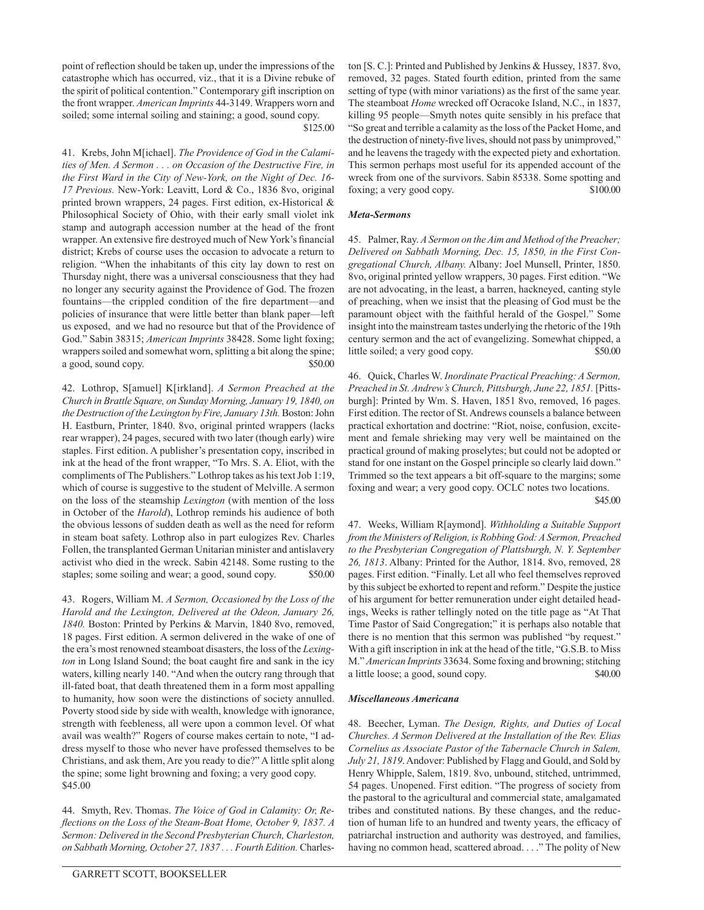point of reflection should be taken up, under the impressions of the catastrophe which has occurred, viz., that it is a Divine rebuke of the spirit of political contention." Contemporary gift inscription on the front wrapper. *American Imprints* 44-3149. Wrappers worn and soiled; some internal soiling and staining; a good, sound copy. $125.00

41. Krebs, John M[ichael]. *The Providence of God in the Calamities of Men. A Sermon . . . on Occasion of the Destructive Fire, in the First Ward in the City of New-York, on the Night of Dec. 16-17 Previous.* New-York: Leavitt, Lord & Co., 1836 8vo, original printed brown wrappers, 24 pages. First edition, ex-Historical & Philosophical Society of Ohio, with their early small violet ink stamp and autograph accession number at the head of the front wrapper. An extensive fire destroyed much of New York's financial district; Krebs of course uses the occasion to advocate a return to religion. "When the inhabitants of this city lay down to rest on Thursday night, there was a universal consciousness that they had no longer any security against the Providence of God. The frozen fountains—the crippled condition of the fire department—and policies of insurance that were little better than blank paper—left us exposed, and we had no resource but that of the Providence of God." Sabin 38315; *American Imprints* 38428. Some light foxing; wrappers soiled and somewhat worn, splitting a bit along the spine; a good, sound copy. $50.00

42. Lothrop, S[amuel] K[irkland]. *A Sermon Preached at the Church in Brattle Square, on Sunday Morning, January 19, 1840, on the Destruction of the Lexington by Fire, January 13th.* Boston: John H. Eastburn, Printer, 1840. 8vo, original printed wrappers (lacks rear wrapper), 24 pages, secured with two later (though early) wire staples. First edition. A publisher's presentation copy, inscribed in ink at the head of the front wrapper, "To Mrs. S. A. Eliot, with the compliments of The Publishers." Lothrop takes as his text Job 1:19, which of course is suggestive to the student of Melville. A sermon on the loss of the steamship *Lexington* (with mention of the loss in October of the *Harold*), Lothrop reminds his audience of both the obvious lessons of sudden death as well as the need for reform in steam boat safety. Lothrop also in part eulogizes Rev. Charles Follen, the transplanted German Unitarian minister and antislavery activist who died in the wreck. Sabin 42148. Some rusting to the staples; some soiling and wear; a good, sound copy. $50.00

43. Rogers, William M. *A Sermon, Occasioned by the Loss of the Harold and the Lexington, Delivered at the Odeon, January 26, 1840.* Boston: Printed by Perkins & Marvin, 1840 8vo, removed, 18 pages. First edition. A sermon delivered in the wake of one of the era's most renowned steamboat disasters, the loss of the *Lexington* in Long Island Sound; the boat caught fire and sank in the icy waters, killing nearly 140. "And when the outcry rang through that ill-fated boat, that death threatened them in a form most appalling to humanity, how soon were the distinctions of society annulled. Poverty stood side by side with wealth, knowledge with ignorance, strength with feebleness, all were upon a common level. Of what avail was wealth?" Rogers of course makes certain to note, "I address myself to those who never have professed themselves to be Christians, and ask them, Are you ready to die?" A little split along the spine; some light browning and foxing; a very good copy. $45.00

44. Smyth, Rev. Thomas. *The Voice of God in Calamity: Or, Reflections on the Loss of the Steam-Boat Home, October 9, 1837. A Sermon: Delivered in the Second Presbyterian Church, Charleston, on Sabbath Morning, October 27, 1837 . . . Fourth Edition.* Charleston [S. C.]: Printed and Published by Jenkins & Hussey, 1837. 8vo, removed, 32 pages. Stated fourth edition, printed from the same setting of type (with minor variations) as the first of the same year. The steamboat *Home* wrecked off Ocracoke Island, N.C., in 1837, killing 95 people—Smyth notes quite sensibly in his preface that "So great and terrible a calamity as the loss of the Packet Home, and the destruction of ninety-five lives, should not pass by unimproved," and he leavens the tragedy with the expected piety and exhortation. This sermon perhaps most useful for its appended account of the wreck from one of the survivors. Sabin 85338. Some spotting and foxing; a very good copy. $100.00

### *Meta-Sermons*

45. Palmer, Ray. *A Sermon on the Aim and Method of the Preacher; Delivered on Sabbath Morning, Dec. 15, 1850, in the First Congregational Church, Albany.* Albany: Joel Munsell, Printer, 1850. 8vo, original printed yellow wrappers, 30 pages. First edition. "We are not advocating, in the least, a barren, hackneyed, canting style of preaching, when we insist that the pleasing of God must be the paramount object with the faithful herald of the Gospel." Some insight into the mainstream tastes underlying the rhetoric of the 19th century sermon and the act of evangelizing. Somewhat chipped, a little soiled; a very good copy. $50.00

46. Quick, Charles W. *Inordinate Practical Preaching: A Sermon, Preached in St. Andrew's Church, Pittsburgh, June 22, 1851.* [Pittsburgh]: Printed by Wm. S. Haven, 1851 8vo, removed, 16 pages. First edition. The rector of St. Andrews counsels a balance between practical exhortation and doctrine: "Riot, noise, confusion, excitement and female shrieking may very well be maintained on the practical ground of making proselytes; but could not be adopted or stand for one instant on the Gospel principle so clearly laid down." Trimmed so the text appears a bit off-square to the margins; some foxing and wear; a very good copy. OCLC notes two locations. $45.00

47. Weeks, William R[aymond]. *Withholding a Suitable Support from the Ministers of Religion, is Robbing God: A Sermon, Preached to the Presbyterian Congregation of Plattsburgh, N. Y. September 26, 1813*. Albany: Printed for the Author, 1814. 8vo, removed, 28 pages. First edition. "Finally. Let all who feel themselves reproved by this subject be exhorted to repent and reform." Despite the justice of his argument for better remuneration under eight detailed headings, Weeks is rather tellingly noted on the title page as "At That Time Pastor of Said Congregation;" it is perhaps also notable that there is no mention that this sermon was published "by request." With a gift inscription in ink at the head of the title, "G.S.B. to Miss M." *American Imprints* 33634. Some foxing and browning; stitching a little loose; a good, sound copy. $40.00

### *Miscellaneous Americana*

48. Beecher, Lyman. *The Design, Rights, and Duties of Local Churches. A Sermon Delivered at the Installation of the Rev. Elias Cornelius as Associate Pastor of the Tabernacle Church in Salem, July 21, 1819*. Andover: Published by Flagg and Gould, and Sold by Henry Whipple, Salem, 1819. 8vo, unbound, stitched, untrimmed, 54 pages. Unopened. First edition. "The progress of society from the pastoral to the agricultural and commercial state, amalgamated tribes and constituted nations. By these changes, and the reduction of human life to an hundred and twenty years, the efficacy of patriarchal instruction and authority was destroyed, and families, having no common head, scattered abroad. . . ." The polity of New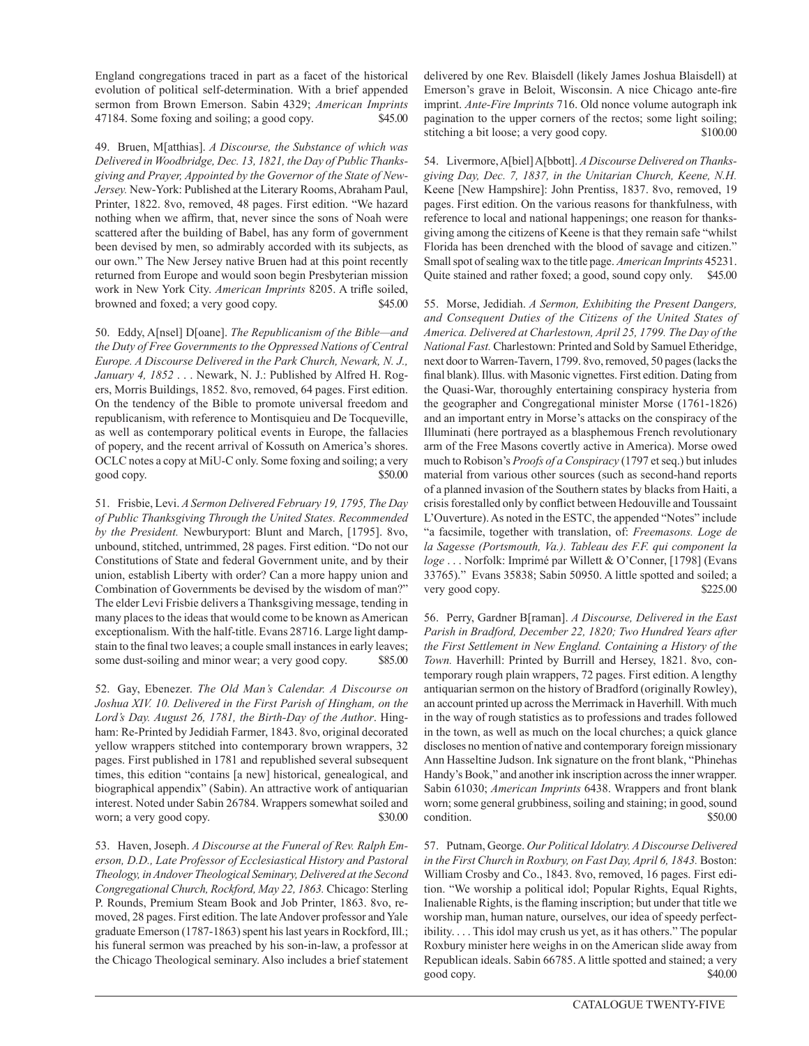England congregations traced in part as a facet of the historical evolution of political self-determination. With a brief appended sermon from Brown Emerson. Sabin 4329; *American Imprints* 47184. Some foxing and soiling; a good copy. $45.00

49. Bruen, M[atthias]. *A Discourse, the Substance of which was Delivered in Woodbridge, Dec. 13, 1821, the Day of Public Thanksgiving and Prayer, Appointed by the Governor of the State of New-Jersey.* New-York: Published at the Literary Rooms, Abraham Paul, Printer, 1822. 8vo, removed, 48 pages. First edition. "We hazard nothing when we affirm, that, never since the sons of Noah were scattered after the building of Babel, has any form of government been devised by men, so admirably accorded with its subjects, as our own." The New Jersey native Bruen had at this point recently returned from Europe and would soon begin Presbyterian mission work in New York City. *American Imprints* 8205. A trifle soiled, browned and foxed; a very good copy. $45.00

50. Eddy, A[nsel] D[oane]. *The Republicanism of the Bible—and the Duty of Free Governments to the Oppressed Nations of Central Europe. A Discourse Delivered in the Park Church, Newark, N. J., January 4, 1852* . . . Newark, N. J.: Published by Alfred H. Rogers, Morris Buildings, 1852. 8vo, removed, 64 pages. First edition. On the tendency of the Bible to promote universal freedom and republicanism, with reference to Montisquieu and De Tocqueville, as well as contemporary political events in Europe, the fallacies of popery, and the recent arrival of Kossuth on America's shores. OCLC notes a copy at MiU-C only. Some foxing and soiling; a very good copy. $50.00

51. Frisbie, Levi. *A Sermon Delivered February 19, 1795, The Day of Public Thanksgiving Through the United States. Recommended by the President.* Newburyport: Blunt and March, [1795]. 8vo, unbound, stitched, untrimmed, 28 pages. First edition. "Do not our Constitutions of State and federal Government unite, and by their union, establish Liberty with order? Can a more happy union and Combination of Governments be devised by the wisdom of man?" The elder Levi Frisbie delivers a Thanksgiving message, tending in many places to the ideas that would come to be known as American exceptionalism. With the half-title. Evans 28716. Large light dampstain to the final two leaves; a couple small instances in early leaves; some dust-soiling and minor wear; a very good copy. $85.00

52. Gay, Ebenezer. *The Old Man's Calendar. A Discourse on Joshua XIV. 10. Delivered in the First Parish of Hingham, on the Lord's Day. August 26, 1781, the Birth-Day of the Author*. Hingham: Re-Printed by Jedidiah Farmer, 1843. 8vo, original decorated yellow wrappers stitched into contemporary brown wrappers, 32 pages. First published in 1781 and republished several subsequent times, this edition "contains [a new] historical, genealogical, and biographical appendix" (Sabin). An attractive work of antiquarian interest. Noted under Sabin 26784. Wrappers somewhat soiled and worn; a very good copy. $30.00

53. Haven, Joseph. *A Discourse at the Funeral of Rev. Ralph Emerson, D.D., Late Professor of Ecclesiastical History and Pastoral Theology, in Andover Theological Seminary, Delivered at the Second Congregational Church, Rockford, May 22, 1863.* Chicago: Sterling P. Rounds, Premium Steam Book and Job Printer, 1863. 8vo, removed, 28 pages. First edition. The late Andover professor and Yale graduate Emerson (1787-1863) spent his last years in Rockford, Ill.; his funeral sermon was preached by his son-in-law, a professor at the Chicago Theological seminary. Also includes a brief statement delivered by one Rev. Blaisdell (likely James Joshua Blaisdell) at Emerson's grave in Beloit, Wisconsin. A nice Chicago ante-fire imprint. *Ante-Fire Imprints* 716. Old nonce volume autograph ink pagination to the upper corners of the rectos; some light soiling; stitching a bit loose; a very good copy. $100.00

54. Livermore, A[biel] A[bbott]. *A Discourse Delivered on Thanksgiving Day, Dec. 7, 1837, in the Unitarian Church, Keene, N.H.* Keene [New Hampshire]: John Prentiss, 1837. 8vo, removed, 19 pages. First edition. On the various reasons for thankfulness, with reference to local and national happenings; one reason for thanksgiving among the citizens of Keene is that they remain safe "whilst Florida has been drenched with the blood of savage and citizen." Small spot of sealing wax to the title page. *American Imprints* 45231. Quite stained and rather foxed; a good, sound copy only. $45.00

55. Morse, Jedidiah. *A Sermon, Exhibiting the Present Dangers, and Consequent Duties of the Citizens of the United States of America. Delivered at Charlestown, April 25, 1799. The Day of the National Fast.* Charlestown: Printed and Sold by Samuel Etheridge, next door to Warren-Tavern, 1799. 8vo, removed, 50 pages (lacks the final blank). Illus. with Masonic vignettes. First edition. Dating from the Quasi-War, thoroughly entertaining conspiracy hysteria from the geographer and Congregational minister Morse (1761-1826) and an important entry in Morse's attacks on the conspiracy of the Illuminati (here portrayed as a blasphemous French revolutionary arm of the Free Masons covertly active in America). Morse owed much to Robison's *Proofs of a Conspiracy* (1797 et seq.) but inludes material from various other sources (such as second-hand reports of a planned invasion of the Southern states by blacks from Haiti, a crisis forestalled only by conflict between Hedouville and Toussaint L'Ouverture). As noted in the ESTC, the appended "Notes" include "a facsimile, together with translation, of: *Freemasons. Loge de la Sagesse (Portsmouth, Va.). Tableau des F.F. qui component la loge* . . . Norfolk: Imprimé par Willett & O'Conner, [1798] (Evans 33765)." Evans 35838; Sabin 50950. A little spotted and soiled; a very good copy. $225.00

56. Perry, Gardner B[raman]. *A Discourse, Delivered in the East Parish in Bradford, December 22, 1820; Two Hundred Years after the First Settlement in New England. Containing a History of the Town.* Haverhill: Printed by Burrill and Hersey, 1821. 8vo, contemporary rough plain wrappers, 72 pages. First edition. A lengthy antiquarian sermon on the history of Bradford (originally Rowley), an account printed up across the Merrimack in Haverhill. With much in the way of rough statistics as to professions and trades followed in the town, as well as much on the local churches; a quick glance discloses no mention of native and contemporary foreign missionary Ann Hasseltine Judson. Ink signature on the front blank, "Phinehas Handy's Book," and another ink inscription across the inner wrapper. Sabin 61030; *American Imprints* 6438. Wrappers and front blank worn; some general grubbiness, soiling and staining; in good, sound condition. $50.00

57. Putnam, George. *Our Political Idolatry. A Discourse Delivered in the First Church in Roxbury, on Fast Day, April 6, 1843.* Boston: William Crosby and Co., 1843. 8vo, removed, 16 pages. First edition. "We worship a political idol; Popular Rights, Equal Rights, Inalienable Rights, is the flaming inscription; but under that title we worship man, human nature, ourselves, our idea of speedy perfectibility. . . . This idol may crush us yet, as it has others." The popular Roxbury minister here weighs in on the American slide away from Republican ideals. Sabin 66785. A little spotted and stained; a very good copy. $40.00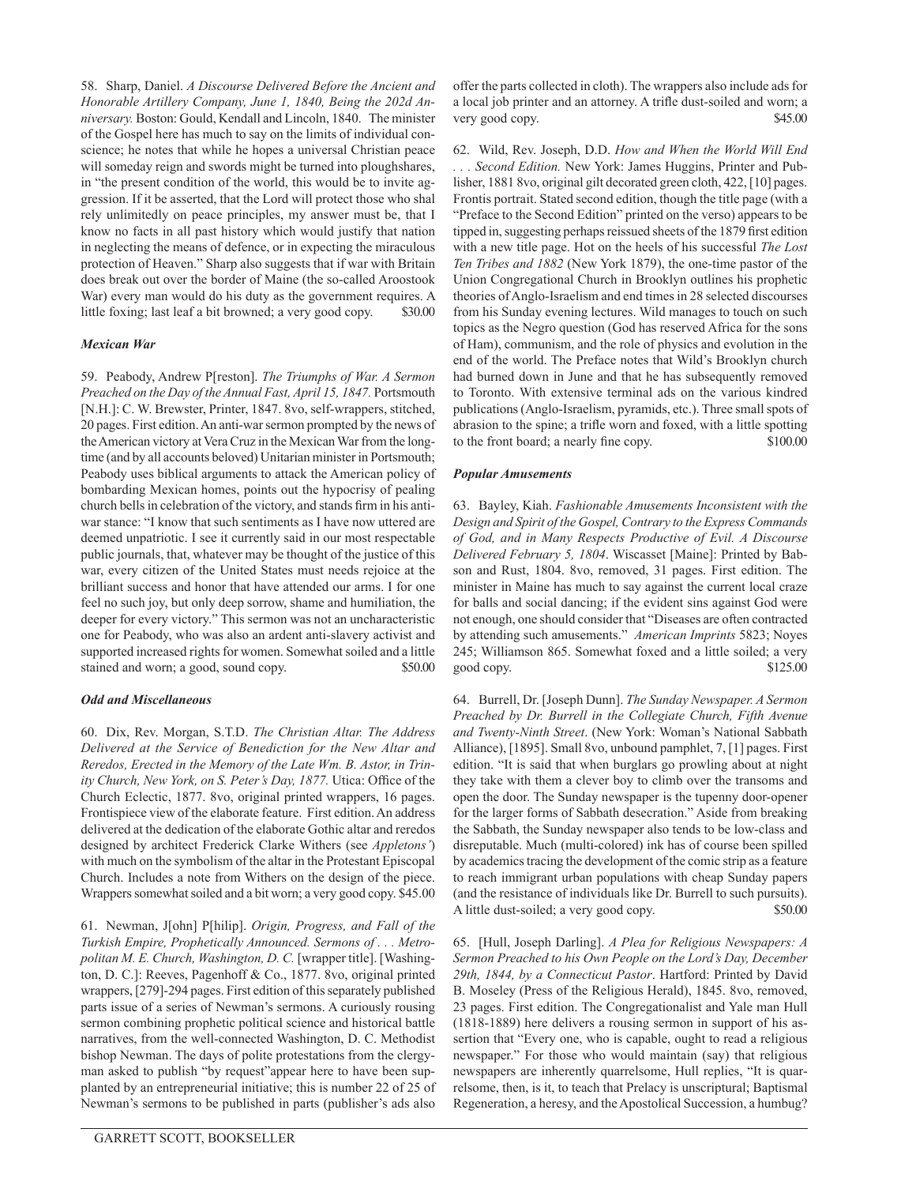58. Sharp, Daniel. *A Discourse Delivered Before the Ancient and Honorable Artillery Company, June 1, 1840, Being the 202d Anniversary.* Boston: Gould, Kendall and Lincoln, 1840. The minister of the Gospel here has much to say on the limits of individual conscience; he notes that while he hopes a universal Christian peace will someday reign and swords might be turned into ploughshares, in "the present condition of the world, this would be to invite aggression. If it be asserted, that the Lord will protect those who shal rely unlimitedly on peace principles, my answer must be, that I know no facts in all past history which would justify that nation in neglecting the means of defence, or in expecting the miraculous protection of Heaven." Sharp also suggests that if war with Britain does break out over the border of Maine (the so-called Aroostook War) every man would do his duty as the government requires. A little foxing; last leaf a bit browned; a very good copy. $30.00

### *Mexican War*

59. Peabody, Andrew P[reston]. *The Triumphs of War. A Sermon Preached on the Day of the Annual Fast, April 15, 1847.* Portsmouth [N.H.]: C. W. Brewster, Printer, 1847. 8vo, self-wrappers, stitched, 20 pages. First edition. An anti-war sermon prompted by the news of the American victory at Vera Cruz in the Mexican War from the long-time (and by all accounts beloved) Unitarian minister in Portsmouth; Peabody uses biblical arguments to attack the American policy of bombarding Mexican homes, points out the hypocrisy of pealing church bells in celebration of the victory, and stands firm in his anti-war stance: "I know that such sentiments as I have now uttered are deemed unpatriotic. I see it currently said in our most respectable public journals, that, whatever may be thought of the justice of this war, every citizen of the United States must needs rejoice at the brilliant success and honor that have attended our arms. I for one feel no such joy, but only deep sorrow, shame and humiliation, the deeper for every victory." This sermon was not an uncharacteristic one for Peabody, who was also an ardent anti-slavery activist and supported increased rights for women. Somewhat soiled and a little stained and worn; a good, sound copy. $50.00

### *Odd and Miscellaneous*

60. Dix, Rev. Morgan, S.T.D. *The Christian Altar. The Address Delivered at the Service of Benediction for the New Altar and Reredos, Erected in the Memory of the Late Wm. B. Astor, in Trinity Church, New York, on S. Peter's Day, 1877.* Utica: Office of the Church Eclectic, 1877. 8vo, original printed wrappers, 16 pages. Frontispiece view of the elaborate feature. First edition. An address delivered at the dedication of the elaborate Gothic altar and reredos designed by architect Frederick Clarke Withers (see *Appletons'*) with much on the symbolism of the altar in the Protestant Episcopal Church. Includes a note from Withers on the design of the piece. Wrappers somewhat soiled and a bit worn; a very good copy. $45.00

61. Newman, J[ohn] P[hilip]. *Origin, Progress, and Fall of the Turkish Empire, Prophetically Announced. Sermons of . . . Metropolitan M. E. Church, Washington, D. C.* [wrapper title]. [Washington, D. C.]: Reeves, Pagenhoff & Co., 1877. 8vo, original printed wrappers, [279]-294 pages. First edition of this separately published parts issue of a series of Newman's sermons. A curiously rousing sermon combining prophetic political science and historical battle narratives, from the well-connected Washington, D. C. Methodist bishop Newman. The days of polite protestations from the clergyman asked to publish "by request"appear here to have been supplanted by an entrepreneurial initiative; this is number 22 of 25 of Newman's sermons to be published in parts (publisher's ads also offer the parts collected in cloth). The wrappers also include ads for a local job printer and an attorney. A trifle dust-soiled and worn; a very good copy. $45.00

62. Wild, Rev. Joseph, D.D. *How and When the World Will End . . . Second Edition.* New York: James Huggins, Printer and Publisher, 1881 8vo, original gilt decorated green cloth, 422, [10] pages. Frontis portrait. Stated second edition, though the title page (with a "Preface to the Second Edition" printed on the verso) appears to be tipped in, suggesting perhaps reissued sheets of the 1879 first edition with a new title page. Hot on the heels of his successful *The Lost Ten Tribes and 1882* (New York 1879), the one-time pastor of the Union Congregational Church in Brooklyn outlines his prophetic theories of Anglo-Israelism and end times in 28 selected discourses from his Sunday evening lectures. Wild manages to touch on such topics as the Negro question (God has reserved Africa for the sons of Ham), communism, and the role of physics and evolution in the end of the world. The Preface notes that Wild's Brooklyn church had burned down in June and that he has subsequently removed to Toronto. With extensive terminal ads on the various kindred publications (Anglo-Israelism, pyramids, etc.). Three small spots of abrasion to the spine; a trifle worn and foxed, with a little spotting to the front board; a nearly fine copy. $100.00

### *Popular Amusements*

63. Bayley, Kiah. *Fashionable Amusements Inconsistent with the Design and Spirit of the Gospel, Contrary to the Express Commands of God, and in Many Respects Productive of Evil. A Discourse Delivered February 5, 1804*. Wiscasset [Maine]: Printed by Babson and Rust, 1804. 8vo, removed, 31 pages. First edition. The minister in Maine has much to say against the current local craze for balls and social dancing; if the evident sins against God were not enough, one should consider that "Diseases are often contracted by attending such amusements." *American Imprints* 5823; Noyes 245; Williamson 865. Somewhat foxed and a little soiled; a very good copy. $125.00

64. Burrell, Dr. [Joseph Dunn]. *The Sunday Newspaper. A Sermon Preached by Dr. Burrell in the Collegiate Church, Fifth Avenue and Twenty-Ninth Street*. (New York: Woman's National Sabbath Alliance), [1895]. Small 8vo, unbound pamphlet, 7, [1] pages. First edition. "It is said that when burglars go prowling about at night they take with them a clever boy to climb over the transoms and open the door. The Sunday newspaper is the tupenny door-opener for the larger forms of Sabbath desecration." Aside from breaking the Sabbath, the Sunday newspaper also tends to be low-class and disreputable. Much (multi-colored) ink has of course been spilled by academics tracing the development of the comic strip as a feature to reach immigrant urban populations with cheap Sunday papers (and the resistance of individuals like Dr. Burrell to such pursuits). A little dust-soiled; a very good copy. $50.00

65. [Hull, Joseph Darling]. *A Plea for Religious Newspapers: A Sermon Preached to his Own People on the Lord's Day, December 29th, 1844, by a Connecticut Pastor*. Hartford: Printed by David B. Moseley (Press of the Religious Herald), 1845. 8vo, removed, 23 pages. First edition. The Congregationalist and Yale man Hull (1818-1889) here delivers a rousing sermon in support of his assertion that "Every one, who is capable, ought to read a religious newspaper." For those who would maintain (say) that religious newspapers are inherently quarrelsome, Hull replies, "It is quarrelsome, then, is it, to teach that Prelacy is unscriptural; Baptismal Regeneration, a heresy, and the Apostolical Succession, a humbug?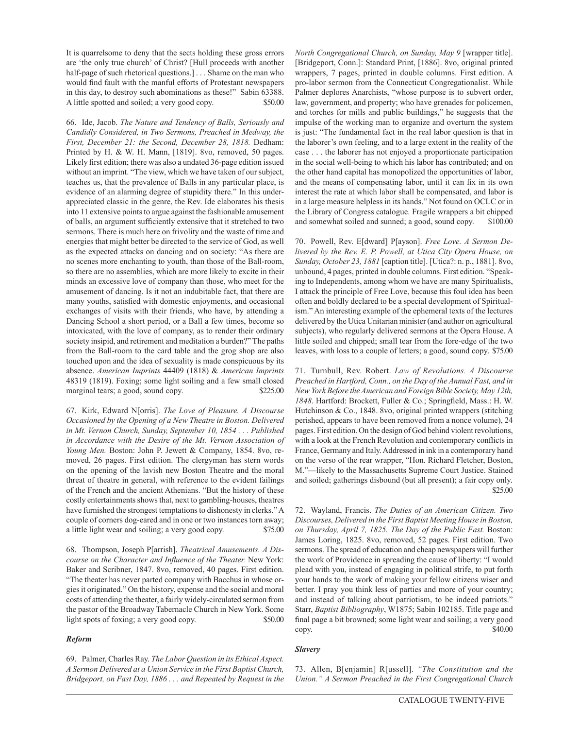It is quarrelsome to deny that the sects holding these gross errors are 'the only true church' of Christ? [Hull proceeds with another half-page of such rhetorical questions.] . . . Shame on the man who would find fault with the manful efforts of Protestant newspapers in this day, to destroy such abominations as these!" Sabin 63388. A little spotted and soiled; a very good copy. $50.00

66. Ide, Jacob. *The Nature and Tendency of Balls, Seriously and Candidly Considered, in Two Sermons, Preached in Medway, the First, December 21: the Second, December 28, 1818.* Dedham: Printed by H. & W. H. Mann, [1819]. 8vo, removed, 50 pages. Likely first edition; there was also a undated 36-page edition issued without an imprint. "The view, which we have taken of our subject, teaches us, that the prevalence of Balls in any particular place, is evidence of an alarming degree of stupidity there." In this under-appreciated classic in the genre, the Rev. Ide elaborates his thesis into 11 extensive points to argue against the fashionable amusement of balls, an argument sufficiently extensive that it stretched to two sermons. There is much here on frivolity and the waste of time and energies that might better be directed to the service of God, as well as the expected attacks on dancing and on society: "As there are no scenes more enchanting to youth, than those of the Ball-room, so there are no assemblies, which are more likely to excite in their minds an excessive love of company than those, who meet for the amusement of dancing. Is it not an indubitable fact, that there are many youths, satisfied with domestic enjoyments, and occasional exchanges of visits with their friends, who have, by attending a Dancing School a short period, or a Ball a few times, become so intoxicated, with the love of company, as to render their ordinary society insipid, and retirement and meditation a burden?" The paths from the Ball-room to the card table and the grog shop are also touched upon and the idea of sexuality is made conspicuous by its absence. *American Imprints* 44409 (1818) & *American Imprints* 48319 (1819). Foxing; some light soiling and a few small closed marginal tears; a good, sound copy. $225.00

67. Kirk, Edward N[orris]. *The Love of Pleasure. A Discourse Occasioned by the Opening of a New Theatre in Boston. Delivered in Mt. Vernon Church, Sunday, September 10, 1854 . . . Published in Accordance with the Desire of the Mt. Vernon Association of Young Men.* Boston: John P. Jewett & Company, 1854. 8vo, removed, 26 pages. First edition. The clergyman has stern words on the opening of the lavish new Boston Theatre and the moral threat of theatre in general, with reference to the evident failings of the French and the ancient Athenians. "But the history of these costly entertainments shows that, next to gambling-houses, theatres have furnished the strongest temptations to dishonesty in clerks." A couple of corners dog-eared and in one or two instances torn away; a little light wear and soiling; a very good copy. $75.00

68. Thompson, Joseph P[arrish]. *Theatrical Amusements. A Discourse on the Character and Influence of the Theater.* New York: Baker and Scribner, 1847. 8vo, removed, 40 pages. First edition. "The theater has never parted company with Bacchus in whose orgies it originated." On the history, expense and the social and moral costs of attending the theater, a fairly widely-circulated sermon from the pastor of the Broadway Tabernacle Church in New York. Some light spots of foxing; a very good copy. $50.00

### *Reform*

69. Palmer, Charles Ray. *The Labor Question in its Ethical Aspect. A Sermon Delivered at a Union Service in the First Baptist Church, Bridgeport, on Fast Day, 1886 . . . and Repeated by Request in the North Congregational Church, on Sunday, May 9* [wrapper title]. [Bridgeport, Conn.]: Standard Print, [1886]. 8vo, original printed wrappers, 7 pages, printed in double columns. First edition. A pro-labor sermon from the Connecticut Congregationalist. While Palmer deplores Anarchists, "whose purpose is to subvert order, law, government, and property; who have grenades for policemen, and torches for mills and public buildings," he suggests that the impulse of the working man to organize and overturn the system is just: "The fundamental fact in the real labor question is that in the laborer's own feeling, and to a large extent in the reality of the case . . . the laborer has not enjoyed a proportionate participation in the social well-being to which his labor has contributed; and on the other hand capital has monopolized the opportunities of labor, and the means of compensating labor, until it can fix in its own interest the rate at which labor shall be compensated, and labor is in a large measure helpless in its hands." Not found on OCLC or in the Library of Congress catalogue. Fragile wrappers a bit chipped and somewhat soiled and sunned; a good, sound copy. $100.00

70. Powell, Rev. E[dward] P[ayson]. *Free Love. A Sermon Delivered by the Rev. E. P. Powell, at Utica City Opera House, on Sunday, October 23, 1881* [caption title]. [Utica?: n. p., 1881]. 8vo, unbound, 4 pages, printed in double columns. First edition. "Speaking to Independents, among whom we have are many Spiritualists, I attack the principle of Free Love, because this foul idea has been often and boldly declared to be a special development of Spiritualism." An interesting example of the ephemeral texts of the lectures delivered by the Utica Unitarian minister (and author on agricultural subjects), who regularly delivered sermons at the Opera House. A little soiled and chipped; small tear from the fore-edge of the two leaves, with loss to a couple of letters; a good, sound copy. $75.00

71. Turnbull, Rev. Robert. *Law of Revolutions. A Discourse Preached in Hartford, Conn., on the Day of the Annual Fast, and in New York Before the American and Foreign Bible Society, May 12th, 1848*. Hartford: Brockett, Fuller & Co.; Springfield, Mass.: H. W. Hutchinson & Co., 1848. 8vo, original printed wrappers (stitching perished, appears to have been removed from a nonce volume), 24 pages. First edition. On the design of God behind violent revolutions, with a look at the French Revolution and contemporary conflicts in France, Germany and Italy. Addressed in ink in a contemporary hand on the verso of the rear wrapper, "Hon. Richard Fletcher, Boston, M."—likely to the Massachusetts Supreme Court Justice. Stained and soiled; gatherings disbound (but all present); a fair copy only. $25.00

72. Wayland, Francis. *The Duties of an American Citizen. Two Discourses, Delivered in the First Baptist Meeting House in Boston, on Thursday, April 7, 1825. The Day of the Public Fast.* Boston: James Loring, 1825. 8vo, removed, 52 pages. First edition. Two sermons. The spread of education and cheap newspapers will further the work of Providence in spreading the cause of liberty: "I would plead with you, instead of engaging in political strife, to put forth your hands to the work of making your fellow citizens wiser and better. I pray you think less of parties and more of your country; and instead of talking about patriotism, to be indeed patriots." Starr, *Baptist Bibliography*, W1875; Sabin 102185. Title page and final page a bit browned; some light wear and soiling; a very good copy. $40.00

### *Slavery*

73. Allen, B[enjamin] R[ussell]. *"The Constitution and the Union." A Sermon Preached in the First Congregational Church*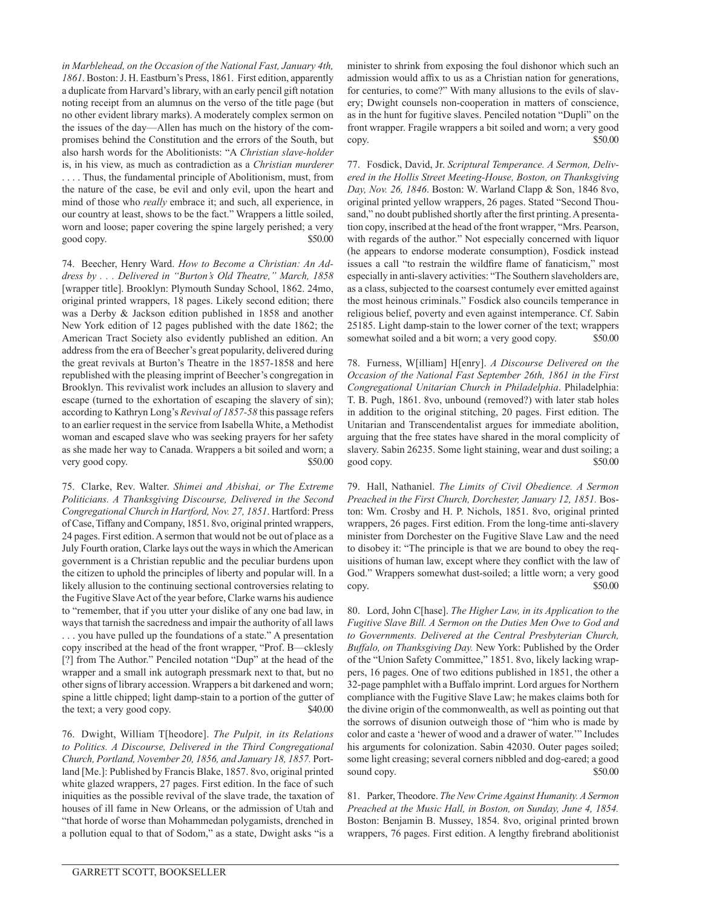*in Marblehead, on the Occasion of the National Fast, January 4th, 1861*. Boston: J. H. Eastburn's Press, 1861. First edition, apparently a duplicate from Harvard's library, with an early pencil gift notation noting receipt from an alumnus on the verso of the title page (but no other evident library marks). A moderately complex sermon on the issues of the day—Allen has much on the history of the compromises behind the Constitution and the errors of the South, but also harsh words for the Abolitionists: "A *Christian slave-holder* is, in his view, as much as contradiction as a *Christian murderer* . . . . Thus, the fundamental principle of Abolitionism, must, from the nature of the case, be evil and only evil, upon the heart and mind of those who *really* embrace it; and such, all experience, in our country at least, shows to be the fact." Wrappers a little soiled, worn and loose; paper covering the spine largely perished; a very good copy. $50.00

74. Beecher, Henry Ward. *How to Become a Christian: An Address by . . . Delivered in "Burton's Old Theatre," March, 1858* [wrapper title]. Brooklyn: Plymouth Sunday School, 1862. 24mo, original printed wrappers, 18 pages. Likely second edition; there was a Derby & Jackson edition published in 1858 and another New York edition of 12 pages published with the date 1862; the American Tract Society also evidently published an edition. An address from the era of Beecher's great popularity, delivered during the great revivals at Burton's Theatre in the 1857-1858 and here republished with the pleasing imprint of Beecher's congregation in Brooklyn. This revivalist work includes an allusion to slavery and escape (turned to the exhortation of escaping the slavery of sin); according to Kathryn Long's *Revival of 1857-58* this passage refers to an earlier request in the service from Isabella White, a Methodist woman and escaped slave who was seeking prayers for her safety as she made her way to Canada. Wrappers a bit soiled and worn; a very good copy. $50.00

75. Clarke, Rev. Walter. *Shimei and Abishai, or The Extreme Politicians. A Thanksgiving Discourse, Delivered in the Second Congregational Church in Hartford, Nov. 27, 1851*. Hartford: Press of Case, Tiffany and Company, 1851. 8vo, original printed wrappers, 24 pages. First edition. A sermon that would not be out of place as a July Fourth oration, Clarke lays out the ways in which the American government is a Christian republic and the peculiar burdens upon the citizen to uphold the principles of liberty and popular will. In a likely allusion to the continuing sectional controversies relating to the Fugitive Slave Act of the year before, Clarke warns his audience to "remember, that if you utter your dislike of any one bad law, in ways that tarnish the sacredness and impair the authority of all laws . . . you have pulled up the foundations of a state." A presentation copy inscribed at the head of the front wrapper, "Prof. B—cklesly [?] from The Author." Penciled notation "Dup" at the head of the wrapper and a small ink autograph pressmark next to that, but no other signs of library accession. Wrappers a bit darkened and worn; spine a little chipped; light damp-stain to a portion of the gutter of the text; a very good copy. $40.00

76. Dwight, William T[heodore]. *The Pulpit, in its Relations to Politics. A Discourse, Delivered in the Third Congregational Church, Portland, November 20, 1856, and January 18, 1857.* Portland [Me.]: Published by Francis Blake, 1857. 8vo, original printed white glazed wrappers, 27 pages. First edition. In the face of such iniquities as the possible revival of the slave trade, the taxation of houses of ill fame in New Orleans, or the admission of Utah and "that horde of worse than Mohammedan polygamists, drenched in a pollution equal to that of Sodom," as a state, Dwight asks "is a minister to shrink from exposing the foul dishonor which such an admission would affix to us as a Christian nation for generations, for centuries, to come?" With many allusions to the evils of slavery; Dwight counsels non-cooperation in matters of conscience, as in the hunt for fugitive slaves. Penciled notation "Dupli" on the front wrapper. Fragile wrappers a bit soiled and worn; a very good copy. $50.00

77. Fosdick, David, Jr. *Scriptural Temperance. A Sermon, Delivered in the Hollis Street Meeting-House, Boston, on Thanksgiving Day, Nov. 26, 1846*. Boston: W. Warland Clapp & Son, 1846 8vo, original printed yellow wrappers, 26 pages. Stated "Second Thousand," no doubt published shortly after the first printing. A presentation copy, inscribed at the head of the front wrapper, "Mrs. Pearson, with regards of the author." Not especially concerned with liquor (he appears to endorse moderate consumption), Fosdick instead issues a call "to restrain the wildfire flame of fanaticism," most especially in anti-slavery activities: "The Southern slaveholders are, as a class, subjected to the coarsest contumely ever emitted against the most heinous criminals." Fosdick also councils temperance in religious belief, poverty and even against intemperance. Cf. Sabin 25185. Light damp-stain to the lower corner of the text; wrappers somewhat soiled and a bit worn; a very good copy. $50.00

78. Furness, W[illiam] H[enry]. *A Discourse Delivered on the Occasion of the National Fast September 26th, 1861 in the First Congregational Unitarian Church in Philadelphia*. Philadelphia: T. B. Pugh, 1861. 8vo, unbound (removed?) with later stab holes in addition to the original stitching, 20 pages. First edition. The Unitarian and Transcendentalist argues for immediate abolition, arguing that the free states have shared in the moral complicity of slavery. Sabin 26235. Some light staining, wear and dust soiling; a good copy. $50.00

79. Hall, Nathaniel. *The Limits of Civil Obedience. A Sermon Preached in the First Church, Dorchester, January 12, 1851.* Boston: Wm. Crosby and H. P. Nichols, 1851. 8vo, original printed wrappers, 26 pages. First edition. From the long-time anti-slavery minister from Dorchester on the Fugitive Slave Law and the need to disobey it: "The principle is that we are bound to obey the requisitions of human law, except where they conflict with the law of God." Wrappers somewhat dust-soiled; a little worn; a very good copy. $50.00

80. Lord, John C[hase]. *The Higher Law, in its Application to the Fugitive Slave Bill. A Sermon on the Duties Men Owe to God and to Governments. Delivered at the Central Presbyterian Church, Buffalo, on Thanksgiving Day.* New York: Published by the Order of the "Union Safety Committee," 1851. 8vo, likely lacking wrappers, 16 pages. One of two editions published in 1851, the other a 32-page pamphlet with a Buffalo imprint. Lord argues for Northern compliance with the Fugitive Slave Law; he makes claims both for the divine origin of the commonwealth, as well as pointing out that the sorrows of disunion outweigh those of "him who is made by color and caste a 'hewer of wood and a drawer of water.'" Includes his arguments for colonization. Sabin 42030. Outer pages soiled; some light creasing; several corners nibbled and dog-eared; a good sound copy. $50.00

81. Parker, Theodore. *The New Crime Against Humanity. A Sermon Preached at the Music Hall, in Boston, on Sunday, June 4, 1854.* Boston: Benjamin B. Mussey, 1854. 8vo, original printed brown wrappers, 76 pages. First edition. A lengthy firebrand abolitionist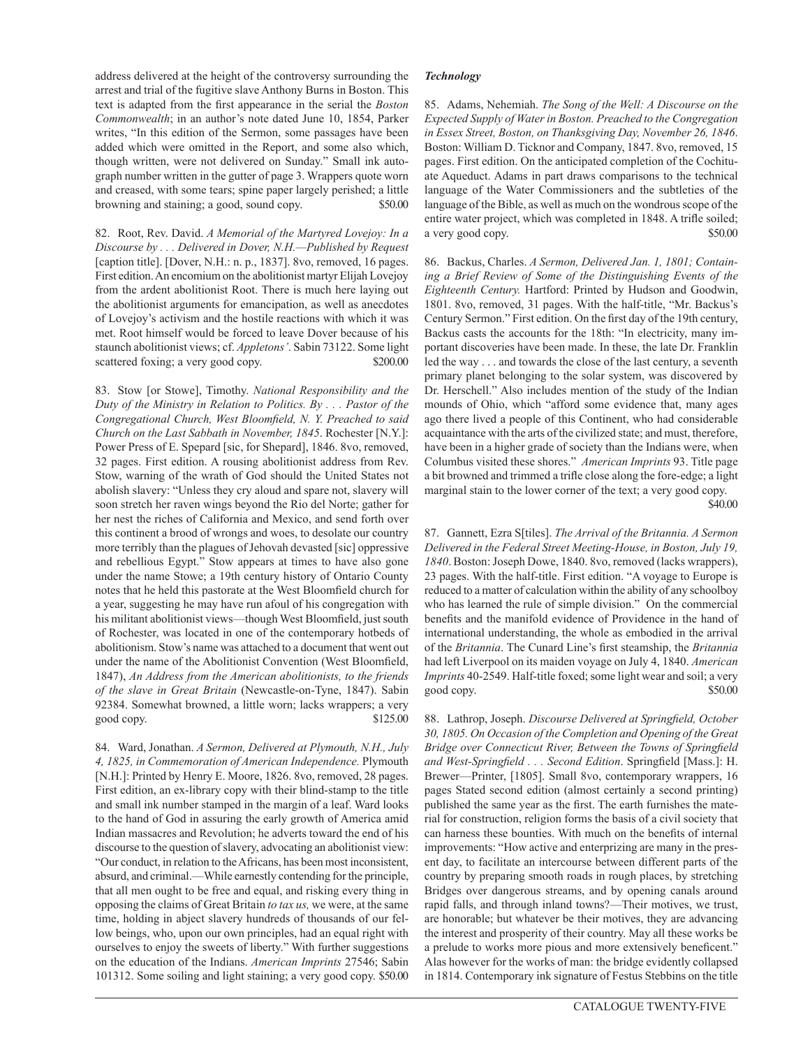address delivered at the height of the controversy surrounding the arrest and trial of the fugitive slave Anthony Burns in Boston. This text is adapted from the first appearance in the serial the *Boston Commonwealth*; in an author's note dated June 10, 1854, Parker writes, "In this edition of the Sermon, some passages have been added which were omitted in the Report, and some also which, though written, were not delivered on Sunday." Small ink autograph number written in the gutter of page 3. Wrappers quote worn and creased, with some tears; spine paper largely perished; a little browning and staining; a good, sound copy. $50.00

82. Root, Rev. David. *A Memorial of the Martyred Lovejoy: In a Discourse by . . . Delivered in Dover, N.H.—Published by Request* [caption title]. [Dover, N.H.: n. p., 1837]. 8vo, removed, 16 pages. First edition. An encomium on the abolitionist martyr Elijah Lovejoy from the ardent abolitionist Root. There is much here laying out the abolitionist arguments for emancipation, as well as anecdotes of Lovejoy's activism and the hostile reactions with which it was met. Root himself would be forced to leave Dover because of his staunch abolitionist views; cf. *Appletons'*. Sabin 73122. Some light scattered foxing; a very good copy. $200.00

83. Stow [or Stowe], Timothy. *National Responsibility and the Duty of the Ministry in Relation to Politics. By . . . Pastor of the Congregational Church, West Bloomfield, N. Y. Preached to said Church on the Last Sabbath in November, 1845*. Rochester [N.Y.]: Power Press of E. Separd [sic, for Shepard], 1846. 8vo, removed, 32 pages. First edition. A rousing abolitionist address from Rev. Stow, warning of the wrath of God should the United States not abolish slavery: "Unless they cry aloud and spare not, slavery will soon stretch her raven wings beyond the Rio del Norte; gather for her nest the riches of California and Mexico, and send forth over this continent a brood of wrongs and woes, to desolate our country more terribly than the plagues of Jehovah devasted [sic] oppressive and rebellious Egypt." Stow appears at times to have also gone under the name Stowe; a 19th century history of Ontario County notes that he held this pastorate at the West Bloomfield church for a year, suggesting he may have run afoul of his congregation with his militant abolitionist views—though West Bloomfield, just south of Rochester, was located in one of the contemporary hotbeds of abolitionism. Stow's name was attached to a document that went out under the name of the Abolitionist Convention (West Bloomfield, 1847), *An Address from the American abolitionists, to the friends of the slave in Great Britain* (Newcastle-on-Tyne, 1847). Sabin 92384. Somewhat browned, a little worn; lacks wrappers; a very good copy. $125.00

84. Ward, Jonathan. *A Sermon, Delivered at Plymouth, N.H., July 4, 1825, in Commemoration of American Independence.* Plymouth [N.H.]: Printed by Henry E. Moore, 1826. 8vo, removed, 28 pages. First edition, an ex-library copy with their blind-stamp to the title and small ink number stamped in the margin of a leaf. Ward looks to the hand of God in assuring the early growth of America amid Indian massacres and Revolution; he adverts toward the end of his discourse to the question of slavery, advocating an abolitionist view: "Our conduct, in relation to the Africans, has been most inconsistent, absurd, and criminal.—While earnestly contending for the principle, that all men ought to be free and equal, and risking every thing in opposing the claims of Great Britain *to tax us,* we were, at the same time, holding in abject slavery hundreds of thousands of our fellow beings, who, upon our own principles, had an equal right with ourselves to enjoy the sweets of liberty." With further suggestions on the education of the Indians. *American Imprints* 27546; Sabin 101312. Some soiling and light staining; a very good copy. $50.00

### *Technology*

85. Adams, Nehemiah. *The Song of the Well: A Discourse on the Expected Supply of Water in Boston. Preached to the Congregation in Essex Street, Boston, on Thanksgiving Day, November 26, 1846*. Boston: William D. Ticknor and Company, 1847. 8vo, removed, 15 pages. First edition. On the anticipated completion of the Cochituate Aqueduct. Adams in part draws comparisons to the technical language of the Water Commissioners and the subtleties of the language of the Bible, as well as much on the wondrous scope of the entire water project, which was completed in 1848. A trifle soiled; a very good copy. $50.00

86. Backus, Charles. *A Sermon, Delivered Jan. 1, 1801; Containing a Brief Review of Some of the Distinguishing Events of the Eighteenth Century.* Hartford: Printed by Hudson and Goodwin, 1801. 8vo, removed, 31 pages. With the half-title, "Mr. Backus's Century Sermon." First edition. On the first day of the 19th century, Backus casts the accounts for the 18th: "In electricity, many important discoveries have been made. In these, the late Dr. Franklin led the way . . . and towards the close of the last century, a seventh primary planet belonging to the solar system, was discovered by Dr. Herschell." Also includes mention of the study of the Indian mounds of Ohio, which "afford some evidence that, many ages ago there lived a people of this Continent, who had considerable acquaintance with the arts of the civilized state; and must, therefore, have been in a higher grade of society than the Indians were, when Columbus visited these shores." *American Imprints* 93. Title page a bit browned and trimmed a trifle close along the fore-edge; a light marginal stain to the lower corner of the text; a very good copy. $40.00

87. Gannett, Ezra S[tiles]. *The Arrival of the Britannia. A Sermon Delivered in the Federal Street Meeting-House, in Boston, July 19, 1840*. Boston: Joseph Dowe, 1840. 8vo, removed (lacks wrappers), 23 pages. With the half-title. First edition. "A voyage to Europe is reduced to a matter of calculation within the ability of any schoolboy who has learned the rule of simple division." On the commercial benefits and the manifold evidence of Providence in the hand of international understanding, the whole as embodied in the arrival of the *Britannia*. The Cunard Line's first steamship, the *Britannia* had left Liverpool on its maiden voyage on July 4, 1840. *American Imprints* 40-2549. Half-title foxed; some light wear and soil; a very good copy. $50.00

88. Lathrop, Joseph. *Discourse Delivered at Springfield, October 30, 1805. On Occasion of the Completion and Opening of the Great Bridge over Connecticut River, Between the Towns of Springfield and West-Springfield . . . Second Edition*. Springfield [Mass.]: H. Brewer—Printer, [1805]. Small 8vo, contemporary wrappers, 16 pages Stated second edition (almost certainly a second printing) published the same year as the first. The earth furnishes the material for construction, religion forms the basis of a civil society that can harness these bounties. With much on the benefits of internal improvements: "How active and enterprizing are many in the present day, to facilitate an intercourse between different parts of the country by preparing smooth roads in rough places, by stretching Bridges over dangerous streams, and by opening canals around rapid falls, and through inland towns?—Their motives, we trust, are honorable; but whatever be their motives, they are advancing the interest and prosperity of their country. May all these works be a prelude to works more pious and more extensively beneficent." Alas however for the works of man: the bridge evidently collapsed in 1814. Contemporary ink signature of Festus Stebbins on the title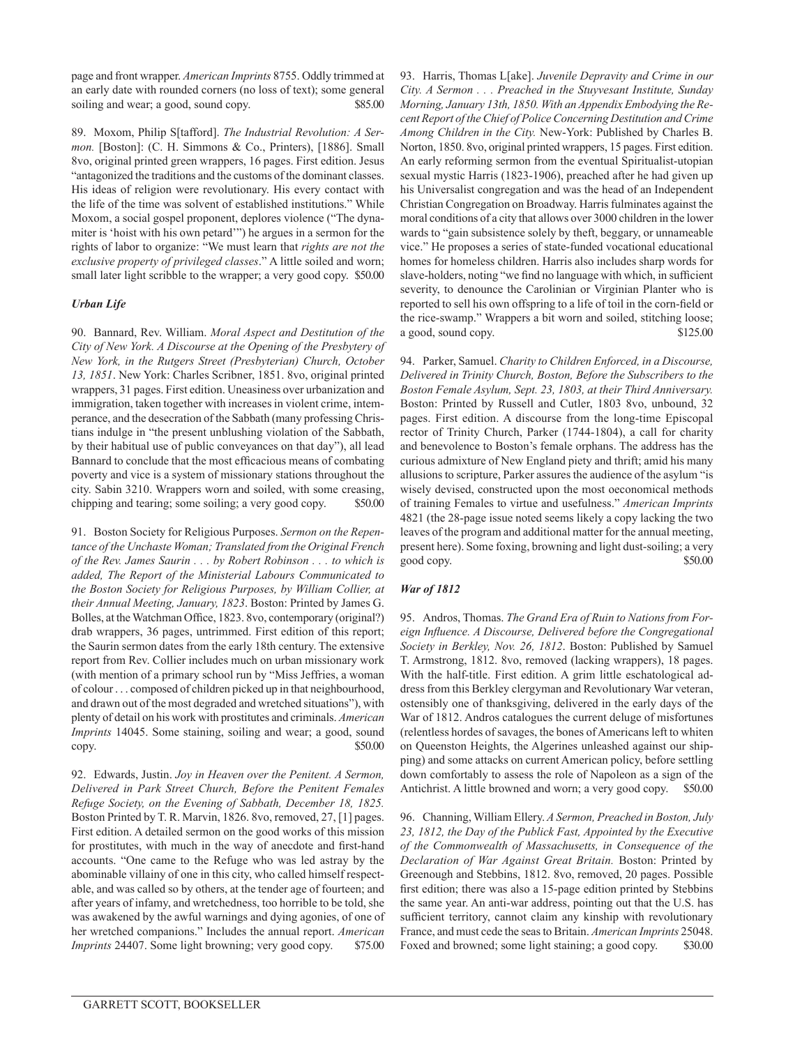page and front wrapper. *American Imprints* 8755. Oddly trimmed at an early date with rounded corners (no loss of text); some general soiling and wear; a good, sound copy. $85.00

89. Moxom, Philip S[tafford]. *The Industrial Revolution: A Sermon.* [Boston]: (C. H. Simmons & Co., Printers), [1886]. Small 8vo, original printed green wrappers, 16 pages. First edition. Jesus "antagonized the traditions and the customs of the dominant classes. His ideas of religion were revolutionary. His every contact with the life of the time was solvent of established institutions." While Moxom, a social gospel proponent, deplores violence ("The dynamiter is 'hoist with his own petard'") he argues in a sermon for the rights of labor to organize: "We must learn that *rights are not the exclusive property of privileged classes*." A little soiled and worn; small later light scribble to the wrapper; a very good copy. $50.00

### *Urban Life*

90. Bannard, Rev. William. *Moral Aspect and Destitution of the City of New York. A Discourse at the Opening of the Presbytery of New York, in the Rutgers Street (Presbyterian) Church, October 13, 1851*. New York: Charles Scribner, 1851. 8vo, original printed wrappers, 31 pages. First edition. Uneasiness over urbanization and immigration, taken together with increases in violent crime, intemperance, and the desecration of the Sabbath (many professing Christians indulge in "the present unblushing violation of the Sabbath, by their habitual use of public conveyances on that day"), all lead Bannard to conclude that the most efficacious means of combating poverty and vice is a system of missionary stations throughout the city. Sabin 3210. Wrappers worn and soiled, with some creasing, chipping and tearing; some soiling; a very good copy. $50.00

91. Boston Society for Religious Purposes. *Sermon on the Repentance of the Unchaste Woman; Translated from the Original French of the Rev. James Saurin . . . by Robert Robinson . . . to which is added, The Report of the Ministerial Labours Communicated to the Boston Society for Religious Purposes, by William Collier, at their Annual Meeting, January, 1823*. Boston: Printed by James G. Bolles, at the Watchman Office, 1823. 8vo, contemporary (original?) drab wrappers, 36 pages, untrimmed. First edition of this report; the Saurin sermon dates from the early 18th century. The extensive report from Rev. Collier includes much on urban missionary work (with mention of a primary school run by "Miss Jeffries, a woman of colour . . . composed of children picked up in that neighbourhood, and drawn out of the most degraded and wretched situations"), with plenty of detail on his work with prostitutes and criminals. *American Imprints* 14045. Some staining, soiling and wear; a good, sound copy. $50.00

92. Edwards, Justin. *Joy in Heaven over the Penitent. A Sermon, Delivered in Park Street Church, Before the Penitent Females Refuge Society, on the Evening of Sabbath, December 18, 1825.* Boston Printed by T. R. Marvin, 1826. 8vo, removed, 27, [1] pages. First edition. A detailed sermon on the good works of this mission for prostitutes, with much in the way of anecdote and first-hand accounts. "One came to the Refuge who was led astray by the abominable villainy of one in this city, who called himself respectable, and was called so by others, at the tender age of fourteen; and after years of infamy, and wretchedness, too horrible to be told, she was awakened by the awful warnings and dying agonies, of one of her wretched companions." Includes the annual report. *American Imprints* 24407. Some light browning; very good copy. $75.00

93. Harris, Thomas L[ake]. *Juvenile Depravity and Crime in our City. A Sermon . . . Preached in the Stuyvesant Institute, Sunday Morning, January 13th, 1850. With an Appendix Embodying the Recent Report of the Chief of Police Concerning Destitution and Crime Among Children in the City.* New-York: Published by Charles B. Norton, 1850. 8vo, original printed wrappers, 15 pages. First edition. An early reforming sermon from the eventual Spiritualist-utopian sexual mystic Harris (1823-1906), preached after he had given up his Universalist congregation and was the head of an Independent Christian Congregation on Broadway. Harris fulminates against the moral conditions of a city that allows over 3000 children in the lower wards to "gain subsistence solely by theft, beggary, or unnameable vice." He proposes a series of state-funded vocational educational homes for homeless children. Harris also includes sharp words for slave-holders, noting "we find no language with which, in sufficient severity, to denounce the Carolinian or Virginian Planter who is reported to sell his own offspring to a life of toil in the corn-field or the rice-swamp." Wrappers a bit worn and soiled, stitching loose; a good, sound copy. $125.00

94. Parker, Samuel. *Charity to Children Enforced, in a Discourse, Delivered in Trinity Church, Boston, Before the Subscribers to the Boston Female Asylum, Sept. 23, 1803, at their Third Anniversary.* Boston: Printed by Russell and Cutler, 1803 8vo, unbound, 32 pages. First edition. A discourse from the long-time Episcopal rector of Trinity Church, Parker (1744-1804), a call for charity and benevolence to Boston's female orphans. The address has the curious admixture of New England piety and thrift; amid his many allusions to scripture, Parker assures the audience of the asylum "is wisely devised, constructed upon the most oeconomical methods of training Females to virtue and usefulness." *American Imprints* 4821 (the 28-page issue noted seems likely a copy lacking the two leaves of the program and additional matter for the annual meeting, present here). Some foxing, browning and light dust-soiling; a very good copy. $50.00

### *War of 1812*

95. Andros, Thomas. *The Grand Era of Ruin to Nations from Foreign Influence. A Discourse, Delivered before the Congregational Society in Berkley, Nov. 26, 1812*. Boston: Published by Samuel T. Armstrong, 1812. 8vo, removed (lacking wrappers), 18 pages. With the half-title. First edition. A grim little eschatological address from this Berkley clergyman and Revolutionary War veteran, ostensibly one of thanksgiving, delivered in the early days of the War of 1812. Andros catalogues the current deluge of misfortunes (relentless hordes of savages, the bones of Americans left to whiten on Queenston Heights, the Algerines unleashed against our shipping) and some attacks on current American policy, before settling down comfortably to assess the role of Napoleon as a sign of the Antichrist. A little browned and worn; a very good copy. $50.00

96. Channing, William Ellery. *A Sermon, Preached in Boston, July 23, 1812, the Day of the Publick Fast, Appointed by the Executive of the Commonwealth of Massachusetts, in Consequence of the Declaration of War Against Great Britain.* Boston: Printed by Greenough and Stebbins, 1812. 8vo, removed, 20 pages. Possible first edition; there was also a 15-page edition printed by Stebbins the same year. An anti-war address, pointing out that the U.S. has sufficient territory, cannot claim any kinship with revolutionary France, and must cede the seas to Britain. *American Imprints* 25048. Foxed and browned; some light staining; a good copy. $30.00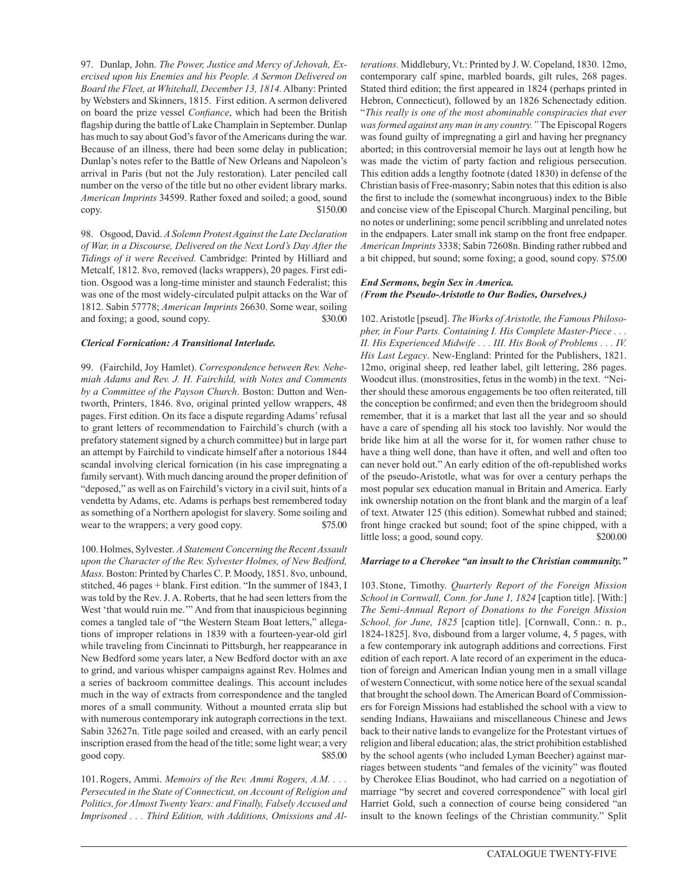97. Dunlap, John. *The Power, Justice and Mercy of Jehovah, Exercised upon his Enemies and his People. A Sermon Delivered on Board the Fleet, at Whitehall, December 13, 1814.* Albany: Printed by Websters and Skinners, 1815. First edition. A sermon delivered on board the prize vessel *Confiance*, which had been the British flagship during the battle of Lake Champlain in September. Dunlap has much to say about God's favor of the Americans during the war. Because of an illness, there had been some delay in publication; Dunlap's notes refer to the Battle of New Orleans and Napoleon's arrival in Paris (but not the July restoration). Later penciled call number on the verso of the title but no other evident library marks. *American Imprints* 34599. Rather foxed and soiled; a good, sound copy. $150.00

98. Osgood, David. *A Solemn Protest Against the Late Declaration of War, in a Discourse, Delivered on the Next Lord's Day After the Tidings of it were Received.* Cambridge: Printed by Hilliard and Metcalf, 1812. 8vo, removed (lacks wrappers), 20 pages. First edition. Osgood was a long-time minister and staunch Federalist; this was one of the most widely-circulated pulpit attacks on the War of 1812. Sabin 57778; *American Imprints* 26630. Some wear, soiling and foxing; a good, sound copy. $30.00

***Clerical Fornication: A Transitional Interlude.***

99. (Fairchild, Joy Hamlet). *Correspondence between Rev. Nehemiah Adams and Rev. J. H. Fairchild, with Notes and Comments by a Committee of the Payson Church*. Boston: Dutton and Wentworth, Printers, 1846. 8vo, original printed yellow wrappers, 48 pages. First edition. On its face a dispute regarding Adams' refusal to grant letters of recommendation to Fairchild's church (with a prefatory statement signed by a church committee) but in large part an attempt by Fairchild to vindicate himself after a notorious 1844 scandal involving clerical fornication (in his case impregnating a family servant). With much dancing around the proper definition of "deposed," as well as on Fairchild's victory in a civil suit, hints of a vendetta by Adams, etc. Adams is perhaps best remembered today as something of a Northern apologist for slavery. Some soiling and wear to the wrappers; a very good copy. $75.00

100. Holmes, Sylvester. *A Statement Concerning the Recent Assault upon the Character of the Rev. Sylvester Holmes, of New Bedford, Mass.* Boston: Printed by Charles C. P. Moody, 1851. 8vo, unbound, stitched, 46 pages + blank. First edition. "In the summer of 1843, I was told by the Rev. J. A. Roberts, that he had seen letters from the West 'that would ruin me.'" And from that inauspicious beginning comes a tangled tale of "the Western Steam Boat letters," allegations of improper relations in 1839 with a fourteen-year-old girl while traveling from Cincinnati to Pittsburgh, her reappearance in New Bedford some years later, a New Bedford doctor with an axe to grind, and various whisper campaigns against Rev. Holmes and a series of backroom committee dealings. This account includes much in the way of extracts from correspondence and the tangled mores of a small community. Without a mounted errata slip but with numerous contemporary ink autograph corrections in the text. Sabin 32627n. Title page soiled and creased, with an early pencil inscription erased from the head of the title; some light wear; a very good copy. $85.00

101. Rogers, Ammi. *Memoirs of the Rev. Ammi Rogers, A.M. . . . Persecuted in the State of Connecticut, on Account of Religion and Politics, for Almost Twenty Years: and Finally, Falsely Accused and Imprisoned . . . Third Edition, with Additions, Omissions and Alterations.* Middlebury, Vt.: Printed by J. W. Copeland, 1830. 12mo, contemporary calf spine, marbled boards, gilt rules, 268 pages. Stated third edition; the first appeared in 1824 (perhaps printed in Hebron, Connecticut), followed by an 1826 Schenectady edition. "*This really is one of the most abominable conspiracies that ever was formed against any man in any country."* The Episcopal Rogers was found guilty of impregnating a girl and having her pregnancy aborted; in this controversial memoir he lays out at length how he was made the victim of party faction and religious persecution. This edition adds a lengthy footnote (dated 1830) in defense of the Christian basis of Free-masonry; Sabin notes that this edition is also the first to include the (somewhat incongruous) index to the Bible and concise view of the Episcopal Church. Marginal penciling, but no notes or underlining; some pencil scribbling and unrelated notes in the endpapers. Later small ink stamp on the front free endpaper. *American Imprints* 3338; Sabin 72608n. Binding rather rubbed and a bit chipped, but sound; some foxing; a good, sound copy. $75.00

***End Sermons, begin Sex in America.***
***(From the Pseudo-Aristotle to Our Bodies, Ourselves.)***

102. Aristotle [pseud]. *The Works of Aristotle, the Famous Philosopher, in Four Parts. Containing I. His Complete Master-Piece . . . II. His Experienced Midwife . . . III. His Book of Problems . . . IV. His Last Legacy*. New-England: Printed for the Publishers, 1821. 12mo, original sheep, red leather label, gilt lettering, 286 pages. Woodcut illus. (monstrosities, fetus in the womb) in the text. "Neither should these amorous engagements be too often reiterated, till the conception be confirmed; and even then the bridegroom should remember, that it is a market that last all the year and so should have a care of spending all his stock too lavishly. Nor would the bride like him at all the worse for it, for women rather chuse to have a thing well done, than have it often, and well and often too can never hold out." An early edition of the oft-republished works of the pseudo-Aristotle, what was for over a century perhaps the most popular sex education manual in Britain and America. Early ink ownership notation on the front blank and the margin of a leaf of text. Atwater 125 (this edition). Somewhat rubbed and stained; front hinge cracked but sound; foot of the spine chipped, with a little loss; a good, sound copy. $200.00

***Marriage to a Cherokee "an insult to the Christian community."***

103. Stone, Timothy. *Quarterly Report of the Foreign Mission School in Cornwall, Conn. for June 1, 1824* [caption title]. [With:] *The Semi-Annual Report of Donations to the Foreign Mission School, for June, 1825* [caption title]. [Cornwall, Conn.: n. p., 1824-1825]. 8vo, disbound from a larger volume, 4, 5 pages, with a few contemporary ink autograph additions and corrections. First edition of each report. A late record of an experiment in the education of foreign and American Indian young men in a small village of western Connecticut, with some notice here of the sexual scandal that brought the school down. The American Board of Commissioners for Foreign Missions had established the school with a view to sending Indians, Hawaiians and miscellaneous Chinese and Jews back to their native lands to evangelize for the Protestant virtues of religion and liberal education; alas, the strict prohibition established by the school agents (who included Lyman Beecher) against marriages between students "and females of the vicinity" was flouted by Cherokee Elias Boudinot, who had carried on a negotiation of marriage "by secret and covered correspondence" with local girl Harriet Gold, such a connection of course being considered "an insult to the known feelings of the Christian community." Split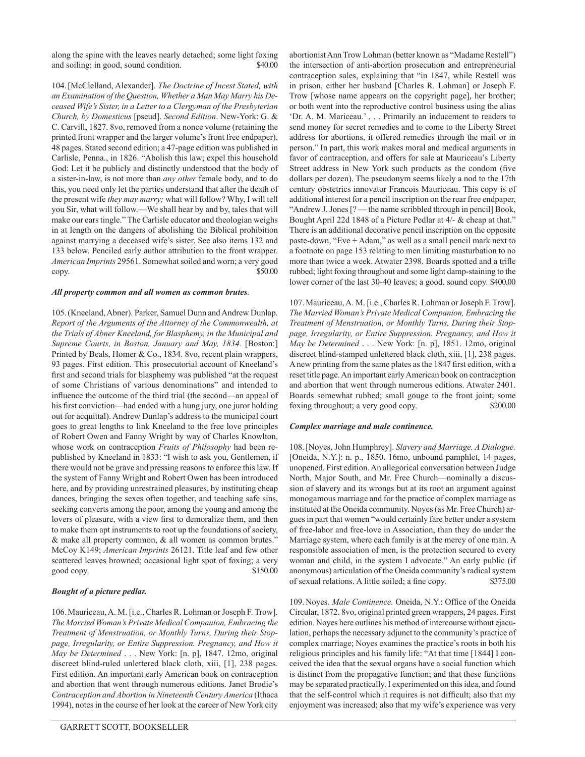along the spine with the leaves nearly detached; some light foxing and soiling; in good, sound condition. $40.00

104. [McClelland, Alexander]. *The Doctrine of Incest Stated, with an Examination of the Question, Whether a Man May Marry his Deceased Wife's Sister, in a Letter to a Clergyman of the Presbyterian Church, by Domesticus* [pseud]. *Second Edition*. New-York: G. & C. Carvill, 1827. 8vo, removed from a nonce volume (retaining the printed front wrapper and the larger volume's front free endpaper), 48 pages. Stated second edition; a 47-page edition was published in Carlisle, Penna., in 1826. "Abolish this law; expel this household God: Let it be publicly and distinctly understood that the body of a sister-in-law, is not more than *any other* female body, and to do this, you need only let the parties understand that after the death of the present wife *they may marry;* what will follow? Why, I will tell you Sir, what will follow.—We shall hear by and by, tales that will make our ears tingle." The Carlisle educator and theologian weighs in at length on the dangers of abolishing the Biblical prohibition against marrying a deceased wife's sister. See also items 132 and 133 below. Penciled early author attribution to the front wrapper. *American Imprints* 29561. Somewhat soiled and worn; a very good copy. $50.00

***All property common and all women as common brutes.***

105. (Kneeland, Abner). Parker, Samuel Dunn and Andrew Dunlap. *Report of the Arguments of the Attorney of the Commonwealth, at the Trials of Abner Kneeland, for Blasphemy, in the Municipal and Supreme Courts, in Boston, January and May, 1834.* [Boston:] Printed by Beals, Homer & Co., 1834. 8vo, recent plain wrappers, 93 pages. First edition. This prosecutorial account of Kneeland's first and second trials for blasphemy was published "at the request of some Christians of various denominations" and intended to influence the outcome of the third trial (the second—an appeal of his first conviction—had ended with a hung jury, one juror holding out for acquittal). Andrew Dunlap's address to the municipal court goes to great lengths to link Kneeland to the free love principles of Robert Owen and Fanny Wright by way of Charles Knowlton, whose work on contraception *Fruits of Philosophy* had been republished by Kneeland in 1833: "I wish to ask you, Gentlemen, if there would not be grave and pressing reasons to enforce this law. If the system of Fanny Wright and Robert Owen has been introduced here, and by providing unrestrained pleasures, by instituting cheap dances, bringing the sexes often together, and teaching safe sins, seeking converts among the poor, among the young and among the lovers of pleasure, with a view first to demoralize them, and then to make them apt instruments to root up the foundations of society, & make all property common, & all women as common brutes." McCoy K149; *American Imprints* 26121. Title leaf and few other scattered leaves browned; occasional light spot of foxing; a very good copy. $150.00

***Bought of a picture pedlar.***

106. Mauriceau, A. M. [i.e., Charles R. Lohman or Joseph F. Trow]. *The Married Woman's Private Medical Companion, Embracing the Treatment of Menstruation, or Monthly Turns, During their Stoppage, Irregularity, or Entire Suppression. Pregnancy, and How it May be Determined* . . . New York: [n. p], 1847. 12mo, original discreet blind-ruled unlettered black cloth, xiii, [1], 238 pages. First edition. An important early American book on contraception and abortion that went through numerous editions. Janet Brodie's *Contraception and Abortion in Nineteenth Century America* (Ithaca 1994), notes in the course of her look at the career of New York city abortionist Ann Trow Lohman (better known as "Madame Restell") the intersection of anti-abortion prosecution and entrepreneurial contraception sales, explaining that "in 1847, while Restell was in prison, either her husband [Charles R. Lohman] or Joseph F. Trow [whose name appears on the copyright page], her brother; or both went into the reproductive control business using the alias 'Dr. A. M. Mariceau.' . . . Primarily an inducement to readers to send money for secret remedies and to come to the Liberty Street address for abortions, it offered remedies through the mail or in person." In part, this work makes moral and medical arguments in favor of contraception, and offers for sale at Mauriceau's Liberty Street address in New York such products as the condom (five dollars per dozen). The pseudonym seems likely a nod to the 17th century obstetrics innovator Francois Mauriceau. This copy is of additional interest for a pencil inscription on the rear free endpaper, "Andrew J. Jones [? — the name scribbled through in pencil] Book, Bought April 22d 1848 of a Picture Pedlar at 4/- & cheap at that." There is an additional decorative pencil inscription on the opposite paste-down, "Eve + Adam," as well as a small pencil mark next to a footnote on page 153 relating to men limiting masturbation to no more than twice a week. Atwater 2398. Boards spotted and a trifle rubbed; light foxing throughout and some light damp-staining to the lower corner of the last 30-40 leaves; a good, sound copy. $400.00

107. Mauriceau, A. M. [i.e., Charles R. Lohman or Joseph F. Trow]. *The Married Woman's Private Medical Companion, Embracing the Treatment of Menstruation, or Monthly Turns, During their Stoppage, Irregularity, or Entire Suppression. Pregnancy, and How it May be Determined* . . . New York: [n. p], 1851. 12mo, original discreet blind-stamped unlettered black cloth, xiii, [1], 238 pages. A new printing from the same plates as the 1847 first edition, with a reset title page. An important early American book on contraception and abortion that went through numerous editions. Atwater 2401. Boards somewhat rubbed; small gouge to the front joint; some foxing throughout; a very good copy. $200.00

***Complex marriage and male continence.***

108. [Noyes, John Humphrey]. *Slavery and Marriage. A Dialogue.* [Oneida, N.Y.]: n. p., 1850. 16mo, unbound pamphlet, 14 pages, unopened. First edition. An allegorical conversation between Judge North, Major South, and Mr. Free Church—nominally a discussion of slavery and its wrongs but at its root an argument against monogamous marriage and for the practice of complex marriage as instituted at the Oneida community. Noyes (as Mr. Free Church) argues in part that women "would certainly fare better under a system of free-labor and free-love in Association, than they do under the Marriage system, where each family is at the mercy of one man. A responsible association of men, is the protection secured to every woman and child, in the system I advocate." An early public (if anonymous) articulation of the Oneida community's radical system of sexual relations. A little soiled; a fine copy. $375.00

109. Noyes. *Male Continence.* Oneida, N.Y.: Office of the Oneida Circular, 1872. 8vo, original printed green wrappers, 24 pages. First edition. Noyes here outlines his method of intercourse without ejaculation, perhaps the necessary adjunct to the community's practice of complex marriage; Noyes examines the practice's roots in both his religious principles and his family life: "At that time [1844] I conceived the idea that the sexual organs have a social function which is distinct from the propagative function; and that these functions may be separated practically. I experimented on this idea, and found that the self-control which it requires is not difficult; also that my enjoyment was increased; also that my wife's experience was very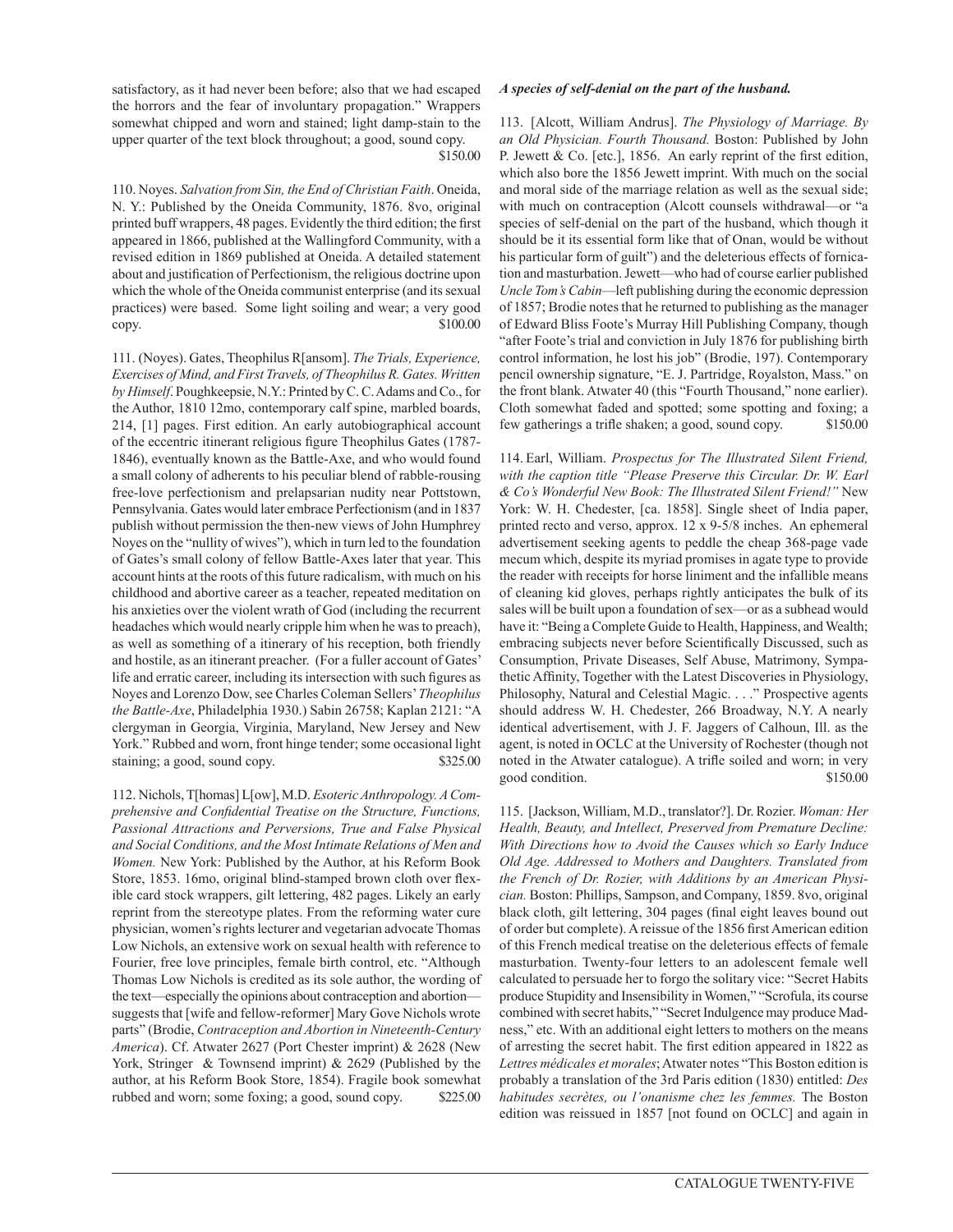satisfactory, as it had never been before; also that we had escaped the horrors and the fear of involuntary propagation." Wrappers somewhat chipped and worn and stained; light damp-stain to the upper quarter of the text block throughout; a good, sound copy. $150.00

110. Noyes. *Salvation from Sin, the End of Christian Faith*. Oneida, N. Y.: Published by the Oneida Community, 1876. 8vo, original printed buff wrappers, 48 pages. Evidently the third edition; the first appeared in 1866, published at the Wallingford Community, with a revised edition in 1869 published at Oneida. A detailed statement about and justification of Perfectionism, the religious doctrine upon which the whole of the Oneida communist enterprise (and its sexual practices) were based. Some light soiling and wear; a very good copy. $100.00

111. (Noyes). Gates, Theophilus R[ansom]. *The Trials, Experience, Exercises of Mind, and First Travels, of Theophilus R. Gates. Written by Himself*. Poughkeepsie, N.Y.: Printed by C. C. Adams and Co., for the Author, 1810 12mo, contemporary calf spine, marbled boards, 214, [1] pages. First edition. An early autobiographical account of the eccentric itinerant religious figure Theophilus Gates (1787-1846), eventually known as the Battle-Axe, and who would found a small colony of adherents to his peculiar blend of rabble-rousing free-love perfectionism and prelapsarian nudity near Pottstown, Pennsylvania. Gates would later embrace Perfectionism (and in 1837 publish without permission the then-new views of John Humphrey Noyes on the "nullity of wives"), which in turn led to the foundation of Gates's small colony of fellow Battle-Axes later that year. This account hints at the roots of this future radicalism, with much on his childhood and abortive career as a teacher, repeated meditation on his anxieties over the violent wrath of God (including the recurrent headaches which would nearly cripple him when he was to preach), as well as something of a itinerary of his reception, both friendly and hostile, as an itinerant preacher. (For a fuller account of Gates' life and erratic career, including its intersection with such figures as Noyes and Lorenzo Dow, see Charles Coleman Sellers' *Theophilus the Battle-Axe*, Philadelphia 1930.) Sabin 26758; Kaplan 2121: "A clergyman in Georgia, Virginia, Maryland, New Jersey and New York." Rubbed and worn, front hinge tender; some occasional light staining; a good, sound copy. $325.00

112. Nichols, T[homas] L[ow], M.D. *Esoteric Anthropology. A Comprehensive and Confidential Treatise on the Structure, Functions, Passional Attractions and Perversions, True and False Physical and Social Conditions, and the Most Intimate Relations of Men and Women.* New York: Published by the Author, at his Reform Book Store, 1853. 16mo, original blind-stamped brown cloth over flexible card stock wrappers, gilt lettering, 482 pages. Likely an early reprint from the stereotype plates. From the reforming water cure physician, women's rights lecturer and vegetarian advocate Thomas Low Nichols, an extensive work on sexual health with reference to Fourier, free love principles, female birth control, etc. "Although Thomas Low Nichols is credited as its sole author, the wording of the text—especially the opinions about contraception and abortion—suggests that [wife and fellow-reformer] Mary Gove Nichols wrote parts" (Brodie, *Contraception and Abortion in Nineteenth-Century America*). Cf. Atwater 2627 (Port Chester imprint) & 2628 (New York, Stringer & Townsend imprint) & 2629 (Published by the author, at his Reform Book Store, 1854). Fragile book somewhat rubbed and worn; some foxing; a good, sound copy. $225.00

***A species of self-denial on the part of the husband.***

113. [Alcott, William Andrus]. *The Physiology of Marriage. By an Old Physician. Fourth Thousand.* Boston: Published by John P. Jewett & Co. [etc.], 1856. An early reprint of the first edition, which also bore the 1856 Jewett imprint. With much on the social and moral side of the marriage relation as well as the sexual side; with much on contraception (Alcott counsels withdrawal—or "a species of self-denial on the part of the husband, which though it should be it its essential form like that of Onan, would be without his particular form of guilt") and the deleterious effects of fornication and masturbation. Jewett—who had of course earlier published *Uncle Tom's Cabin*—left publishing during the economic depression of 1857; Brodie notes that he returned to publishing as the manager of Edward Bliss Foote's Murray Hill Publishing Company, though "after Foote's trial and conviction in July 1876 for publishing birth control information, he lost his job" (Brodie, 197). Contemporary pencil ownership signature, "E. J. Partridge, Royalston, Mass." on the front blank. Atwater 40 (this "Fourth Thousand," none earlier). Cloth somewhat faded and spotted; some spotting and foxing; a few gatherings a trifle shaken; a good, sound copy. $150.00

114. Earl, William. *Prospectus for The Illustrated Silent Friend, with the caption title "Please Preserve this Circular. Dr. W. Earl & Co's Wonderful New Book: The Illustrated Silent Friend!"* New York: W. H. Chedester, [ca. 1858]. Single sheet of India paper, printed recto and verso, approx. 12 x 9-5/8 inches. An ephemeral advertisement seeking agents to peddle the cheap 368-page vade mecum which, despite its myriad promises in agate type to provide the reader with receipts for horse liniment and the infallible means of cleaning kid gloves, perhaps rightly anticipates the bulk of its sales will be built upon a foundation of sex—or as a subhead would have it: "Being a Complete Guide to Health, Happiness, and Wealth; embracing subjects never before Scientifically Discussed, such as Consumption, Private Diseases, Self Abuse, Matrimony, Sympathetic Affinity, Together with the Latest Discoveries in Physiology, Philosophy, Natural and Celestial Magic. . . ." Prospective agents should address W. H. Chedester, 266 Broadway, N.Y. A nearly identical advertisement, with J. F. Jaggers of Calhoun, Ill. as the agent, is noted in OCLC at the University of Rochester (though not noted in the Atwater catalogue). A trifle soiled and worn; in very good condition. $150.00

115. [Jackson, William, M.D., translator?]. Dr. Rozier. *Woman: Her Health, Beauty, and Intellect, Preserved from Premature Decline: With Directions how to Avoid the Causes which so Early Induce Old Age. Addressed to Mothers and Daughters. Translated from the French of Dr. Rozier, with Additions by an American Physician.* Boston: Phillips, Sampson, and Company, 1859. 8vo, original black cloth, gilt lettering, 304 pages (final eight leaves bound out of order but complete). A reissue of the 1856 first American edition of this French medical treatise on the deleterious effects of female masturbation. Twenty-four letters to an adolescent female well calculated to persuade her to forgo the solitary vice: "Secret Habits produce Stupidity and Insensibility in Women," "Scrofula, its course combined with secret habits," "Secret Indulgence may produce Madness," etc. With an additional eight letters to mothers on the means of arresting the secret habit. The first edition appeared in 1822 as *Lettres médicales et morales*; Atwater notes "This Boston edition is probably a translation of the 3rd Paris edition (1830) entitled: *Des habitudes secrètes, ou l'onanisme chez les femmes.* The Boston edition was reissued in 1857 [not found on OCLC] and again in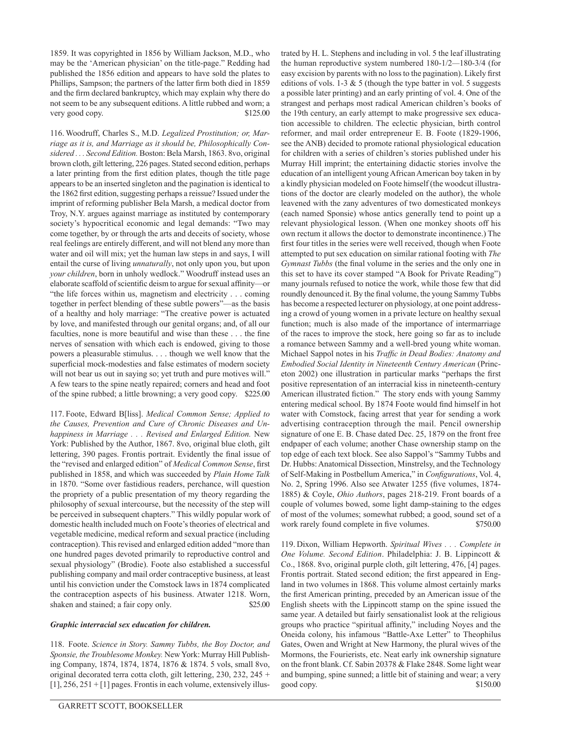1859. It was copyrighted in 1856 by William Jackson, M.D., who may be the 'American physician' on the title-page." Redding had published the 1856 edition and appears to have sold the plates to Phillips, Sampson; the partners of the latter firm both died in 1859 and the firm declared bankruptcy, which may explain why there do not seem to be any subsequent editions. A little rubbed and worn; a very good copy. $125.00

116. Woodruff, Charles S., M.D. *Legalized Prostitution; or, Marriage as it is, and Marriage as it should be, Philosophically Considered . . . Second Edition.* Boston: Bela Marsh, 1863. 8vo, original brown cloth, gilt lettering, 226 pages. Stated second edition, perhaps a later printing from the first edition plates, though the title page appears to be an inserted singleton and the pagination is identical to the 1862 first edition, suggesting perhaps a reissue? Issued under the imprint of reforming publisher Bela Marsh, a medical doctor from Troy, N.Y. argues against marriage as instituted by contemporary society's hypocritical economic and legal demands: "Two may come together, by or through the arts and deceits of society, whose real feelings are entirely different, and will not blend any more than water and oil will mix; yet the human law steps in and says, I will entail the curse of living *unnaturally*, not only upon you, but upon *your children*, born in unholy wedlock." Woodruff instead uses an elaborate scaffold of scientific deism to argue for sexual affinity—or "the life forces within us, magnetism and electricity . . . coming together in perfect blending of these subtle powers"—as the basis of a healthy and holy marriage: "The creative power is actuated by love, and manifested through our genital organs; and, of all our faculties, none is more beautiful and wise than these . . . the fine nerves of sensation with which each is endowed, giving to those powers a pleasurable stimulus. . . . though we well know that the superficial mock-modesties and false estimates of modern society will not bear us out in saying so; yet truth and pure motives will." A few tears to the spine neatly repaired; corners and head and foot of the spine rubbed; a little browning; a very good copy. $225.00

117. Foote, Edward B[liss]. *Medical Common Sense; Applied to the Causes, Prevention and Cure of Chronic Diseases and Unhappiness in Marriage . . . Revised and Enlarged Edition.* New York: Published by the Author, 1867. 8vo, original blue cloth, gilt lettering, 390 pages. Frontis portrait. Evidently the final issue of the "revised and enlarged edition" of *Medical Common Sense*, first published in 1858, and which was succeeded by *Plain Home Talk* in 1870. "Some over fastidious readers, perchance, will question the propriety of a public presentation of my theory regarding the philosophy of sexual intercourse, but the necessity of the step will be perceived in subsequent chapters." This wildly popular work of domestic health included much on Foote's theories of electrical and vegetable medicine, medical reform and sexual practice (including contraception). This revised and enlarged edition added "more than one hundred pages devoted primarily to reproductive control and sexual physiology" (Brodie). Foote also established a successful publishing company and mail order contraceptive business, at least until his conviction under the Comstock laws in 1874 complicated the contraception aspects of his business. Atwater 1218. Worn, shaken and stained; a fair copy only. $25.00

***Graphic interracial sex education for children.***

118. Foote. *Science in Story. Sammy Tubbs, the Boy Doctor, and Sponsie, the Troublesome Monkey.* New York: Murray Hill Publishing Company, 1874, 1874, 1874, 1876 & 1874. 5 vols, small 8vo, original decorated terra cotta cloth, gilt lettering, 230, 232, 245 + [1], 256, 251 + [1] pages. Frontis in each volume, extensively illustrated by H. L. Stephens and including in vol. 5 the leaf illustrating the human reproductive system numbered 180-1/2—180-3/4 (for easy excision by parents with no loss to the pagination). Likely first editions of vols. 1-3 & 5 (though the type batter in vol. 5 suggests a possible later printing) and an early printing of vol. 4. One of the strangest and perhaps most radical American children's books of the 19th century, an early attempt to make progressive sex education accessible to children. The eclectic physician, birth control reformer, and mail order entrepreneur E. B. Foote (1829-1906, see the ANB) decided to promote rational physiological education for children with a series of children's stories published under his Murray Hill imprint; the entertaining didactic stories involve the education of an intelligent young African American boy taken in by a kindly physician modeled on Foote himself (the woodcut illustrations of the doctor are clearly modeled on the author), the whole leavened with the zany adventures of two domesticated monkeys (each named Sponsie) whose antics generally tend to point up a relevant physiological lesson. (When one monkey shoots off his own rectum it allows the doctor to demonstrate incontinence.) The first four titles in the series were well received, though when Foote attempted to put sex education on similar rational footing with *The Gymnast Tubbs* (the final volume in the series and the only one in this set to have its cover stamped "A Book for Private Reading") many journals refused to notice the work, while those few that did roundly denounced it. By the final volume, the young Sammy Tubbs has become a respected lecturer on physiology, at one point addressing a crowd of young women in a private lecture on healthy sexual function; much is also made of the importance of intermarriage of the races to improve the stock, here going so far as to include a romance between Sammy and a well-bred young white woman. Michael Sappol notes in his *Traffic in Dead Bodies: Anatomy and Embodied Social Identity in Nineteenth Century American* (Princeton 2002) one illustration in particular marks "perhaps the first positive representation of an interracial kiss in nineteenth-century American illustrated fiction." The story ends with young Sammy entering medical school. By 1874 Foote would find himself in hot water with Comstock, facing arrest that year for sending a work advertising contraception through the mail. Pencil ownership signature of one E. B. Chase dated Dec. 25, 1879 on the front free endpaper of each volume; another Chase ownership stamp on the top edge of each text block. See also Sappol's "Sammy Tubbs and Dr. Hubbs: Anatomical Dissection, Minstrelsy, and the Technology of Self-Making in Postbellum America," in *Configurations*, Vol. 4, No. 2, Spring 1996. Also see Atwater 1255 (five volumes, 1874-1885) & Coyle, *Ohio Authors*, pages 218-219. Front boards of a couple of volumes bowed, some light damp-staining to the edges of most of the volumes; somewhat rubbed; a good, sound set of a work rarely found complete in five volumes. $750.00

119. Dixon, William Hepworth. *Spiritual Wives . . . Complete in One Volume. Second Edition*. Philadelphia: J. B. Lippincott & Co., 1868. 8vo, original purple cloth, gilt lettering, 476, [4] pages. Frontis portrait. Stated second edition; the first appeared in England in two volumes in 1868. This volume almost certainly marks the first American printing, preceded by an American issue of the English sheets with the Lippincott stamp on the spine issued the same year. A detailed but fairly sensationalist look at the religious groups who practice "spiritual affinity," including Noyes and the Oneida colony, his infamous "Battle-Axe Letter" to Theophilus Gates, Owen and Wright at New Harmony, the plural wives of the Mormons, the Fourierists, etc. Neat early ink ownership signature on the front blank. Cf. Sabin 20378 & Flake 2848. Some light wear and bumping, spine sunned; a little bit of staining and wear; a very good copy. $150.00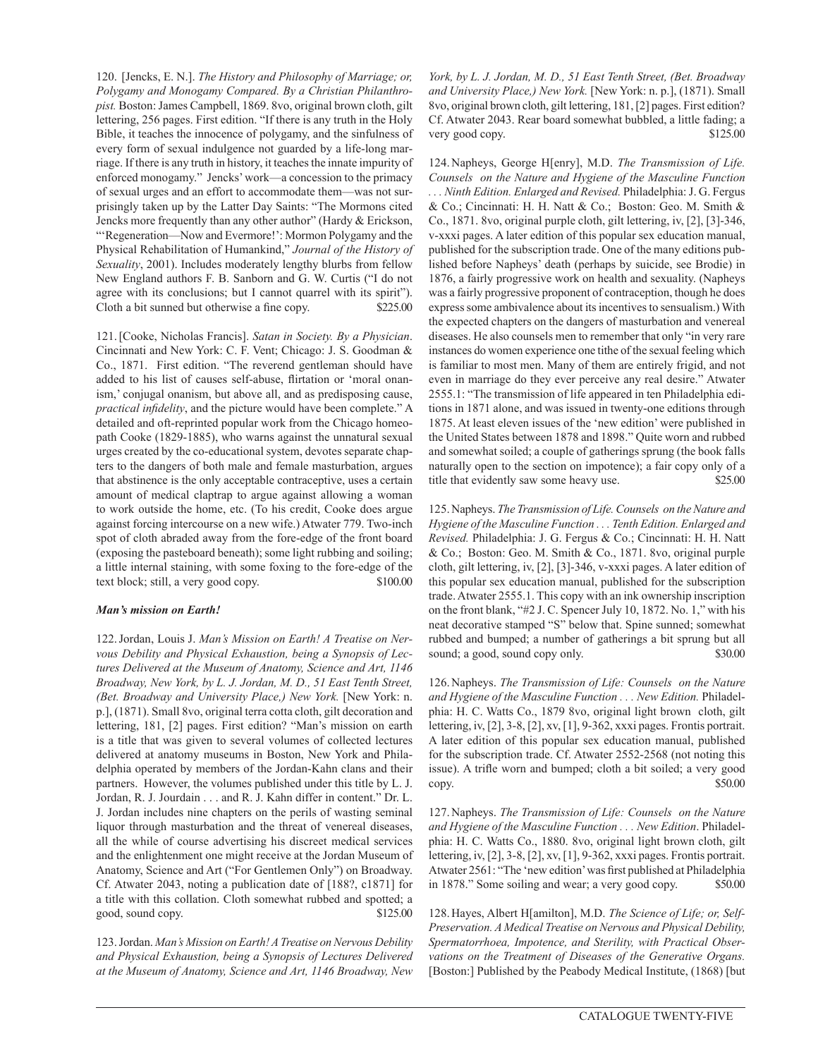120. [Jencks, E. N.]. *The History and Philosophy of Marriage; or, Polygamy and Monogamy Compared. By a Christian Philanthropist.* Boston: James Campbell, 1869. 8vo, original brown cloth, gilt lettering, 256 pages. First edition. "If there is any truth in the Holy Bible, it teaches the innocence of polygamy, and the sinfulness of every form of sexual indulgence not guarded by a life-long marriage. If there is any truth in history, it teaches the innate impurity of enforced monogamy." Jencks' work—a concession to the primacy of sexual urges and an effort to accommodate them—was not surprisingly taken up by the Latter Day Saints: "The Mormons cited Jencks more frequently than any other author" (Hardy & Erickson, "'Regeneration—Now and Evermore!': Mormon Polygamy and the Physical Rehabilitation of Humankind," *Journal of the History of Sexuality*, 2001). Includes moderately lengthy blurbs from fellow New England authors F. B. Sanborn and G. W. Curtis ("I do not agree with its conclusions; but I cannot quarrel with its spirit"). Cloth a bit sunned but otherwise a fine copy. $225.00

121. [Cooke, Nicholas Francis]. *Satan in Society. By a Physician*. Cincinnati and New York: C. F. Vent; Chicago: J. S. Goodman & Co., 1871. First edition. "The reverend gentleman should have added to his list of causes self-abuse, flirtation or 'moral onanism,' conjugal onanism, but above all, and as predisposing cause, *practical infidelity*, and the picture would have been complete." A detailed and oft-reprinted popular work from the Chicago homeopath Cooke (1829-1885), who warns against the unnatural sexual urges created by the co-educational system, devotes separate chapters to the dangers of both male and female masturbation, argues that abstinence is the only acceptable contraceptive, uses a certain amount of medical claptrap to argue against allowing a woman to work outside the home, etc. (To his credit, Cooke does argue against forcing intercourse on a new wife.) Atwater 779. Two-inch spot of cloth abraded away from the fore-edge of the front board (exposing the pasteboard beneath); some light rubbing and soiling; a little internal staining, with some foxing to the fore-edge of the text block; still, a very good copy. $100.00

***Man's mission on Earth!***

122. Jordan, Louis J. *Man's Mission on Earth! A Treatise on Nervous Debility and Physical Exhaustion, being a Synopsis of Lectures Delivered at the Museum of Anatomy, Science and Art, 1146 Broadway, New York, by L. J. Jordan, M. D., 51 East Tenth Street, (Bet. Broadway and University Place,) New York.* [New York: n. p.], (1871). Small 8vo, original terra cotta cloth, gilt decoration and lettering, 181, [2] pages. First edition? "Man's mission on earth is a title that was given to several volumes of collected lectures delivered at anatomy museums in Boston, New York and Philadelphia operated by members of the Jordan-Kahn clans and their partners. However, the volumes published under this title by L. J. Jordan, R. J. Jourdain . . . and R. J. Kahn differ in content." Dr. L. J. Jordan includes nine chapters on the perils of wasting seminal liquor through masturbation and the threat of venereal diseases, all the while of course advertising his discreet medical services and the enlightenment one might receive at the Jordan Museum of Anatomy, Science and Art ("For Gentlemen Only") on Broadway. Cf. Atwater 2043, noting a publication date of [188?, c1871] for a title with this collation. Cloth somewhat rubbed and spotted; a good, sound copy. $125.00

123. Jordan. *Man's Mission on Earth! A Treatise on Nervous Debility and Physical Exhaustion, being a Synopsis of Lectures Delivered at the Museum of Anatomy, Science and Art, 1146 Broadway, New York, by L. J. Jordan, M. D., 51 East Tenth Street, (Bet. Broadway and University Place,) New York.* [New York: n. p.], (1871). Small 8vo, original brown cloth, gilt lettering, 181, [2] pages. First edition? Cf. Atwater 2043. Rear board somewhat bubbled, a little fading; a very good copy. $125.00

124. Napheys, George H[enry], M.D. *The Transmission of Life. Counsels on the Nature and Hygiene of the Masculine Function . . . Ninth Edition. Enlarged and Revised.* Philadelphia: J. G. Fergus & Co.; Cincinnati: H. H. Natt & Co.; Boston: Geo. M. Smith & Co., 1871. 8vo, original purple cloth, gilt lettering, iv, [2], [3]-346, v-xxxi pages. A later edition of this popular sex education manual, published for the subscription trade. One of the many editions published before Napheys' death (perhaps by suicide, see Brodie) in 1876, a fairly progressive work on health and sexuality. (Napheys was a fairly progressive proponent of contraception, though he does express some ambivalence about its incentives to sensualism.) With the expected chapters on the dangers of masturbation and venereal diseases. He also counsels men to remember that only "in very rare instances do women experience one tithe of the sexual feeling which is familiar to most men. Many of them are entirely frigid, and not even in marriage do they ever perceive any real desire." Atwater 2555.1: "The transmission of life appeared in ten Philadelphia editions in 1871 alone, and was issued in twenty-one editions through 1875. At least eleven issues of the 'new edition' were published in the United States between 1878 and 1898." Quite worn and rubbed and somewhat soiled; a couple of gatherings sprung (the book falls naturally open to the section on impotence); a fair copy only of a title that evidently saw some heavy use. $25.00

125. Napheys. *The Transmission of Life. Counsels on the Nature and Hygiene of the Masculine Function . . . Tenth Edition. Enlarged and Revised.* Philadelphia: J. G. Fergus & Co.; Cincinnati: H. H. Natt & Co.; Boston: Geo. M. Smith & Co., 1871. 8vo, original purple cloth, gilt lettering, iv, [2], [3]-346, v-xxxi pages. A later edition of this popular sex education manual, published for the subscription trade. Atwater 2555.1. This copy with an ink ownership inscription on the front blank, "#2 J. C. Spencer July 10, 1872. No. 1," with his neat decorative stamped "S" below that. Spine sunned; somewhat rubbed and bumped; a number of gatherings a bit sprung but all sound; a good, sound copy only. $30.00

126. Napheys. *The Transmission of Life: Counsels on the Nature and Hygiene of the Masculine Function . . . New Edition.* Philadelphia: H. C. Watts Co., 1879 8vo, original light brown cloth, gilt lettering, iv, [2], 3-8, [2], xv, [1], 9-362, xxxi pages. Frontis portrait. A later edition of this popular sex education manual, published for the subscription trade. Cf. Atwater 2552-2568 (not noting this issue). A trifle worn and bumped; cloth a bit soiled; a very good copy. $50.00

127. Napheys. *The Transmission of Life: Counsels on the Nature and Hygiene of the Masculine Function . . . New Edition*. Philadelphia: H. C. Watts Co., 1880. 8vo, original light brown cloth, gilt lettering, iv, [2], 3-8, [2], xv, [1], 9-362, xxxi pages. Frontis portrait. Atwater 2561: "The 'new edition' was first published at Philadelphia in 1878." Some soiling and wear; a very good copy. $50.00

128. Hayes, Albert H[amilton], M.D. *The Science of Life; or, Self-Preservation. A Medical Treatise on Nervous and Physical Debility, Spermatorrhoea, Impotence, and Sterility, with Practical Observations on the Treatment of Diseases of the Generative Organs.* [Boston:] Published by the Peabody Medical Institute, (1868) [but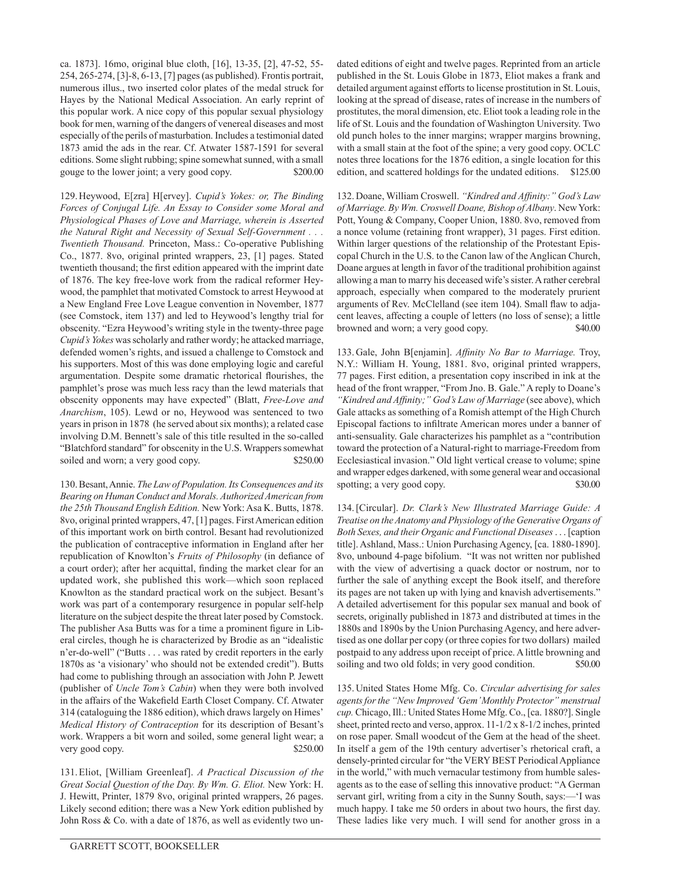ca. 1873]. 16mo, original blue cloth, [16], 13-35, [2], 47-52, 55-254, 265-274, [3]-8, 6-13, [7] pages (as published). Frontis portrait, numerous illus., two inserted color plates of the medal struck for Hayes by the National Medical Association. An early reprint of this popular work. A nice copy of this popular sexual physiology book for men, warning of the dangers of venereal diseases and most especially of the perils of masturbation. Includes a testimonial dated 1873 amid the ads in the rear. Cf. Atwater 1587-1591 for several editions. Some slight rubbing; spine somewhat sunned, with a small gouge to the lower joint; a very good copy. $200.00

129. Heywood, E[zra] H[ervey]. *Cupid's Yokes: or, The Binding Forces of Conjugal Life. An Essay to Consider some Moral and Physiological Phases of Love and Marriage, wherein is Asserted the Natural Right and Necessity of Sexual Self-Government . . . Twentieth Thousand.* Princeton, Mass.: Co-operative Publishing Co., 1877. 8vo, original printed wrappers, 23, [1] pages. Stated twentieth thousand; the first edition appeared with the imprint date of 1876. The key free-love work from the radical reformer Heywood, the pamphlet that motivated Comstock to arrest Heywood at a New England Free Love League convention in November, 1877 (see Comstock, item 137) and led to Heywood's lengthy trial for obscenity. "Ezra Heywood's writing style in the twenty-three page *Cupid's Yokes* was scholarly and rather wordy; he attacked marriage, defended women's rights, and issued a challenge to Comstock and his supporters. Most of this was done employing logic and careful argumentation. Despite some dramatic rhetorical flourishes, the pamphlet's prose was much less racy than the lewd materials that obscenity opponents may have expected" (Blatt, *Free-Love and Anarchism*, 105). Lewd or no, Heywood was sentenced to two years in prison in 1878 (he served about six months); a related case involving D.M. Bennett's sale of this title resulted in the so-called "Blatchford standard" for obscenity in the U.S. Wrappers somewhat soiled and worn; a very good copy. $250.00

130. Besant, Annie. *The Law of Population. Its Consequences and its Bearing on Human Conduct and Morals. Authorized American from the 25th Thousand English Edition.* New York: Asa K. Butts, 1878. 8vo, original printed wrappers, 47, [1] pages. First American edition of this important work on birth control. Besant had revolutionized the publication of contraceptive information in England after her republication of Knowlton's *Fruits of Philosophy* (in defiance of a court order); after her acquittal, finding the market clear for an updated work, she published this work—which soon replaced Knowlton as the standard practical work on the subject. Besant's work was part of a contemporary resurgence in popular self-help literature on the subject despite the threat later posed by Comstock. The publisher Asa Butts was for a time a prominent figure in Liberal circles, though he is characterized by Brodie as an "idealistic n'er-do-well" ("Butts . . . was rated by credit reporters in the early 1870s as 'a visionary' who should not be extended credit"). Butts had come to publishing through an association with John P. Jewett (publisher of *Uncle Tom's Cabin*) when they were both involved in the affairs of the Wakefield Earth Closet Company. Cf. Atwater 314 (cataloguing the 1886 edition), which draws largely on Himes' *Medical History of Contraception* for its description of Besant's work. Wrappers a bit worn and soiled, some general light wear; a very good copy. $250.00

131. Eliot, [William Greenleaf]. *A Practical Discussion of the Great Social Question of the Day. By Wm. G. Eliot.* New York: H. J. Hewitt, Printer, 1879 8vo, original printed wrappers, 26 pages. Likely second edition; there was a New York edition published by John Ross & Co. with a date of 1876, as well as evidently two undated editions of eight and twelve pages. Reprinted from an article published in the St. Louis Globe in 1873, Eliot makes a frank and detailed argument against efforts to license prostitution in St. Louis, looking at the spread of disease, rates of increase in the numbers of prostitutes, the moral dimension, etc. Eliot took a leading role in the life of St. Louis and the foundation of Washington University. Two old punch holes to the inner margins; wrapper margins browning, with a small stain at the foot of the spine; a very good copy. OCLC notes three locations for the 1876 edition, a single location for this edition, and scattered holdings for the undated editions. $125.00

132. Doane, William Croswell. *"Kindred and Affinity:" God's Law of Marriage. By Wm. Croswell Doane, Bishop of Albany*. New York: Pott, Young & Company, Cooper Union, 1880. 8vo, removed from a nonce volume (retaining front wrapper), 31 pages. First edition. Within larger questions of the relationship of the Protestant Episcopal Church in the U.S. to the Canon law of the Anglican Church, Doane argues at length in favor of the traditional prohibition against allowing a man to marry his deceased wife's sister. A rather cerebral approach, especially when compared to the moderately prurient arguments of Rev. McClelland (see item 104). Small flaw to adjacent leaves, affecting a couple of letters (no loss of sense); a little browned and worn; a very good copy. $40.00

133. Gale, John B[enjamin]. *Affinity No Bar to Marriage.* Troy, N.Y.: William H. Young, 1881. 8vo, original printed wrappers, 77 pages. First edition, a presentation copy inscribed in ink at the head of the front wrapper, "From Jno. B. Gale." A reply to Doane's *"Kindred and Affinity;" God's Law of Marriage* (see above), which Gale attacks as something of a Romish attempt of the High Church Episcopal factions to infiltrate American mores under a banner of anti-sensuality. Gale characterizes his pamphlet as a "contribution toward the protection of a Natural-right to marriage-Freedom from Ecclesiastical invasion." Old light vertical crease to volume; spine and wrapper edges darkened, with some general wear and occasional spotting; a very good copy. $30.00

134. [Circular]. *Dr. Clark's New Illustrated Marriage Guide: A Treatise on the Anatomy and Physiology of the Generative Organs of Both Sexes, and their Organic and Functional Diseases* . . . [caption title]. Ashland, Mass.: Union Purchasing Agency, [ca. 1880-1890]. 8vo, unbound 4-page bifolium. "It was not written nor published with the view of advertising a quack doctor or nostrum, nor to further the sale of anything except the Book itself, and therefore its pages are not taken up with lying and knavish advertisements." A detailed advertisement for this popular sex manual and book of secrets, originally published in 1873 and distributed at times in the 1880s and 1890s by the Union Purchasing Agency, and here advertised as one dollar per copy (or three copies for two dollars) mailed postpaid to any address upon receipt of price. A little browning and soiling and two old folds; in very good condition. $50.00

135. United States Home Mfg. Co. *Circular advertising for sales agents for the "New Improved 'Gem' Monthly Protector" menstrual cup.* Chicago, Ill.: United States Home Mfg. Co., [ca. 1880?]. Single sheet, printed recto and verso, approx. 11-1/2 x 8-1/2 inches, printed on rose paper. Small woodcut of the Gem at the head of the sheet. In itself a gem of the 19th century advertiser's rhetorical craft, a densely-printed circular for "the VERY BEST Periodical Appliance in the world," with much vernacular testimony from humble sales-agents as to the ease of selling this innovative product: "A German servant girl, writing from a city in the Sunny South, says:—'I was much happy. I take me 50 orders in about two hours, the first day. These ladies like very much. I will send for another gross in a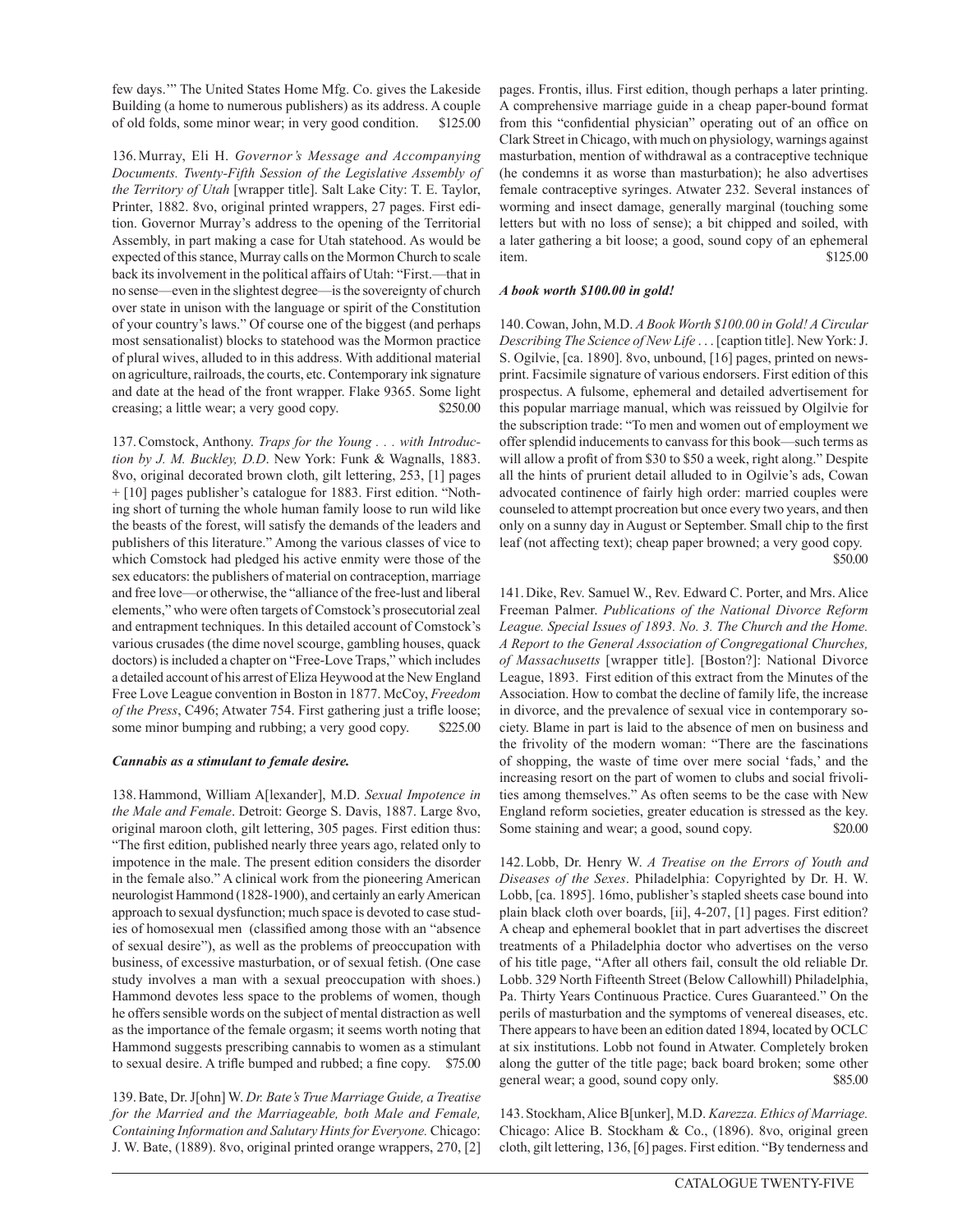few days.'" The United States Home Mfg. Co. gives the Lakeside Building (a home to numerous publishers) as its address. A couple of old folds, some minor wear; in very good condition. $125.00

136. Murray, Eli H. *Governor's Message and Accompanying Documents. Twenty-Fifth Session of the Legislative Assembly of the Territory of Utah* [wrapper title]. Salt Lake City: T. E. Taylor, Printer, 1882. 8vo, original printed wrappers, 27 pages. First edition. Governor Murray's address to the opening of the Territorial Assembly, in part making a case for Utah statehood. As would be expected of this stance, Murray calls on the Mormon Church to scale back its involvement in the political affairs of Utah: "First.—that in no sense—even in the slightest degree—is the sovereignty of church over state in unison with the language or spirit of the Constitution of your country's laws." Of course one of the biggest (and perhaps most sensationalist) blocks to statehood was the Mormon practice of plural wives, alluded to in this address. With additional material on agriculture, railroads, the courts, etc. Contemporary ink signature and date at the head of the front wrapper. Flake 9365. Some light creasing; a little wear; a very good copy. $250.00

137. Comstock, Anthony. *Traps for the Young . . . with Introduction by J. M. Buckley, D.D*. New York: Funk & Wagnalls, 1883. 8vo, original decorated brown cloth, gilt lettering, 253, [1] pages + [10] pages publisher's catalogue for 1883. First edition. "Nothing short of turning the whole human family loose to run wild like the beasts of the forest, will satisfy the demands of the leaders and publishers of this literature." Among the various classes of vice to which Comstock had pledged his active enmity were those of the sex educators: the publishers of material on contraception, marriage and free love—or otherwise, the "alliance of the free-lust and liberal elements," who were often targets of Comstock's prosecutorial zeal and entrapment techniques. In this detailed account of Comstock's various crusades (the dime novel scourge, gambling houses, quack doctors) is included a chapter on "Free-Love Traps," which includes a detailed account of his arrest of Eliza Heywood at the New England Free Love League convention in Boston in 1877. McCoy, *Freedom of the Press*, C496; Atwater 754. First gathering just a trifle loose; some minor bumping and rubbing; a very good copy. $225.00

***Cannabis as a stimulant to female desire.***

138. Hammond, William A[lexander], M.D. *Sexual Impotence in the Male and Female*. Detroit: George S. Davis, 1887. Large 8vo, original maroon cloth, gilt lettering, 305 pages. First edition thus: "The first edition, published nearly three years ago, related only to impotence in the male. The present edition considers the disorder in the female also." A clinical work from the pioneering American neurologist Hammond (1828-1900), and certainly an early American approach to sexual dysfunction; much space is devoted to case studies of homosexual men (classified among those with an "absence of sexual desire"), as well as the problems of preoccupation with business, of excessive masturbation, or of sexual fetish. (One case study involves a man with a sexual preoccupation with shoes.) Hammond devotes less space to the problems of women, though he offers sensible words on the subject of mental distraction as well as the importance of the female orgasm; it seems worth noting that Hammond suggests prescribing cannabis to women as a stimulant to sexual desire. A trifle bumped and rubbed; a fine copy. $75.00

139. Bate, Dr. J[ohn] W. *Dr. Bate's True Marriage Guide, a Treatise for the Married and the Marriageable, both Male and Female, Containing Information and Salutary Hints for Everyone.* Chicago: J. W. Bate, (1889). 8vo, original printed orange wrappers, 270, [2] pages. Frontis, illus. First edition, though perhaps a later printing. A comprehensive marriage guide in a cheap paper-bound format from this "confidential physician" operating out of an office on Clark Street in Chicago, with much on physiology, warnings against masturbation, mention of withdrawal as a contraceptive technique (he condemns it as worse than masturbation); he also advertises female contraceptive syringes. Atwater 232. Several instances of worming and insect damage, generally marginal (touching some letters but with no loss of sense); a bit chipped and soiled, with a later gathering a bit loose; a good, sound copy of an ephemeral item. $125.00

***A book worth $100.00 in gold!***

140. Cowan, John, M.D. *A Book Worth $100.00 in Gold! A Circular Describing The Science of New Life* . . . [caption title]. New York: J. S. Ogilvie, [ca. 1890]. 8vo, unbound, [16] pages, printed on newsprint. Facsimile signature of various endorsers. First edition of this prospectus. A fulsome, ephemeral and detailed advertisement for this popular marriage manual, which was reissued by Olgilvie for the subscription trade: "To men and women out of employment we offer splendid inducements to canvass for this book—such terms as will allow a profit of from $30 to $50 a week, right along." Despite all the hints of prurient detail alluded to in Ogilvie's ads, Cowan advocated continence of fairly high order: married couples were counseled to attempt procreation but once every two years, and then only on a sunny day in August or September. Small chip to the first leaf (not affecting text); cheap paper browned; a very good copy. $50.00

141. Dike, Rev. Samuel W., Rev. Edward C. Porter, and Mrs. Alice Freeman Palmer. *Publications of the National Divorce Reform League. Special Issues of 1893. No. 3. The Church and the Home. A Report to the General Association of Congregational Churches, of Massachusetts* [wrapper title]. [Boston?]: National Divorce League, 1893. First edition of this extract from the Minutes of the Association. How to combat the decline of family life, the increase in divorce, and the prevalence of sexual vice in contemporary society. Blame in part is laid to the absence of men on business and the frivolity of the modern woman: "There are the fascinations of shopping, the waste of time over mere social 'fads,' and the increasing resort on the part of women to clubs and social frivolities among themselves." As often seems to be the case with New England reform societies, greater education is stressed as the key. Some staining and wear; a good, sound copy. $20.00

142. Lobb, Dr. Henry W. *A Treatise on the Errors of Youth and Diseases of the Sexes*. Philadelphia: Copyrighted by Dr. H. W. Lobb, [ca. 1895]. 16mo, publisher's stapled sheets case bound into plain black cloth over boards, [ii], 4-207, [1] pages. First edition? A cheap and ephemeral booklet that in part advertises the discreet treatments of a Philadelphia doctor who advertises on the verso of his title page, "After all others fail, consult the old reliable Dr. Lobb. 329 North Fifteenth Street (Below Callowhill) Philadelphia, Pa. Thirty Years Continuous Practice. Cures Guaranteed." On the perils of masturbation and the symptoms of venereal diseases, etc. There appears to have been an edition dated 1894, located by OCLC at six institutions. Lobb not found in Atwater. Completely broken along the gutter of the title page; back board broken; some other general wear; a good, sound copy only. $85.00

143. Stockham, Alice B[unker], M.D. *Karezza. Ethics of Marriage.* Chicago: Alice B. Stockham & Co., (1896). 8vo, original green cloth, gilt lettering, 136, [6] pages. First edition. "By tenderness and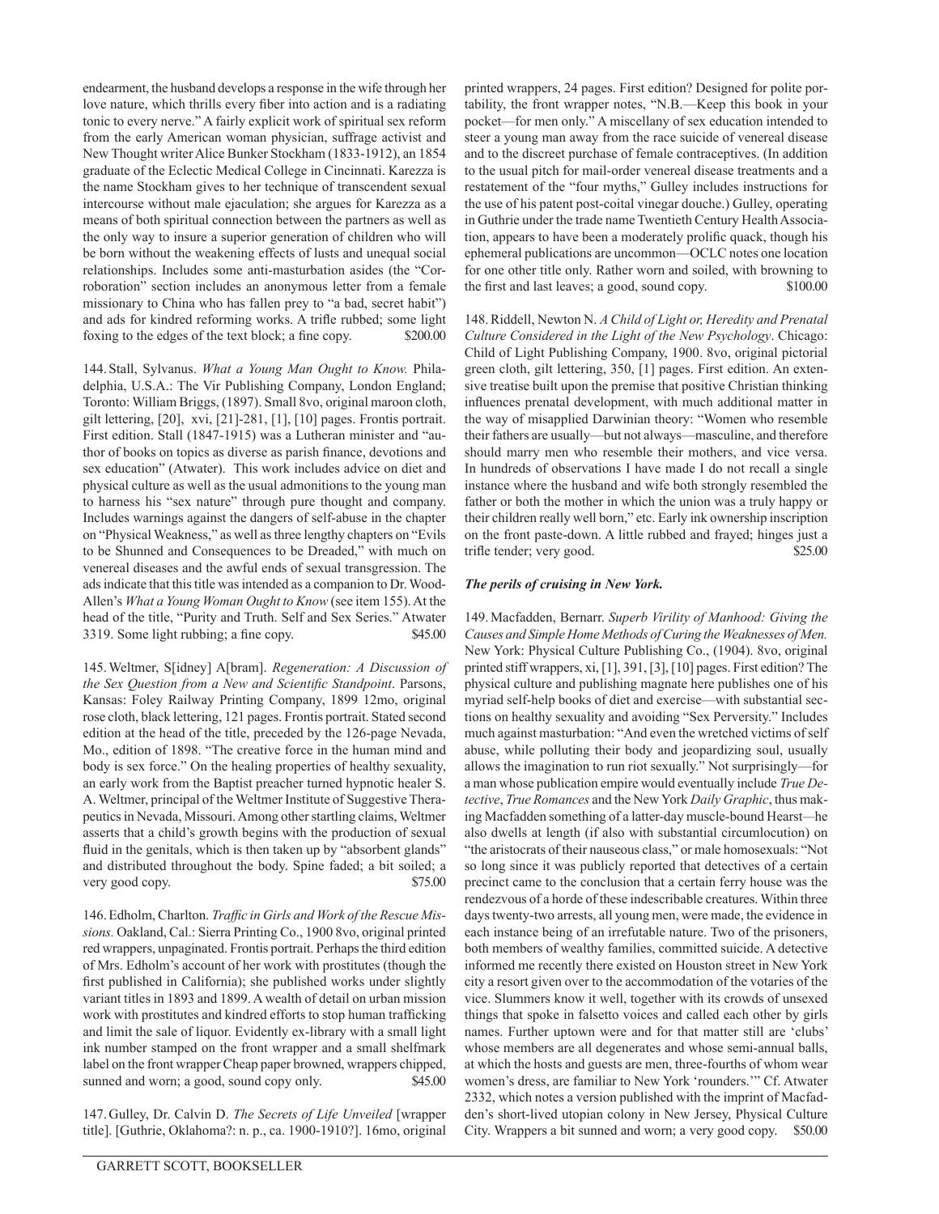endearment, the husband develops a response in the wife through her love nature, which thrills every fiber into action and is a radiating tonic to every nerve." A fairly explicit work of spiritual sex reform from the early American woman physician, suffrage activist and New Thought writer Alice Bunker Stockham (1833-1912), an 1854 graduate of the Eclectic Medical College in Cincinnati. Karezza is the name Stockham gives to her technique of transcendent sexual intercourse without male ejaculation; she argues for Karezza as a means of both spiritual connection between the partners as well as the only way to insure a superior generation of children who will be born without the weakening effects of lusts and unequal social relationships. Includes some anti-masturbation asides (the "Corroboration" section includes an anonymous letter from a female missionary to China who has fallen prey to "a bad, secret habit") and ads for kindred reforming works. A trifle rubbed; some light foxing to the edges of the text block; a fine copy. $200.00

144. Stall, Sylvanus. *What a Young Man Ought to Know.* Philadelphia, U.S.A.: The Vir Publishing Company, London England; Toronto: William Briggs, (1897). Small 8vo, original maroon cloth, gilt lettering, [20], xvi, [21]-281, [1], [10] pages. Frontis portrait. First edition. Stall (1847-1915) was a Lutheran minister and "author of books on topics as diverse as parish finance, devotions and sex education" (Atwater). This work includes advice on diet and physical culture as well as the usual admonitions to the young man to harness his "sex nature" through pure thought and company. Includes warnings against the dangers of self-abuse in the chapter on "Physical Weakness," as well as three lengthy chapters on "Evils to be Shunned and Consequences to be Dreaded," with much on venereal diseases and the awful ends of sexual transgression. The ads indicate that this title was intended as a companion to Dr. Wood-Allen's *What a Young Woman Ought to Know* (see item 155). At the head of the title, "Purity and Truth. Self and Sex Series." Atwater 3319. Some light rubbing; a fine copy. $45.00

145. Weltmer, S[idney] A[bram]. *Regeneration: A Discussion of the Sex Question from a New and Scientific Standpoint*. Parsons, Kansas: Foley Railway Printing Company, 1899 12mo, original rose cloth, black lettering, 121 pages. Frontis portrait. Stated second edition at the head of the title, preceded by the 126-page Nevada, Mo., edition of 1898. "The creative force in the human mind and body is sex force." On the healing properties of healthy sexuality, an early work from the Baptist preacher turned hypnotic healer S. A. Weltmer, principal of the Weltmer Institute of Suggestive Therapeutics in Nevada, Missouri. Among other startling claims, Weltmer asserts that a child's growth begins with the production of sexual fluid in the genitals, which is then taken up by "absorbent glands" and distributed throughout the body. Spine faded; a bit soiled; a very good copy. $75.00

146. Edholm, Charlton. *Traffic in Girls and Work of the Rescue Missions.* Oakland, Cal.: Sierra Printing Co., 1900 8vo, original printed red wrappers, unpaginated. Frontis portrait. Perhaps the third edition of Mrs. Edholm's account of her work with prostitutes (though the first published in California); she published works under slightly variant titles in 1893 and 1899. A wealth of detail on urban mission work with prostitutes and kindred efforts to stop human trafficking and limit the sale of liquor. Evidently ex-library with a small light ink number stamped on the front wrapper and a small shelfmark label on the front wrapper Cheap paper browned, wrappers chipped, sunned and worn; a good, sound copy only. $45.00

147. Gulley, Dr. Calvin D. *The Secrets of Life Unveiled* [wrapper title]. [Guthrie, Oklahoma?: n. p., ca. 1900-1910?]. 16mo, original printed wrappers, 24 pages. First edition? Designed for polite portability, the front wrapper notes, "N.B.—Keep this book in your pocket—for men only." A miscellany of sex education intended to steer a young man away from the race suicide of venereal disease and to the discreet purchase of female contraceptives. (In addition to the usual pitch for mail-order venereal disease treatments and a restatement of the "four myths," Gulley includes instructions for the use of his patent post-coital vinegar douche.) Gulley, operating in Guthrie under the trade name Twentieth Century Health Association, appears to have been a moderately prolific quack, though his ephemeral publications are uncommon—OCLC notes one location for one other title only. Rather worn and soiled, with browning to the first and last leaves; a good, sound copy. $100.00

148. Riddell, Newton N. *A Child of Light or, Heredity and Prenatal Culture Considered in the Light of the New Psychology*. Chicago: Child of Light Publishing Company, 1900. 8vo, original pictorial green cloth, gilt lettering, 350, [1] pages. First edition. An extensive treatise built upon the premise that positive Christian thinking influences prenatal development, with much additional matter in the way of misapplied Darwinian theory: "Women who resemble their fathers are usually—but not always—masculine, and therefore should marry men who resemble their mothers, and vice versa. In hundreds of observations I have made I do not recall a single instance where the husband and wife both strongly resembled the father or both the mother in which the union was a truly happy or their children really well born," etc. Early ink ownership inscription on the front paste-down. A little rubbed and frayed; hinges just a trifle tender; very good. $25.00

***The perils of cruising in New York.***

149. Macfadden, Bernarr. *Superb Virility of Manhood: Giving the Causes and Simple Home Methods of Curing the Weaknesses of Men.* New York: Physical Culture Publishing Co., (1904). 8vo, original printed stiff wrappers, xi, [1], 391, [3], [10] pages. First edition? The physical culture and publishing magnate here publishes one of his myriad self-help books of diet and exercise—with substantial sections on healthy sexuality and avoiding "Sex Perversity." Includes much against masturbation: "And even the wretched victims of self abuse, while polluting their body and jeopardizing soul, usually allows the imagination to run riot sexually." Not surprisingly—for a man whose publication empire would eventually include *True Detective*, *True Romances* and the New York *Daily Graphic*, thus making Macfadden something of a latter-day muscle-bound Hearst—he also dwells at length (if also with substantial circumlocution) on "the aristocrats of their nauseous class," or male homosexuals: "Not so long since it was publicly reported that detectives of a certain precinct came to the conclusion that a certain ferry house was the rendezvous of a horde of these indescribable creatures. Within three days twenty-two arrests, all young men, were made, the evidence in each instance being of an irrefutable nature. Two of the prisoners, both members of wealthy families, committed suicide. A detective informed me recently there existed on Houston street in New York city a resort given over to the accommodation of the votaries of the vice. Slummers know it well, together with its crowds of unsexed things that spoke in falsetto voices and called each other by girls names. Further uptown were and for that matter still are 'clubs' whose members are all degenerates and whose semi-annual balls, at which the hosts and guests are men, three-fourths of whom wear women's dress, are familiar to New York 'rounders.'" Cf. Atwater 2332, which notes a version published with the imprint of Macfadden's short-lived utopian colony in New Jersey, Physical Culture City. Wrappers a bit sunned and worn; a very good copy. $50.00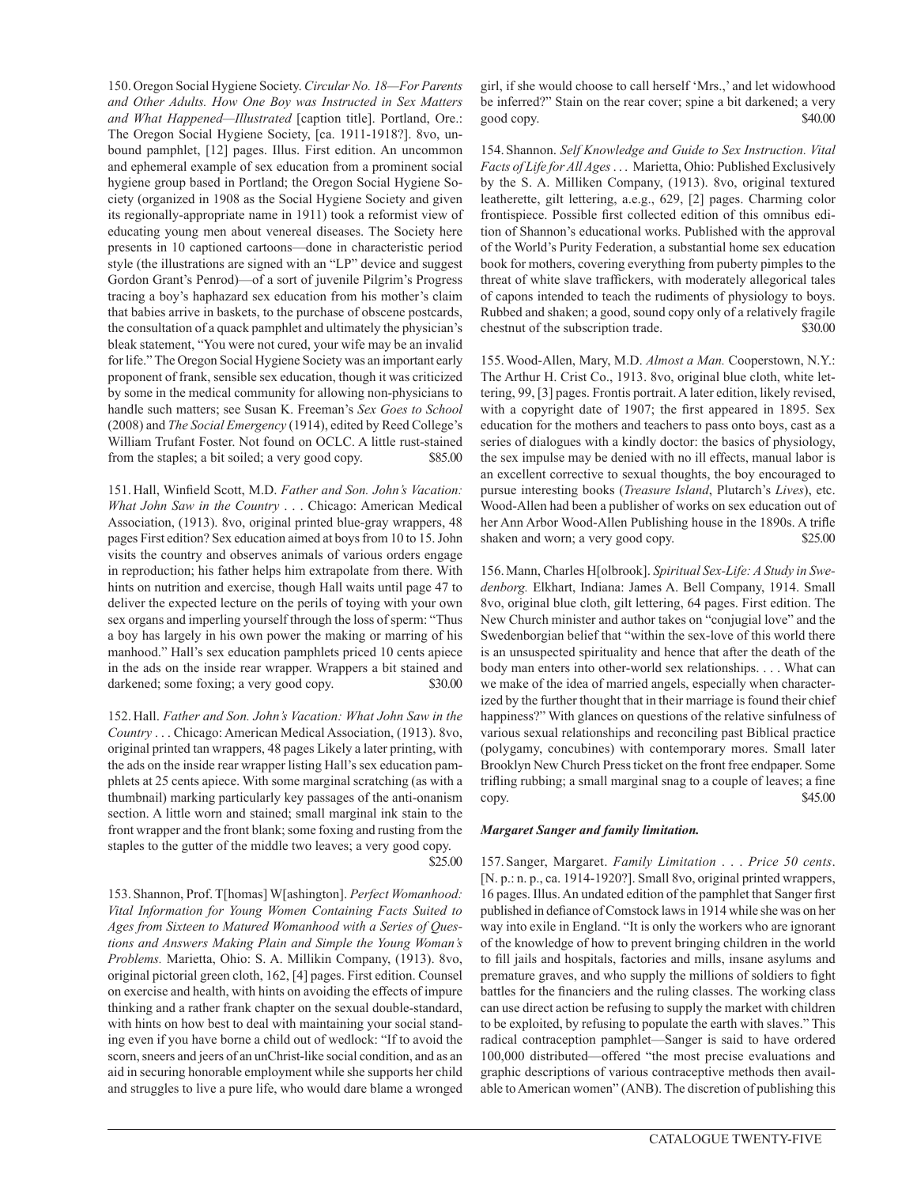150. Oregon Social Hygiene Society. *Circular No. 18—For Parents and Other Adults. How One Boy was Instructed in Sex Matters and What Happened—Illustrated* [caption title]. Portland, Ore.: The Oregon Social Hygiene Society, [ca. 1911-1918?]. 8vo, unbound pamphlet, [12] pages. Illus. First edition. An uncommon and ephemeral example of sex education from a prominent social hygiene group based in Portland; the Oregon Social Hygiene Society (organized in 1908 as the Social Hygiene Society and given its regionally-appropriate name in 1911) took a reformist view of educating young men about venereal diseases. The Society here presents in 10 captioned cartoons—done in characteristic period style (the illustrations are signed with an "LP" device and suggest Gordon Grant's Penrod)—of a sort of juvenile Pilgrim's Progress tracing a boy's haphazard sex education from his mother's claim that babies arrive in baskets, to the purchase of obscene postcards, the consultation of a quack pamphlet and ultimately the physician's bleak statement, "You were not cured, your wife may be an invalid for life." The Oregon Social Hygiene Society was an important early proponent of frank, sensible sex education, though it was criticized by some in the medical community for allowing non-physicians to handle such matters; see Susan K. Freeman's *Sex Goes to School* (2008) and *The Social Emergency* (1914), edited by Reed College's William Trufant Foster. Not found on OCLC. A little rust-stained from the staples; a bit soiled; a very good copy. $85.00

151. Hall, Winfield Scott, M.D. *Father and Son. John's Vacation: What John Saw in the Country* . . . Chicago: American Medical Association, (1913). 8vo, original printed blue-gray wrappers, 48 pages First edition? Sex education aimed at boys from 10 to 15. John visits the country and observes animals of various orders engage in reproduction; his father helps him extrapolate from there. With hints on nutrition and exercise, though Hall waits until page 47 to deliver the expected lecture on the perils of toying with your own sex organs and imperling yourself through the loss of sperm: "Thus a boy has largely in his own power the making or marring of his manhood." Hall's sex education pamphlets priced 10 cents apiece in the ads on the inside rear wrapper. Wrappers a bit stained and darkened; some foxing; a very good copy. $30.00

152. Hall. *Father and Son. John's Vacation: What John Saw in the Country* . . . Chicago: American Medical Association, (1913). 8vo, original printed tan wrappers, 48 pages Likely a later printing, with the ads on the inside rear wrapper listing Hall's sex education pamphlets at 25 cents apiece. With some marginal scratching (as with a thumbnail) marking particularly key passages of the anti-onanism section. A little worn and stained; small marginal ink stain to the front wrapper and the front blank; some foxing and rusting from the staples to the gutter of the middle two leaves; a very good copy. $25.00

153. Shannon, Prof. T[homas] W[ashington]. *Perfect Womanhood: Vital Information for Young Women Containing Facts Suited to Ages from Sixteen to Matured Womanhood with a Series of Questions and Answers Making Plain and Simple the Young Woman's Problems.* Marietta, Ohio: S. A. Millikin Company, (1913). 8vo, original pictorial green cloth, 162, [4] pages. First edition. Counsel on exercise and health, with hints on avoiding the effects of impure thinking and a rather frank chapter on the sexual double-standard, with hints on how best to deal with maintaining your social standing even if you have borne a child out of wedlock: "If to avoid the scorn, sneers and jeers of an unChrist-like social condition, and as an aid in securing honorable employment while she supports her child and struggles to live a pure life, who would dare blame a wronged girl, if she would choose to call herself 'Mrs.,' and let widowhood be inferred?" Stain on the rear cover; spine a bit darkened; a very good copy. $40.00

154. Shannon. *Self Knowledge and Guide to Sex Instruction. Vital Facts of Life for All Ages* . . . Marietta, Ohio: Published Exclusively by the S. A. Milliken Company, (1913). 8vo, original textured leatherette, gilt lettering, a.e.g., 629, [2] pages. Charming color frontispiece. Possible first collected edition of this omnibus edition of Shannon's educational works. Published with the approval of the World's Purity Federation, a substantial home sex education book for mothers, covering everything from puberty pimples to the threat of white slave traffickers, with moderately allegorical tales of capons intended to teach the rudiments of physiology to boys. Rubbed and shaken; a good, sound copy only of a relatively fragile chestnut of the subscription trade. $30.00

155. Wood-Allen, Mary, M.D. *Almost a Man.* Cooperstown, N.Y.: The Arthur H. Crist Co., 1913. 8vo, original blue cloth, white lettering, 99, [3] pages. Frontis portrait. A later edition, likely revised, with a copyright date of 1907; the first appeared in 1895. Sex education for the mothers and teachers to pass onto boys, cast as a series of dialogues with a kindly doctor: the basics of physiology, the sex impulse may be denied with no ill effects, manual labor is an excellent corrective to sexual thoughts, the boy encouraged to pursue interesting books (*Treasure Island*, Plutarch's *Lives*), etc. Wood-Allen had been a publisher of works on sex education out of her Ann Arbor Wood-Allen Publishing house in the 1890s. A trifle shaken and worn; a very good copy. $25.00

156. Mann, Charles H[olbrook]. *Spiritual Sex-Life: A Study in Swedenborg.* Elkhart, Indiana: James A. Bell Company, 1914. Small 8vo, original blue cloth, gilt lettering, 64 pages. First edition. The New Church minister and author takes on "conjugial love" and the Swedenborgian belief that "within the sex-love of this world there is an unsuspected spirituality and hence that after the death of the body man enters into other-world sex relationships. . . . What can we make of the idea of married angels, especially when characterized by the further thought that in their marriage is found their chief happiness?" With glances on questions of the relative sinfulness of various sexual relationships and reconciling past Biblical practice (polygamy, concubines) with contemporary mores. Small later Brooklyn New Church Press ticket on the front free endpaper. Some trifling rubbing; a small marginal snag to a couple of leaves; a fine copy. $45.00

***Margaret Sanger and family limitation.***

157. Sanger, Margaret. *Family Limitation . . . Price 50 cents*. [N. p.: n. p., ca. 1914-1920?]. Small 8vo, original printed wrappers, 16 pages. Illus. An undated edition of the pamphlet that Sanger first published in defiance of Comstock laws in 1914 while she was on her way into exile in England. "It is only the workers who are ignorant of the knowledge of how to prevent bringing children in the world to fill jails and hospitals, factories and mills, insane asylums and premature graves, and who supply the millions of soldiers to fight battles for the financiers and the ruling classes. The working class can use direct action be refusing to supply the market with children to be exploited, by refusing to populate the earth with slaves." This radical contraception pamphlet—Sanger is said to have ordered 100,000 distributed—offered "the most precise evaluations and graphic descriptions of various contraceptive methods then available to American women" (ANB). The discretion of publishing this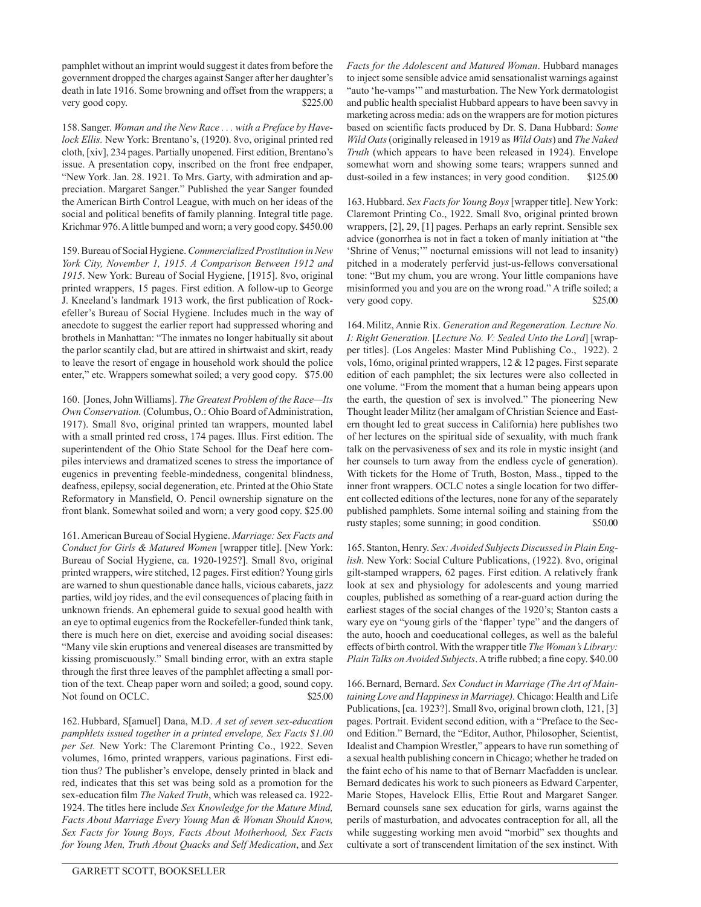pamphlet without an imprint would suggest it dates from before the government dropped the charges against Sanger after her daughter's death in late 1916. Some browning and offset from the wrappers; a very good copy. $225.00

158. Sanger. *Woman and the New Race . . . with a Preface by Havelock Ellis.* New York: Brentano's, (1920). 8vo, original printed red cloth, [xiv], 234 pages. Partially unopened. First edition, Brentano's issue. A presentation copy, inscribed on the front free endpaper, "New York. Jan. 28. 1921. To Mrs. Garty, with admiration and appreciation. Margaret Sanger." Published the year Sanger founded the American Birth Control League, with much on her ideas of the social and political benefits of family planning. Integral title page. Krichmar 976. A little bumped and worn; a very good copy. $450.00

159. Bureau of Social Hygiene. *Commercialized Prostitution in New York City, November 1, 1915. A Comparison Between 1912 and 1915*. New York: Bureau of Social Hygiene, [1915]. 8vo, original printed wrappers, 15 pages. First edition. A follow-up to George J. Kneeland's landmark 1913 work, the first publication of Rockefeller's Bureau of Social Hygiene. Includes much in the way of anecdote to suggest the earlier report had suppressed whoring and brothels in Manhattan: "The inmates no longer habitually sit about the parlor scantily clad, but are attired in shirtwaist and skirt, ready to leave the resort of engage in household work should the police enter," etc. Wrappers somewhat soiled; a very good copy. $75.00

160. [Jones, John Williams]. *The Greatest Problem of the Race—Its Own Conservation.* (Columbus, O.: Ohio Board of Administration, 1917). Small 8vo, original printed tan wrappers, mounted label with a small printed red cross, 174 pages. Illus. First edition. The superintendent of the Ohio State School for the Deaf here compiles interviews and dramatized scenes to stress the importance of eugenics in preventing feeble-mindedness, congenital blindness, deafness, epilepsy, social degeneration, etc. Printed at the Ohio State Reformatory in Mansfield, O. Pencil ownership signature on the front blank. Somewhat soiled and worn; a very good copy. $25.00

161. American Bureau of Social Hygiene. *Marriage: Sex Facts and Conduct for Girls & Matured Women* [wrapper title]. [New York: Bureau of Social Hygiene, ca. 1920-1925?]. Small 8vo, original printed wrappers, wire stitched, 12 pages. First edition? Young girls are warned to shun questionable dance halls, vicious cabarets, jazz parties, wild joy rides, and the evil consequences of placing faith in unknown friends. An ephemeral guide to sexual good health with an eye to optimal eugenics from the Rockefeller-funded think tank, there is much here on diet, exercise and avoiding social diseases: "Many vile skin eruptions and venereal diseases are transmitted by kissing promiscuously." Small binding error, with an extra staple through the first three leaves of the pamphlet affecting a small portion of the text. Cheap paper worn and soiled; a good, sound copy. Not found on OCLC. $25.00

162. Hubbard, S[amuel] Dana, M.D. *A set of seven sex-education pamphlets issued together in a printed envelope, Sex Facts $1.00 per Set.* New York: The Claremont Printing Co., 1922. Seven volumes, 16mo, printed wrappers, various paginations. First edition thus? The publisher's envelope, densely printed in black and red, indicates that this set was being sold as a promotion for the sex-education film *The Naked Truth*, which was released ca. 1922-1924. The titles here include *Sex Knowledge for the Mature Mind, Facts About Marriage Every Young Man & Woman Should Know, Sex Facts for Young Boys, Facts About Motherhood, Sex Facts for Young Men, Truth About Quacks and Self Medication*, and *Sex Facts for the Adolescent and Matured Woman*. Hubbard manages to inject some sensible advice amid sensationalist warnings against "auto 'he-vamps'" and masturbation. The New York dermatologist and public health specialist Hubbard appears to have been savvy in marketing across media: ads on the wrappers are for motion pictures based on scientific facts produced by Dr. S. Dana Hubbard: *Some Wild Oats* (originally released in 1919 as *Wild Oats*) and *The Naked Truth* (which appears to have been released in 1924). Envelope somewhat worn and showing some tears; wrappers sunned and dust-soiled in a few instances; in very good condition. $125.00

163. Hubbard. *Sex Facts for Young Boys* [wrapper title]. New York: Claremont Printing Co., 1922. Small 8vo, original printed brown wrappers, [2], 29, [1] pages. Perhaps an early reprint. Sensible sex advice (gonorrhea is not in fact a token of manly initiation at "the 'Shrine of Venus;'" nocturnal emissions will not lead to insanity) pitched in a moderately perfervid just-us-fellows conversational tone: "But my chum, you are wrong. Your little companions have misinformed you and you are on the wrong road." A trifle soiled; a very good copy. $25.00

164. Militz, Annie Rix. *Generation and Regeneration. Lecture No. I: Right Generation.* [*Lecture No. V: Sealed Unto the Lord*] [wrapper titles]. (Los Angeles: Master Mind Publishing Co., 1922). 2 vols, 16mo, original printed wrappers, 12 & 12 pages. First separate edition of each pamphlet; the six lectures were also collected in one volume. "From the moment that a human being appears upon the earth, the question of sex is involved." The pioneering New Thought leader Militz (her amalgam of Christian Science and Eastern thought led to great success in California) here publishes two of her lectures on the spiritual side of sexuality, with much frank talk on the pervasiveness of sex and its role in mystic insight (and her counsels to turn away from the endless cycle of generation). With tickets for the Home of Truth, Boston, Mass., tipped to the inner front wrappers. OCLC notes a single location for two different collected editions of the lectures, none for any of the separately published pamphlets. Some internal soiling and staining from the rusty staples; some sunning; in good condition. $50.00

165. Stanton, Henry. *Sex: Avoided Subjects Discussed in Plain English.* New York: Social Culture Publications, (1922). 8vo, original gilt-stamped wrappers, 62 pages. First edition. A relatively frank look at sex and physiology for adolescents and young married couples, published as something of a rear-guard action during the earliest stages of the social changes of the 1920's; Stanton casts a wary eye on "young girls of the 'flapper' type" and the dangers of the auto, hooch and coeducational colleges, as well as the baleful effects of birth control. With the wrapper title *The Woman's Library: Plain Talks on Avoided Subjects*. A trifle rubbed; a fine copy. $40.00

166. Bernard, Bernard. *Sex Conduct in Marriage (The Art of Maintaining Love and Happiness in Marriage).* Chicago: Health and Life Publications, [ca. 1923?]. Small 8vo, original brown cloth, 121, [3] pages. Portrait. Evident second edition, with a "Preface to the Second Edition." Bernard, the "Editor, Author, Philosopher, Scientist, Idealist and Champion Wrestler," appears to have run something of a sexual health publishing concern in Chicago; whether he traded on the faint echo of his name to that of Bernarr Macfadden is unclear. Bernard dedicates his work to such pioneers as Edward Carpenter, Marie Stopes, Havelock Ellis, Ettie Rout and Margaret Sanger. Bernard counsels sane sex education for girls, warns against the perils of masturbation, and advocates contraception for all, all the while suggesting working men avoid "morbid" sex thoughts and cultivate a sort of transcendent limitation of the sex instinct. With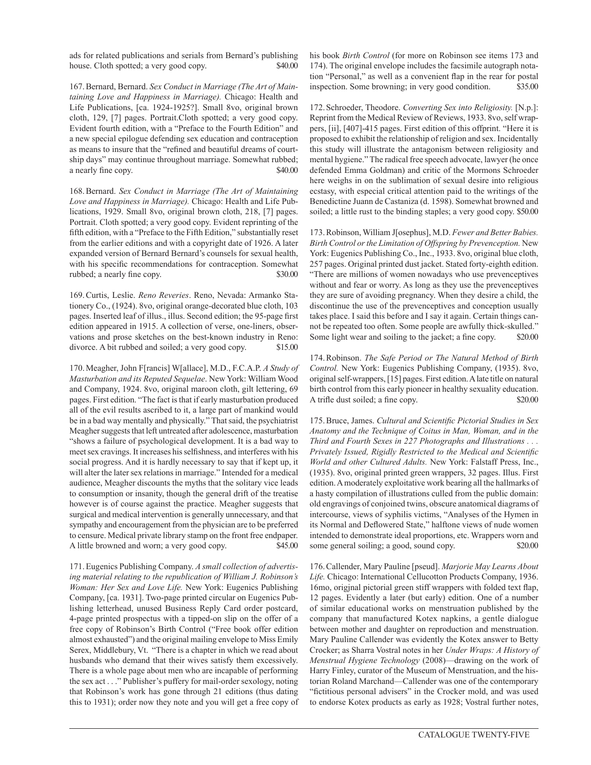ads for related publications and serials from Bernard's publishing house. Cloth spotted; a very good copy. $40.00

167. Bernard, Bernard. *Sex Conduct in Marriage (The Art of Maintaining Love and Happiness in Marriage).* Chicago: Health and Life Publications, [ca. 1924-1925?]. Small 8vo, original brown cloth, 129, [7] pages. Portrait.Cloth spotted; a very good copy. Evident fourth edition, with a "Preface to the Fourth Edition" and a new special epilogue defending sex education and contraception as means to insure that the "refined and beautiful dreams of courtship days" may continue throughout marriage. Somewhat rubbed; a nearly fine copy. $40.00

168. Bernard. *Sex Conduct in Marriage (The Art of Maintaining Love and Happiness in Marriage).* Chicago: Health and Life Publications, 1929. Small 8vo, original brown cloth, 218, [7] pages. Portrait. Cloth spotted; a very good copy. Evident reprinting of the fifth edition, with a "Preface to the Fifth Edition," substantially reset from the earlier editions and with a copyright date of 1926. A later expanded version of Bernard Bernard's counsels for sexual health, with his specific recommendations for contraception. Somewhat rubbed; a nearly fine copy. $30.00

169. Curtis, Leslie. *Reno Reveries*. Reno, Nevada: Armanko Stationery Co., (1924). 8vo, original orange-decorated blue cloth, 103 pages. Inserted leaf of illus., illus. Second edition; the 95-page first edition appeared in 1915. A collection of verse, one-liners, observations and prose sketches on the best-known industry in Reno: divorce. A bit rubbed and soiled; a very good copy. $15.00

170. Meagher, John F[rancis] W[allace], M.D., F.C.A.P. *A Study of Masturbation and its Reputed Sequelae*. New York: William Wood and Company, 1924. 8vo, original maroon cloth, gilt lettering, 69 pages. First edition. "The fact is that if early masturbation produced all of the evil results ascribed to it, a large part of mankind would be in a bad way mentally and physically." That said, the psychiatrist Meagher suggests that left untreated after adolescence, masturbation "shows a failure of psychological development. It is a bad way to meet sex cravings. It increases his selfishness, and interferes with his social progress. And it is hardly necessary to say that if kept up, it will alter the later sex relations in marriage." Intended for a medical audience, Meagher discounts the myths that the solitary vice leads to consumption or insanity, though the general drift of the treatise however is of course against the practice. Meagher suggests that surgical and medical intervention is generally unnecessary, and that sympathy and encouragement from the physician are to be preferred to censure. Medical private library stamp on the front free endpaper. A little browned and worn; a very good copy. $45.00

171. Eugenics Publishing Company. *A small collection of advertising material relating to the republication of William J. Robinson's Woman: Her Sex and Love Life.* New York: Eugenics Publishing Company, [ca. 1931]. Two-page printed circular on Eugenics Publishing letterhead, unused Business Reply Card order postcard, 4-page printed prospectus with a tipped-on slip on the offer of a free copy of Robinson's Birth Control ("Free book offer edition almost exhausted") and the original mailing envelope to Miss Emily Serex, Middlebury, Vt. "There is a chapter in which we read about husbands who demand that their wives satisfy them excessively. There is a whole page about men who are incapable of performing the sex act . . ." Publisher's puffery for mail-order sexology, noting that Robinson's work has gone through 21 editions (thus dating this to 1931); order now they note and you will get a free copy of his book *Birth Control* (for more on Robinson see items 173 and 174). The original envelope includes the facsimile autograph notation "Personal," as well as a convenient flap in the rear for postal inspection. Some browning; in very good condition. $35.00

172. Schroeder, Theodore. *Converting Sex into Religiosity.* [N.p.]: Reprint from the Medical Review of Reviews, 1933. 8vo, self wrappers, [ii], [407]-415 pages. First edition of this offprint. "Here it is proposed to exhibit the relationship of religion and sex. Incidentally this study will illustrate the antagonism between religiosity and mental hygiene." The radical free speech advocate, lawyer (he once defended Emma Goldman) and critic of the Mormons Schroeder here weighs in on the sublimation of sexual desire into religious ecstasy, with especial critical attention paid to the writings of the Benedictine Juann de Castaniza (d. 1598). Somewhat browned and soiled; a little rust to the binding staples; a very good copy. $50.00

173. Robinson, William J[osephus], M.D. *Fewer and Better Babies. Birth Control or the Limitation of Offspring by Prevenception.* New York: Eugenics Publishing Co., Inc., 1933. 8vo, original blue cloth, 257 pages. Original printed dust jacket. Stated forty-eighth edition. "There are millions of women nowadays who use prevenceptives without and fear or worry. As long as they use the prevenceptives they are sure of avoiding pregnancy. When they desire a child, the discontinue the use of the prevenceptives and conception usually takes place. I said this before and I say it again. Certain things cannot be repeated too often. Some people are awfully thick-skulled." Some light wear and soiling to the jacket; a fine copy. $20.00

174. Robinson. *The Safe Period or The Natural Method of Birth Control.* New York: Eugenics Publishing Company, (1935). 8vo, original self-wrappers, [15] pages. First edition. A late title on natural birth control from this early pioneer in healthy sexuality education. A trifle dust soiled; a fine copy. $20.00

175. Bruce, James. *Cultural and Scientific Pictorial Studies in Sex Anatomy and the Technique of Coitus in Man, Woman, and in the Third and Fourth Sexes in 227 Photographs and Illustrations . . . Privately Issued, Rigidly Restricted to the Medical and Scientific World and other Cultured Adults.* New York: Falstaff Press, Inc., (1935). 8vo, original printed green wrappers, 32 pages. Illus. First edition. A moderately exploitative work bearing all the hallmarks of a hasty compilation of illustrations culled from the public domain: old engravings of conjoined twins, obscure anatomical diagrams of intercourse, views of syphilis victims, "Analyses of the Hymen in its Normal and Deflowered State," halftone views of nude women intended to demonstrate ideal proportions, etc. Wrappers worn and some general soiling; a good, sound copy. $20.00

176. Callender, Mary Pauline [pseud]. *Marjorie May Learns About Life.* Chicago: International Cellucotton Products Company, 1936. 16mo, origjnal pictorial green stiff wrappers with folded text flap, 12 pages. Evidently a later (but early) edition. One of a number of similar educational works on menstruation published by the company that manufactured Kotex napkins, a gentle dialogue between mother and daughter on reproduction and menstruation. Mary Pauline Callender was evidently the Kotex answer to Betty Crocker; as Sharra Vostral notes in her *Under Wraps: A History of Menstrual Hygiene Technology* (2008)—drawing on the work of Harry Finley, curator of the Museum of Menstruation, and the historian Roland Marchand—Callender was one of the contemporary "fictitious personal advisers" in the Crocker mold, and was used to endorse Kotex products as early as 1928; Vostral further notes,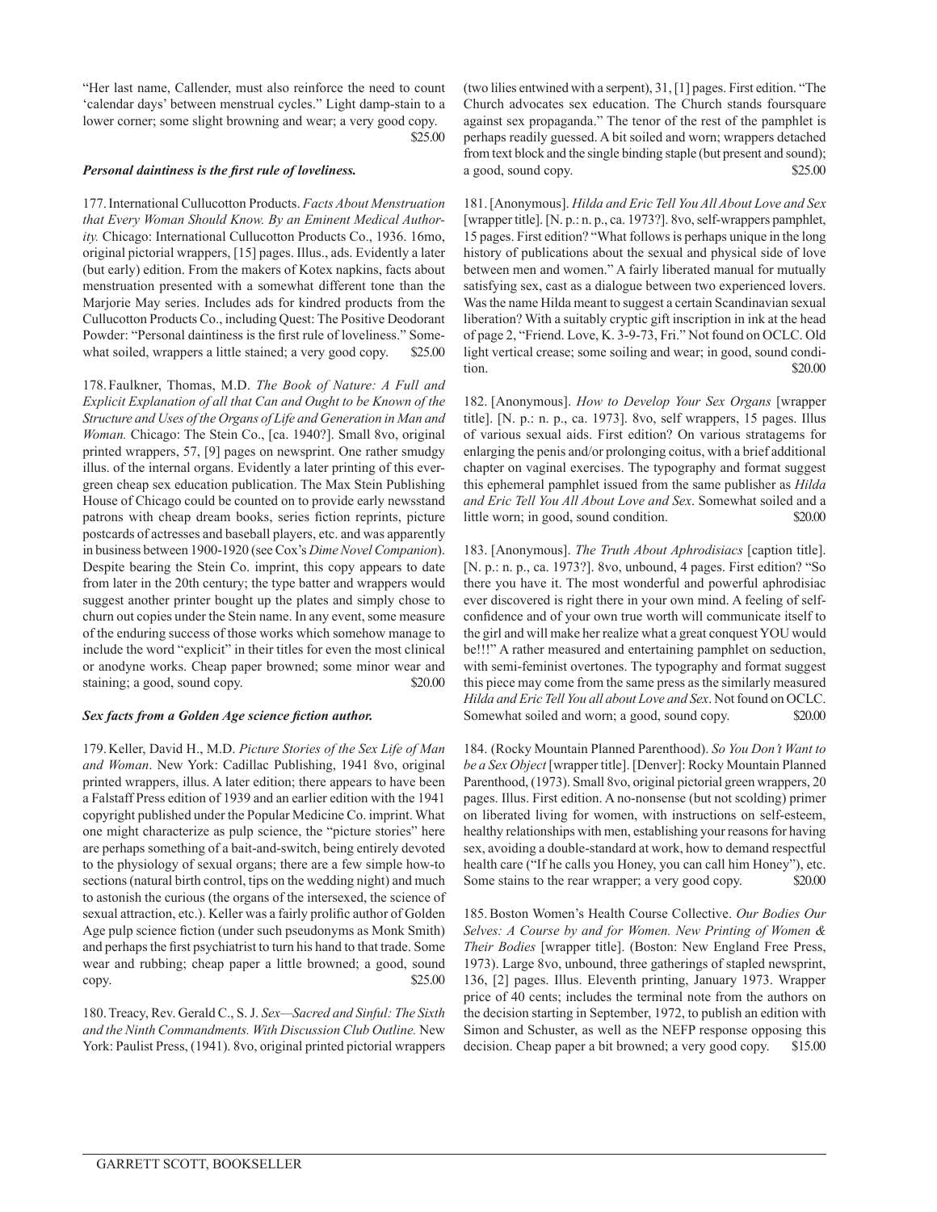"Her last name, Callender, must also reinforce the need to count 'calendar days' between menstrual cycles." Light damp-stain to a lower corner; some slight browning and wear; a very good copy. $25.00

***Personal daintiness is the first rule of loveliness.***

177. International Cullucotton Products. *Facts About Menstruation that Every Woman Should Know. By an Eminent Medical Authority.* Chicago: International Cullucotton Products Co., 1936. 16mo, original pictorial wrappers, [15] pages. Illus., ads. Evidently a later (but early) edition. From the makers of Kotex napkins, facts about menstruation presented with a somewhat different tone than the Marjorie May series. Includes ads for kindred products from the Cullucotton Products Co., including Quest: The Positive Deodorant Powder: "Personal daintiness is the first rule of loveliness." Somewhat soiled, wrappers a little stained; a very good copy. $25.00

178. Faulkner, Thomas, M.D. *The Book of Nature: A Full and Explicit Explanation of all that Can and Ought to be Known of the Structure and Uses of the Organs of Life and Generation in Man and Woman.* Chicago: The Stein Co., [ca. 1940?]. Small 8vo, original printed wrappers, 57, [9] pages on newsprint. One rather smudgy illus. of the internal organs. Evidently a later printing of this evergreen cheap sex education publication. The Max Stein Publishing House of Chicago could be counted on to provide early newsstand patrons with cheap dream books, series fiction reprints, picture postcards of actresses and baseball players, etc. and was apparently in business between 1900-1920 (see Cox's *Dime Novel Companion*). Despite bearing the Stein Co. imprint, this copy appears to date from later in the 20th century; the type batter and wrappers would suggest another printer bought up the plates and simply chose to churn out copies under the Stein name. In any event, some measure of the enduring success of those works which somehow manage to include the word "explicit" in their titles for even the most clinical or anodyne works. Cheap paper browned; some minor wear and staining; a good, sound copy. $20.00

***Sex facts from a Golden Age science fiction author.***

179. Keller, David H., M.D. *Picture Stories of the Sex Life of Man and Woman*. New York: Cadillac Publishing, 1941 8vo, original printed wrappers, illus. A later edition; there appears to have been a Falstaff Press edition of 1939 and an earlier edition with the 1941 copyright published under the Popular Medicine Co. imprint. What one might characterize as pulp science, the "picture stories" here are perhaps something of a bait-and-switch, being entirely devoted to the physiology of sexual organs; there are a few simple how-to sections (natural birth control, tips on the wedding night) and much to astonish the curious (the organs of the intersexed, the science of sexual attraction, etc.). Keller was a fairly prolific author of Golden Age pulp science fiction (under such pseudonyms as Monk Smith) and perhaps the first psychiatrist to turn his hand to that trade. Some wear and rubbing; cheap paper a little browned; a good, sound copy. $25.00

180. Treacy, Rev. Gerald C., S. J. *Sex—Sacred and Sinful: The Sixth and the Ninth Commandments. With Discussion Club Outline.* New York: Paulist Press, (1941). 8vo, original printed pictorial wrappers (two lilies entwined with a serpent), 31, [1] pages. First edition. "The Church advocates sex education. The Church stands foursquare against sex propaganda." The tenor of the rest of the pamphlet is perhaps readily guessed. A bit soiled and worn; wrappers detached from text block and the single binding staple (but present and sound); a good, sound copy. $25.00

181. [Anonymous]. *Hilda and Eric Tell You All About Love and Sex* [wrapper title]. [N. p.: n. p., ca. 1973?]. 8vo, self-wrappers pamphlet, 15 pages. First edition? "What follows is perhaps unique in the long history of publications about the sexual and physical side of love between men and women." A fairly liberated manual for mutually satisfying sex, cast as a dialogue between two experienced lovers. Was the name Hilda meant to suggest a certain Scandinavian sexual liberation? With a suitably cryptic gift inscription in ink at the head of page 2, "Friend. Love, K. 3-9-73, Fri." Not found on OCLC. Old light vertical crease; some soiling and wear; in good, sound condition. $20.00

182. [Anonymous]. *How to Develop Your Sex Organs* [wrapper title]. [N. p.: n. p., ca. 1973]. 8vo, self wrappers, 15 pages. Illus of various sexual aids. First edition? On various stratagems for enlarging the penis and/or prolonging coitus, with a brief additional chapter on vaginal exercises. The typography and format suggest this ephemeral pamphlet issued from the same publisher as *Hilda and Eric Tell You All About Love and Sex*. Somewhat soiled and a little worn; in good, sound condition. $20.00

183. [Anonymous]. *The Truth About Aphrodisiacs* [caption title]. [N. p.: n. p., ca. 1973?]. 8vo, unbound, 4 pages. First edition? "So there you have it. The most wonderful and powerful aphrodisiac ever discovered is right there in your own mind. A feeling of self-confidence and of your own true worth will communicate itself to the girl and will make her realize what a great conquest YOU would be!!!" A rather measured and entertaining pamphlet on seduction, with semi-feminist overtones. The typography and format suggest this piece may come from the same press as the similarly measured *Hilda and Eric Tell You all about Love and Sex*. Not found on OCLC. Somewhat soiled and worn; a good, sound copy. $20.00

184. (Rocky Mountain Planned Parenthood). *So You Don't Want to be a Sex Object* [wrapper title]. [Denver]: Rocky Mountain Planned Parenthood, (1973). Small 8vo, original pictorial green wrappers, 20 pages. Illus. First edition. A no-nonsense (but not scolding) primer on liberated living for women, with instructions on self-esteem, healthy relationships with men, establishing your reasons for having sex, avoiding a double-standard at work, how to demand respectful health care ("If he calls you Honey, you can call him Honey"), etc. Some stains to the rear wrapper; a very good copy. $20.00

185. Boston Women's Health Course Collective. *Our Bodies Our Selves: A Course by and for Women. New Printing of Women & Their Bodies* [wrapper title]. (Boston: New England Free Press, 1973). Large 8vo, unbound, three gatherings of stapled newsprint, 136, [2] pages. Illus. Eleventh printing, January 1973. Wrapper price of 40 cents; includes the terminal note from the authors on the decision starting in September, 1972, to publish an edition with Simon and Schuster, as well as the NEFP response opposing this decision. Cheap paper a bit browned; a very good copy. $15.00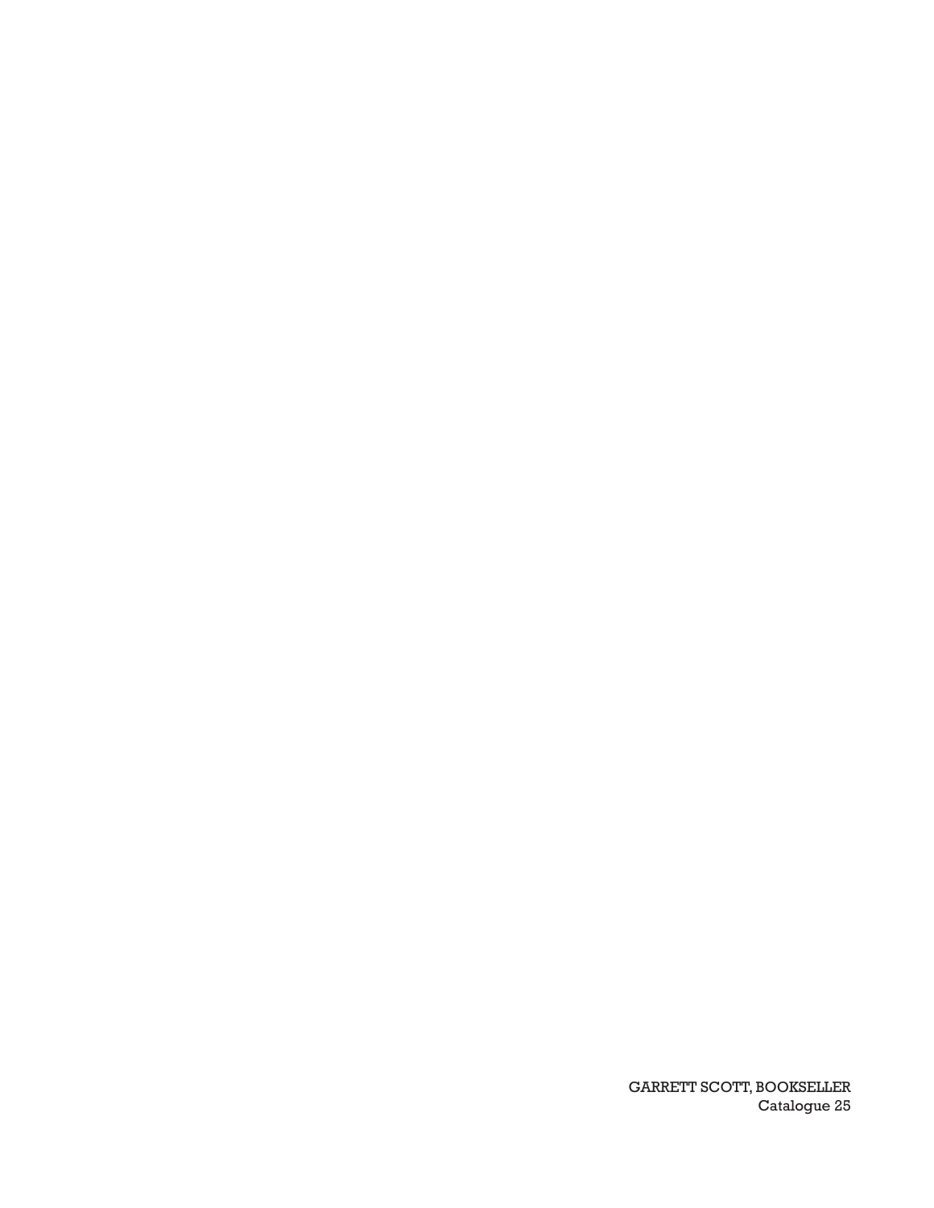GARRETT SCOTT, BOOKSELLER
Catalogue 25